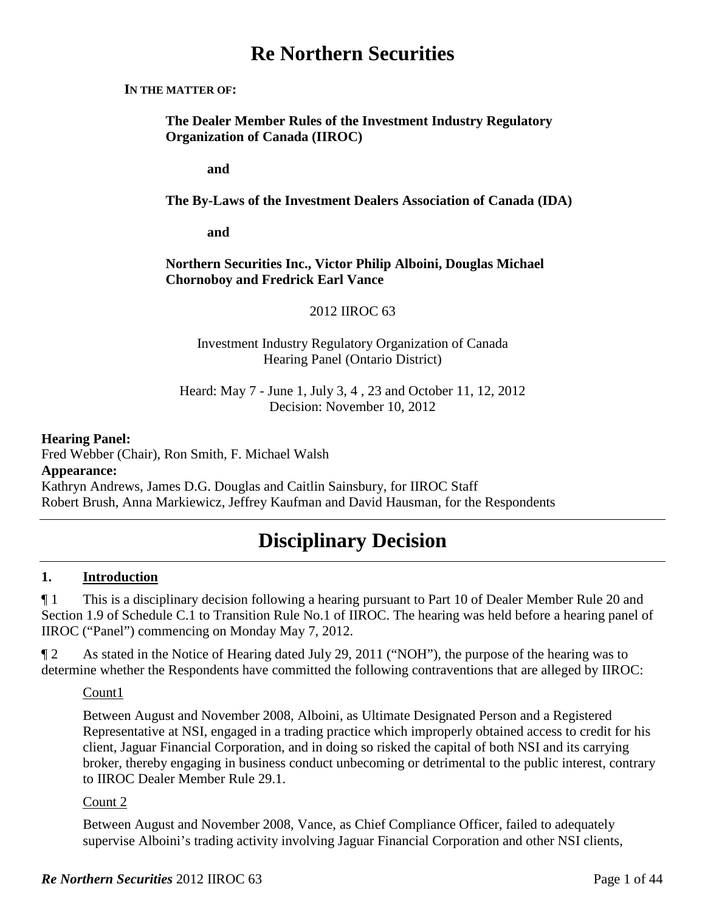# Re Northern Securities

**IN THE MATTER OF:**

**The Dealer Member Rules of the Investment Industry Regulatory Organization of Canada (IIROC)**

**and**

**The By-Laws of the Investment Dealers Association of Canada (IDA)**

**and**

**Northern Securities Inc., Victor Philip Alboini, Douglas Michael Chornoboy and Fredrick Earl Vance**

2012 IIROC 63

Investment Industry Regulatory Organization of Canada
Hearing Panel (Ontario District)

Heard: May 7 - June 1, July 3, 4 , 23 and October 11, 12, 2012
Decision: November 10, 2012

**Hearing Panel:**
Fred Webber (Chair), Ron Smith, F. Michael Walsh
**Appearance:**
Kathryn Andrews, James D.G. Douglas and Caitlin Sainsbury, for IIROC Staff
Robert Brush, Anna Markiewicz, Jeffrey Kaufman and David Hausman, for the Respondents

# Disciplinary Decision

## 1. Introduction

¶ 1 This is a disciplinary decision following a hearing pursuant to Part 10 of Dealer Member Rule 20 and Section 1.9 of Schedule C.1 to Transition Rule No.1 of IIROC. The hearing was held before a hearing panel of IIROC ("Panel") commencing on Monday May 7, 2012.

¶ 2 As stated in the Notice of Hearing dated July 29, 2011 ("NOH"), the purpose of the hearing was to determine whether the Respondents have committed the following contraventions that are alleged by IIROC:

Count1

Between August and November 2008, Alboini, as Ultimate Designated Person and a Registered Representative at NSI, engaged in a trading practice which improperly obtained access to credit for his client, Jaguar Financial Corporation, and in doing so risked the capital of both NSI and its carrying broker, thereby engaging in business conduct unbecoming or detrimental to the public interest, contrary to IIROC Dealer Member Rule 29.1.

Count 2

Between August and November 2008, Vance, as Chief Compliance Officer, failed to adequately supervise Alboini's trading activity involving Jaguar Financial Corporation and other NSI clients,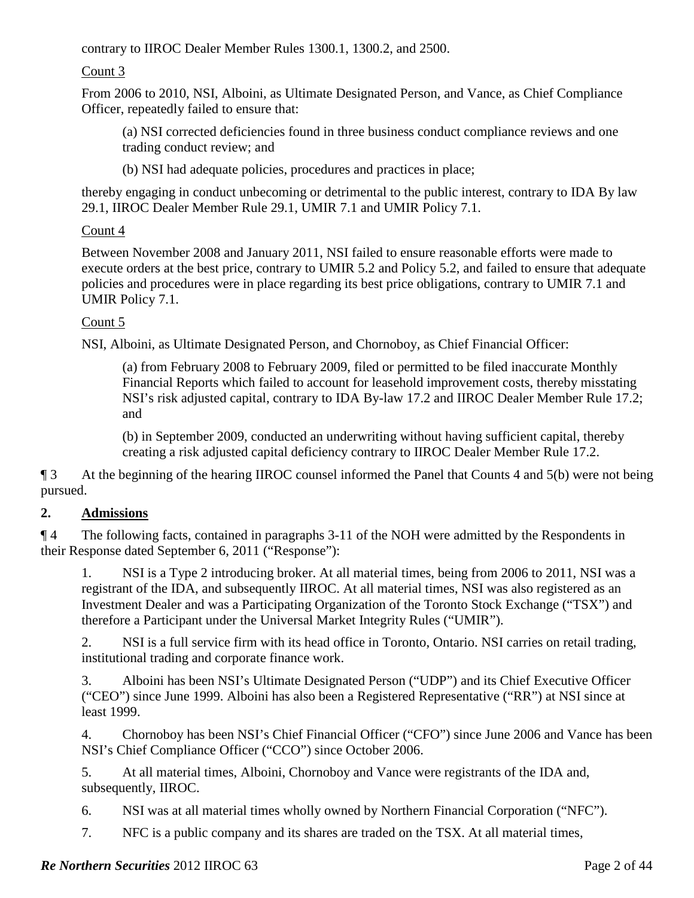contrary to IIROC Dealer Member Rules 1300.1, 1300.2, and 2500.

Count 3

From 2006 to 2010, NSI, Alboini, as Ultimate Designated Person, and Vance, as Chief Compliance Officer, repeatedly failed to ensure that:

> (a) NSI corrected deficiencies found in three business conduct compliance reviews and one trading conduct review; and
>
> (b) NSI had adequate policies, procedures and practices in place;

thereby engaging in conduct unbecoming or detrimental to the public interest, contrary to IDA By law 29.1, IIROC Dealer Member Rule 29.1, UMIR 7.1 and UMIR Policy 7.1.

Count 4

Between November 2008 and January 2011, NSI failed to ensure reasonable efforts were made to execute orders at the best price, contrary to UMIR 5.2 and Policy 5.2, and failed to ensure that adequate policies and procedures were in place regarding its best price obligations, contrary to UMIR 7.1 and UMIR Policy 7.1.

Count 5

NSI, Alboini, as Ultimate Designated Person, and Chornoboy, as Chief Financial Officer:

> (a) from February 2008 to February 2009, filed or permitted to be filed inaccurate Monthly Financial Reports which failed to account for leasehold improvement costs, thereby misstating NSI's risk adjusted capital, contrary to IDA By-law 17.2 and IIROC Dealer Member Rule 17.2; and
>
> (b) in September 2009, conducted an underwriting without having sufficient capital, thereby creating a risk adjusted capital deficiency contrary to IIROC Dealer Member Rule 17.2.

¶ 3 At the beginning of the hearing IIROC counsel informed the Panel that Counts 4 and 5(b) were not being pursued.

## 2. Admissions

¶ 4 The following facts, contained in paragraphs 3-11 of the NOH were admitted by the Respondents in their Response dated September 6, 2011 ("Response"):

1. NSI is a Type 2 introducing broker. At all material times, being from 2006 to 2011, NSI was a registrant of the IDA, and subsequently IIROC. At all material times, NSI was also registered as an Investment Dealer and was a Participating Organization of the Toronto Stock Exchange ("TSX") and therefore a Participant under the Universal Market Integrity Rules ("UMIR").

2. NSI is a full service firm with its head office in Toronto, Ontario. NSI carries on retail trading, institutional trading and corporate finance work.

3. Alboini has been NSI's Ultimate Designated Person ("UDP") and its Chief Executive Officer ("CEO") since June 1999. Alboini has also been a Registered Representative ("RR") at NSI since at least 1999.

4. Chornoboy has been NSI's Chief Financial Officer ("CFO") since June 2006 and Vance has been NSI's Chief Compliance Officer ("CCO") since October 2006.

5. At all material times, Alboini, Chornoboy and Vance were registrants of the IDA and, subsequently, IIROC.

6. NSI was at all material times wholly owned by Northern Financial Corporation ("NFC").

7. NFC is a public company and its shares are traded on the TSX. At all material times,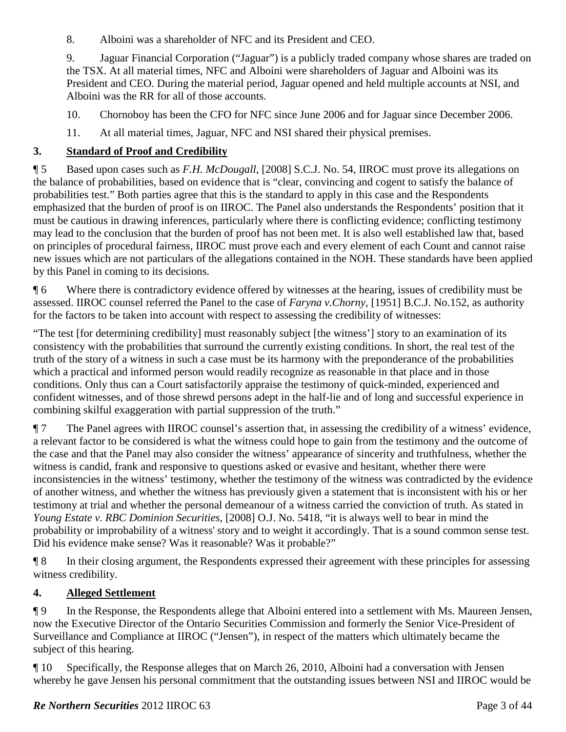8. Alboini was a shareholder of NFC and its President and CEO.

9. Jaguar Financial Corporation ("Jaguar") is a publicly traded company whose shares are traded on the TSX. At all material times, NFC and Alboini were shareholders of Jaguar and Alboini was its President and CEO. During the material period, Jaguar opened and held multiple accounts at NSI, and Alboini was the RR for all of those accounts.

10. Chornoboy has been the CFO for NFC since June 2006 and for Jaguar since December 2006.

11. At all material times, Jaguar, NFC and NSI shared their physical premises.

## 3. Standard of Proof and Credibility

¶ 5 Based upon cases such as *F.H. McDougall*, [2008] S.C.J. No. 54, IIROC must prove its allegations on the balance of probabilities, based on evidence that is "clear, convincing and cogent to satisfy the balance of probabilities test." Both parties agree that this is the standard to apply in this case and the Respondents emphasized that the burden of proof is on IIROC. The Panel also understands the Respondents' position that it must be cautious in drawing inferences, particularly where there is conflicting evidence; conflicting testimony may lead to the conclusion that the burden of proof has not been met. It is also well established law that, based on principles of procedural fairness, IIROC must prove each and every element of each Count and cannot raise new issues which are not particulars of the allegations contained in the NOH. These standards have been applied by this Panel in coming to its decisions.

¶ 6 Where there is contradictory evidence offered by witnesses at the hearing, issues of credibility must be assessed. IIROC counsel referred the Panel to the case of *Faryna v.Chorny*, [1951] B.C.J. No.152, as authority for the factors to be taken into account with respect to assessing the credibility of witnesses:

"The test [for determining credibility] must reasonably subject [the witness'] story to an examination of its consistency with the probabilities that surround the currently existing conditions. In short, the real test of the truth of the story of a witness in such a case must be its harmony with the preponderance of the probabilities which a practical and informed person would readily recognize as reasonable in that place and in those conditions. Only thus can a Court satisfactorily appraise the testimony of quick-minded, experienced and confident witnesses, and of those shrewd persons adept in the half-lie and of long and successful experience in combining skilful exaggeration with partial suppression of the truth."

¶ 7 The Panel agrees with IIROC counsel's assertion that, in assessing the credibility of a witness' evidence, a relevant factor to be considered is what the witness could hope to gain from the testimony and the outcome of the case and that the Panel may also consider the witness' appearance of sincerity and truthfulness, whether the witness is candid, frank and responsive to questions asked or evasive and hesitant, whether there were inconsistencies in the witness' testimony, whether the testimony of the witness was contradicted by the evidence of another witness, and whether the witness has previously given a statement that is inconsistent with his or her testimony at trial and whether the personal demeanour of a witness carried the conviction of truth. As stated in *Young Estate v. RBC Dominion Securities*, [2008] O.J. No. 5418, "it is always well to bear in mind the probability or improbability of a witness' story and to weight it accordingly. That is a sound common sense test. Did his evidence make sense? Was it reasonable? Was it probable?"

¶ 8 In their closing argument, the Respondents expressed their agreement with these principles for assessing witness credibility.

## 4. Alleged Settlement

¶ 9 In the Response, the Respondents allege that Alboini entered into a settlement with Ms. Maureen Jensen, now the Executive Director of the Ontario Securities Commission and formerly the Senior Vice-President of Surveillance and Compliance at IIROC ("Jensen"), in respect of the matters which ultimately became the subject of this hearing.

¶ 10 Specifically, the Response alleges that on March 26, 2010, Alboini had a conversation with Jensen whereby he gave Jensen his personal commitment that the outstanding issues between NSI and IIROC would be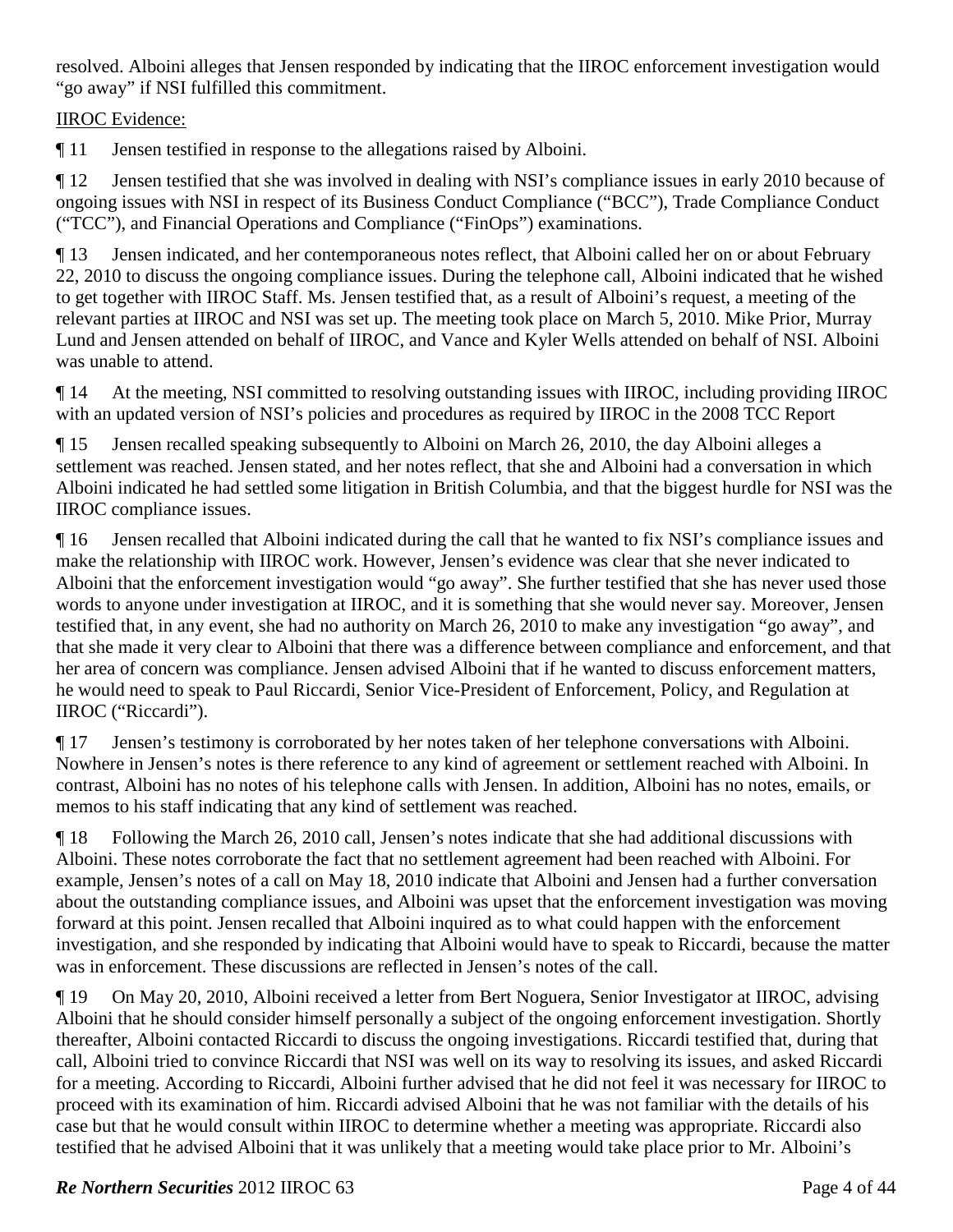resolved. Alboini alleges that Jensen responded by indicating that the IIROC enforcement investigation would "go away" if NSI fulfilled this commitment.

<u>IIROC Evidence:</u>

¶ 11 Jensen testified in response to the allegations raised by Alboini.

¶ 12 Jensen testified that she was involved in dealing with NSI's compliance issues in early 2010 because of ongoing issues with NSI in respect of its Business Conduct Compliance ("BCC"), Trade Compliance Conduct ("TCC"), and Financial Operations and Compliance ("FinOps") examinations.

¶ 13 Jensen indicated, and her contemporaneous notes reflect, that Alboini called her on or about February 22, 2010 to discuss the ongoing compliance issues. During the telephone call, Alboini indicated that he wished to get together with IIROC Staff. Ms. Jensen testified that, as a result of Alboini's request, a meeting of the relevant parties at IIROC and NSI was set up. The meeting took place on March 5, 2010. Mike Prior, Murray Lund and Jensen attended on behalf of IIROC, and Vance and Kyler Wells attended on behalf of NSI. Alboini was unable to attend.

¶ 14 At the meeting, NSI committed to resolving outstanding issues with IIROC, including providing IIROC with an updated version of NSI's policies and procedures as required by IIROC in the 2008 TCC Report

¶ 15 Jensen recalled speaking subsequently to Alboini on March 26, 2010, the day Alboini alleges a settlement was reached. Jensen stated, and her notes reflect, that she and Alboini had a conversation in which Alboini indicated he had settled some litigation in British Columbia, and that the biggest hurdle for NSI was the IIROC compliance issues.

¶ 16 Jensen recalled that Alboini indicated during the call that he wanted to fix NSI's compliance issues and make the relationship with IIROC work. However, Jensen's evidence was clear that she never indicated to Alboini that the enforcement investigation would "go away". She further testified that she has never used those words to anyone under investigation at IIROC, and it is something that she would never say. Moreover, Jensen testified that, in any event, she had no authority on March 26, 2010 to make any investigation "go away", and that she made it very clear to Alboini that there was a difference between compliance and enforcement, and that her area of concern was compliance. Jensen advised Alboini that if he wanted to discuss enforcement matters, he would need to speak to Paul Riccardi, Senior Vice-President of Enforcement, Policy, and Regulation at IIROC ("Riccardi").

¶ 17 Jensen's testimony is corroborated by her notes taken of her telephone conversations with Alboini. Nowhere in Jensen's notes is there reference to any kind of agreement or settlement reached with Alboini. In contrast, Alboini has no notes of his telephone calls with Jensen. In addition, Alboini has no notes, emails, or memos to his staff indicating that any kind of settlement was reached.

¶ 18 Following the March 26, 2010 call, Jensen's notes indicate that she had additional discussions with Alboini. These notes corroborate the fact that no settlement agreement had been reached with Alboini. For example, Jensen's notes of a call on May 18, 2010 indicate that Alboini and Jensen had a further conversation about the outstanding compliance issues, and Alboini was upset that the enforcement investigation was moving forward at this point. Jensen recalled that Alboini inquired as to what could happen with the enforcement investigation, and she responded by indicating that Alboini would have to speak to Riccardi, because the matter was in enforcement. These discussions are reflected in Jensen's notes of the call.

¶ 19 On May 20, 2010, Alboini received a letter from Bert Noguera, Senior Investigator at IIROC, advising Alboini that he should consider himself personally a subject of the ongoing enforcement investigation. Shortly thereafter, Alboini contacted Riccardi to discuss the ongoing investigations. Riccardi testified that, during that call, Alboini tried to convince Riccardi that NSI was well on its way to resolving its issues, and asked Riccardi for a meeting. According to Riccardi, Alboini further advised that he did not feel it was necessary for IIROC to proceed with its examination of him. Riccardi advised Alboini that he was not familiar with the details of his case but that he would consult within IIROC to determine whether a meeting was appropriate. Riccardi also testified that he advised Alboini that it was unlikely that a meeting would take place prior to Mr. Alboini's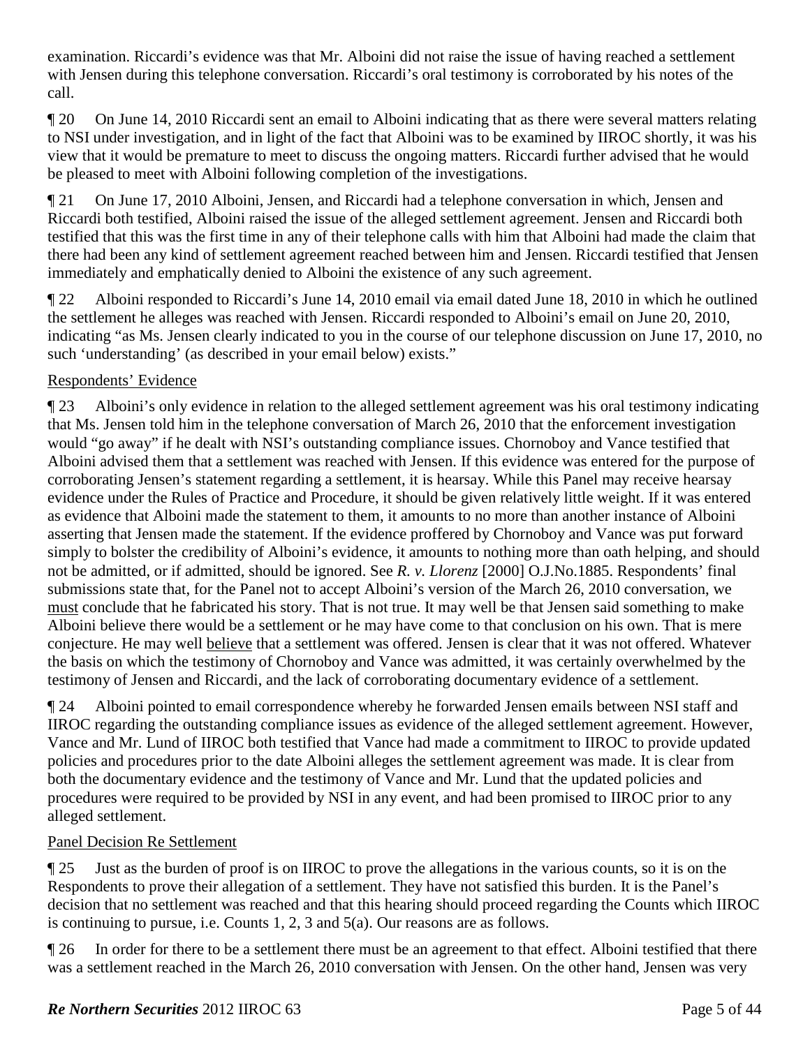examination. Riccardi's evidence was that Mr. Alboini did not raise the issue of having reached a settlement with Jensen during this telephone conversation. Riccardi's oral testimony is corroborated by his notes of the call.

¶ 20 On June 14, 2010 Riccardi sent an email to Alboini indicating that as there were several matters relating to NSI under investigation, and in light of the fact that Alboini was to be examined by IIROC shortly, it was his view that it would be premature to meet to discuss the ongoing matters. Riccardi further advised that he would be pleased to meet with Alboini following completion of the investigations.

¶ 21 On June 17, 2010 Alboini, Jensen, and Riccardi had a telephone conversation in which, Jensen and Riccardi both testified, Alboini raised the issue of the alleged settlement agreement. Jensen and Riccardi both testified that this was the first time in any of their telephone calls with him that Alboini had made the claim that there had been any kind of settlement agreement reached between him and Jensen. Riccardi testified that Jensen immediately and emphatically denied to Alboini the existence of any such agreement.

¶ 22 Alboini responded to Riccardi's June 14, 2010 email via email dated June 18, 2010 in which he outlined the settlement he alleges was reached with Jensen. Riccardi responded to Alboini's email on June 20, 2010, indicating "as Ms. Jensen clearly indicated to you in the course of our telephone discussion on June 17, 2010, no such 'understanding' (as described in your email below) exists."

Respondents' Evidence

¶ 23 Alboini's only evidence in relation to the alleged settlement agreement was his oral testimony indicating that Ms. Jensen told him in the telephone conversation of March 26, 2010 that the enforcement investigation would "go away" if he dealt with NSI's outstanding compliance issues. Chornoboy and Vance testified that Alboini advised them that a settlement was reached with Jensen. If this evidence was entered for the purpose of corroborating Jensen's statement regarding a settlement, it is hearsay. While this Panel may receive hearsay evidence under the Rules of Practice and Procedure, it should be given relatively little weight. If it was entered as evidence that Alboini made the statement to them, it amounts to no more than another instance of Alboini asserting that Jensen made the statement. If the evidence proffered by Chornoboy and Vance was put forward simply to bolster the credibility of Alboini's evidence, it amounts to nothing more than oath helping, and should not be admitted, or if admitted, should be ignored. See *R. v. Llorenz* [2000] O.J.No.1885. Respondents' final submissions state that, for the Panel not to accept Alboini's version of the March 26, 2010 conversation, we must conclude that he fabricated his story. That is not true. It may well be that Jensen said something to make Alboini believe there would be a settlement or he may have come to that conclusion on his own. That is mere conjecture. He may well believe that a settlement was offered. Jensen is clear that it was not offered. Whatever the basis on which the testimony of Chornoboy and Vance was admitted, it was certainly overwhelmed by the testimony of Jensen and Riccardi, and the lack of corroborating documentary evidence of a settlement.

¶ 24 Alboini pointed to email correspondence whereby he forwarded Jensen emails between NSI staff and IIROC regarding the outstanding compliance issues as evidence of the alleged settlement agreement. However, Vance and Mr. Lund of IIROC both testified that Vance had made a commitment to IIROC to provide updated policies and procedures prior to the date Alboini alleges the settlement agreement was made. It is clear from both the documentary evidence and the testimony of Vance and Mr. Lund that the updated policies and procedures were required to be provided by NSI in any event, and had been promised to IIROC prior to any alleged settlement.

Panel Decision Re Settlement

¶ 25 Just as the burden of proof is on IIROC to prove the allegations in the various counts, so it is on the Respondents to prove their allegation of a settlement. They have not satisfied this burden. It is the Panel's decision that no settlement was reached and that this hearing should proceed regarding the Counts which IIROC is continuing to pursue, i.e. Counts 1, 2, 3 and 5(a). Our reasons are as follows.

¶ 26 In order for there to be a settlement there must be an agreement to that effect. Alboini testified that there was a settlement reached in the March 26, 2010 conversation with Jensen. On the other hand, Jensen was very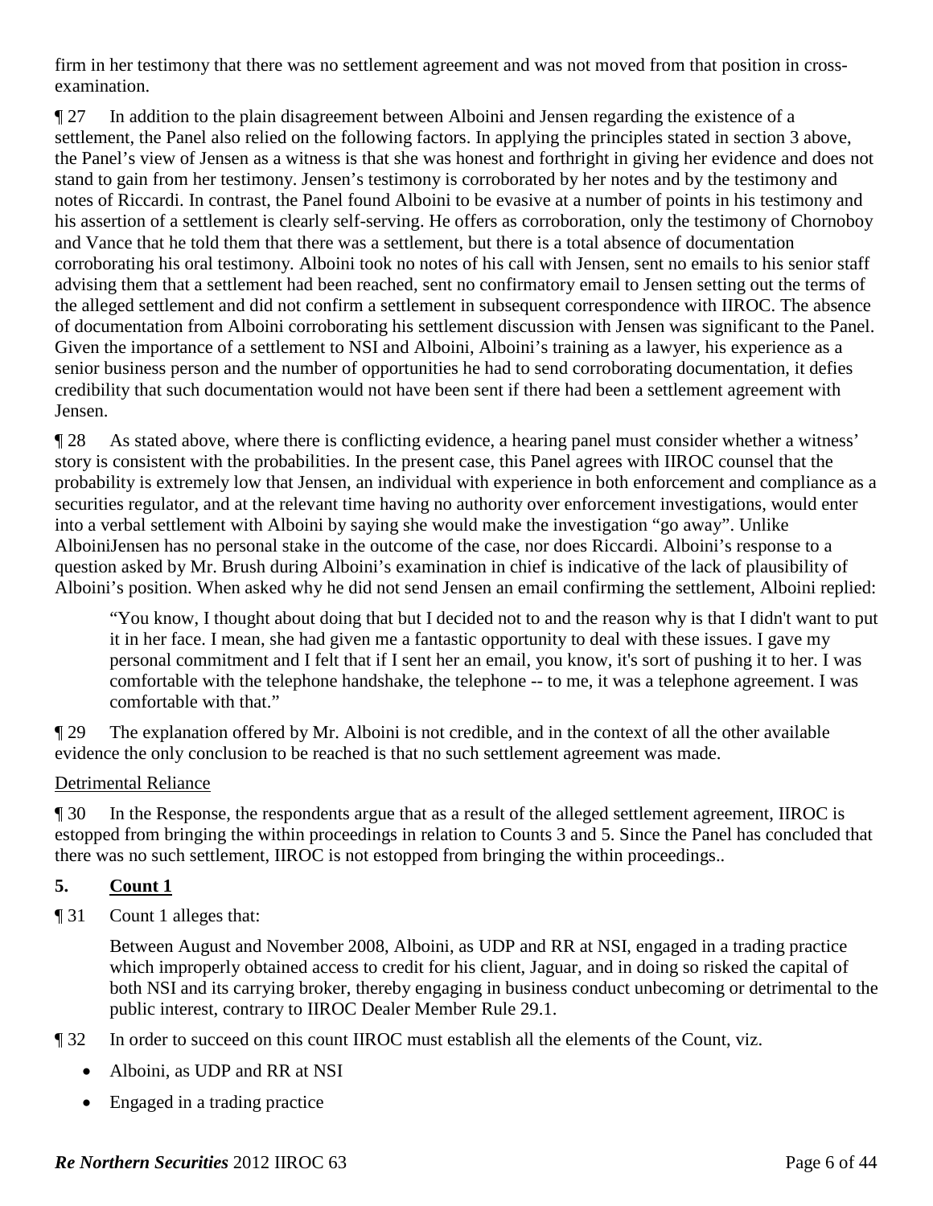firm in her testimony that there was no settlement agreement and was not moved from that position in cross-examination.

¶ 27 In addition to the plain disagreement between Alboini and Jensen regarding the existence of a settlement, the Panel also relied on the following factors. In applying the principles stated in section 3 above, the Panel's view of Jensen as a witness is that she was honest and forthright in giving her evidence and does not stand to gain from her testimony. Jensen's testimony is corroborated by her notes and by the testimony and notes of Riccardi. In contrast, the Panel found Alboini to be evasive at a number of points in his testimony and his assertion of a settlement is clearly self-serving. He offers as corroboration, only the testimony of Chornoboy and Vance that he told them that there was a settlement, but there is a total absence of documentation corroborating his oral testimony. Alboini took no notes of his call with Jensen, sent no emails to his senior staff advising them that a settlement had been reached, sent no confirmatory email to Jensen setting out the terms of the alleged settlement and did not confirm a settlement in subsequent correspondence with IIROC. The absence of documentation from Alboini corroborating his settlement discussion with Jensen was significant to the Panel. Given the importance of a settlement to NSI and Alboini, Alboini's training as a lawyer, his experience as a senior business person and the number of opportunities he had to send corroborating documentation, it defies credibility that such documentation would not have been sent if there had been a settlement agreement with Jensen.

¶ 28 As stated above, where there is conflicting evidence, a hearing panel must consider whether a witness' story is consistent with the probabilities. In the present case, this Panel agrees with IIROC counsel that the probability is extremely low that Jensen, an individual with experience in both enforcement and compliance as a securities regulator, and at the relevant time having no authority over enforcement investigations, would enter into a verbal settlement with Alboini by saying she would make the investigation "go away". Unlike AlboiniJensen has no personal stake in the outcome of the case, nor does Riccardi. Alboini's response to a question asked by Mr. Brush during Alboini's examination in chief is indicative of the lack of plausibility of Alboini's position. When asked why he did not send Jensen an email confirming the settlement, Alboini replied:

> "You know, I thought about doing that but I decided not to and the reason why is that I didn't want to put it in her face. I mean, she had given me a fantastic opportunity to deal with these issues. I gave my personal commitment and I felt that if I sent her an email, you know, it's sort of pushing it to her. I was comfortable with the telephone handshake, the telephone -- to me, it was a telephone agreement. I was comfortable with that."

¶ 29 The explanation offered by Mr. Alboini is not credible, and in the context of all the other available evidence the only conclusion to be reached is that no such settlement agreement was made.

Detrimental Reliance

¶ 30 In the Response, the respondents argue that as a result of the alleged settlement agreement, IIROC is estopped from bringing the within proceedings in relation to Counts 3 and 5. Since the Panel has concluded that there was no such settlement, IIROC is not estopped from bringing the within proceedings..

## 5. Count 1

¶ 31 Count 1 alleges that:

> Between August and November 2008, Alboini, as UDP and RR at NSI, engaged in a trading practice which improperly obtained access to credit for his client, Jaguar, and in doing so risked the capital of both NSI and its carrying broker, thereby engaging in business conduct unbecoming or detrimental to the public interest, contrary to IIROC Dealer Member Rule 29.1.

¶ 32 In order to succeed on this count IIROC must establish all the elements of the Count, viz.

- Alboini, as UDP and RR at NSI
- Engaged in a trading practice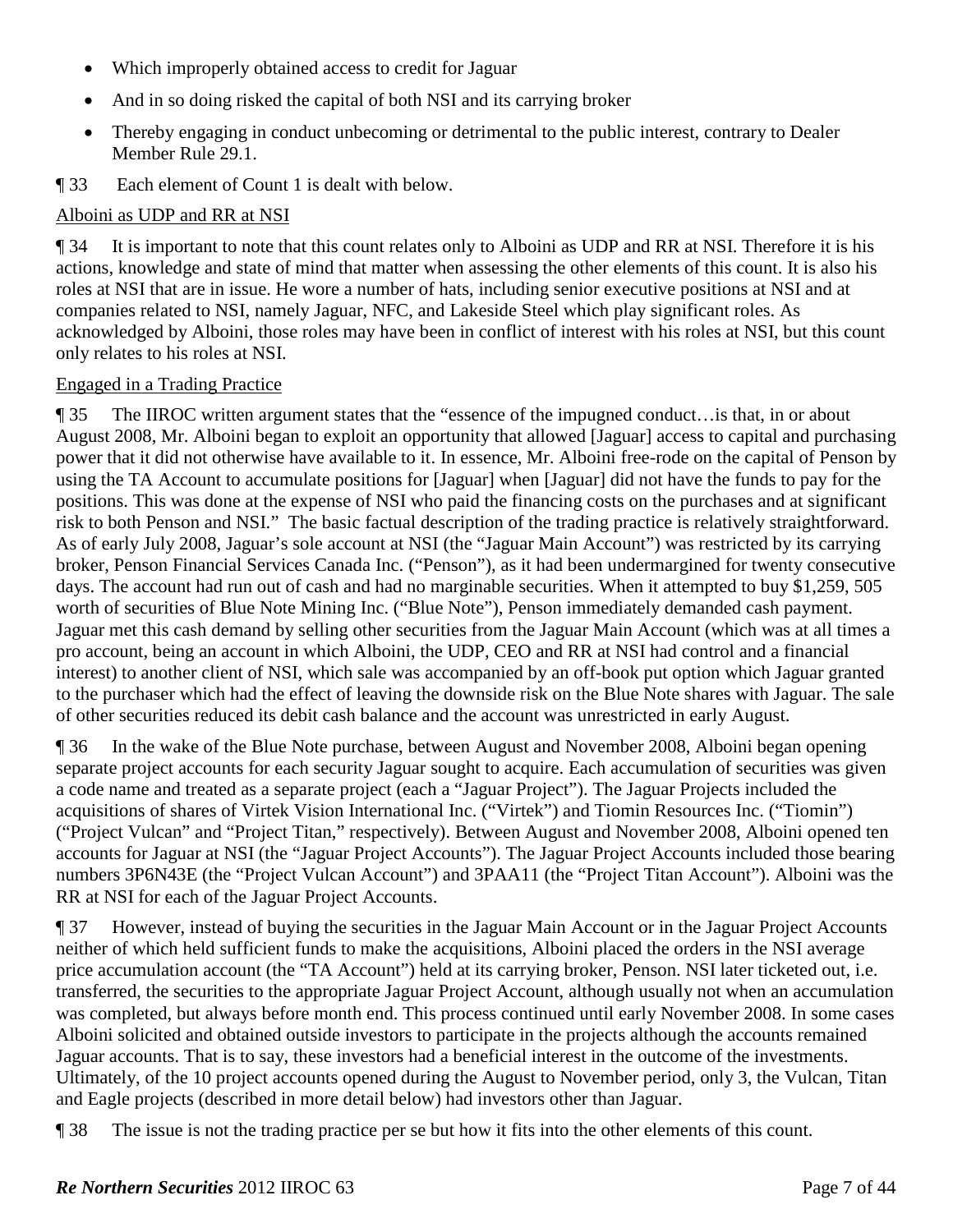- Which improperly obtained access to credit for Jaguar
- And in so doing risked the capital of both NSI and its carrying broker
- Thereby engaging in conduct unbecoming or detrimental to the public interest, contrary to Dealer Member Rule 29.1.

¶ 33 Each element of Count 1 is dealt with below.

Alboini as UDP and RR at NSI

¶ 34 It is important to note that this count relates only to Alboini as UDP and RR at NSI. Therefore it is his actions, knowledge and state of mind that matter when assessing the other elements of this count. It is also his roles at NSI that are in issue. He wore a number of hats, including senior executive positions at NSI and at companies related to NSI, namely Jaguar, NFC, and Lakeside Steel which play significant roles. As acknowledged by Alboini, those roles may have been in conflict of interest with his roles at NSI, but this count only relates to his roles at NSI.

Engaged in a Trading Practice

¶ 35 The IIROC written argument states that the "essence of the impugned conduct…is that, in or about August 2008, Mr. Alboini began to exploit an opportunity that allowed [Jaguar] access to capital and purchasing power that it did not otherwise have available to it. In essence, Mr. Alboini free-rode on the capital of Penson by using the TA Account to accumulate positions for [Jaguar] when [Jaguar] did not have the funds to pay for the positions. This was done at the expense of NSI who paid the financing costs on the purchases and at significant risk to both Penson and NSI." The basic factual description of the trading practice is relatively straightforward. As of early July 2008, Jaguar's sole account at NSI (the "Jaguar Main Account") was restricted by its carrying broker, Penson Financial Services Canada Inc. ("Penson"), as it had been undermargined for twenty consecutive days. The account had run out of cash and had no marginable securities. When it attempted to buy $1,259, 505 worth of securities of Blue Note Mining Inc. ("Blue Note"), Penson immediately demanded cash payment. Jaguar met this cash demand by selling other securities from the Jaguar Main Account (which was at all times a pro account, being an account in which Alboini, the UDP, CEO and RR at NSI had control and a financial interest) to another client of NSI, which sale was accompanied by an off-book put option which Jaguar granted to the purchaser which had the effect of leaving the downside risk on the Blue Note shares with Jaguar. The sale of other securities reduced its debit cash balance and the account was unrestricted in early August.

¶ 36 In the wake of the Blue Note purchase, between August and November 2008, Alboini began opening separate project accounts for each security Jaguar sought to acquire. Each accumulation of securities was given a code name and treated as a separate project (each a "Jaguar Project"). The Jaguar Projects included the acquisitions of shares of Virtek Vision International Inc. ("Virtek") and Tiomin Resources Inc. ("Tiomin") ("Project Vulcan" and "Project Titan," respectively). Between August and November 2008, Alboini opened ten accounts for Jaguar at NSI (the "Jaguar Project Accounts"). The Jaguar Project Accounts included those bearing numbers 3P6N43E (the "Project Vulcan Account") and 3PAA11 (the "Project Titan Account"). Alboini was the RR at NSI for each of the Jaguar Project Accounts.

¶ 37 However, instead of buying the securities in the Jaguar Main Account or in the Jaguar Project Accounts neither of which held sufficient funds to make the acquisitions, Alboini placed the orders in the NSI average price accumulation account (the "TA Account") held at its carrying broker, Penson. NSI later ticketed out, i.e. transferred, the securities to the appropriate Jaguar Project Account, although usually not when an accumulation was completed, but always before month end. This process continued until early November 2008. In some cases Alboini solicited and obtained outside investors to participate in the projects although the accounts remained Jaguar accounts. That is to say, these investors had a beneficial interest in the outcome of the investments. Ultimately, of the 10 project accounts opened during the August to November period, only 3, the Vulcan, Titan and Eagle projects (described in more detail below) had investors other than Jaguar.

¶ 38 The issue is not the trading practice per se but how it fits into the other elements of this count.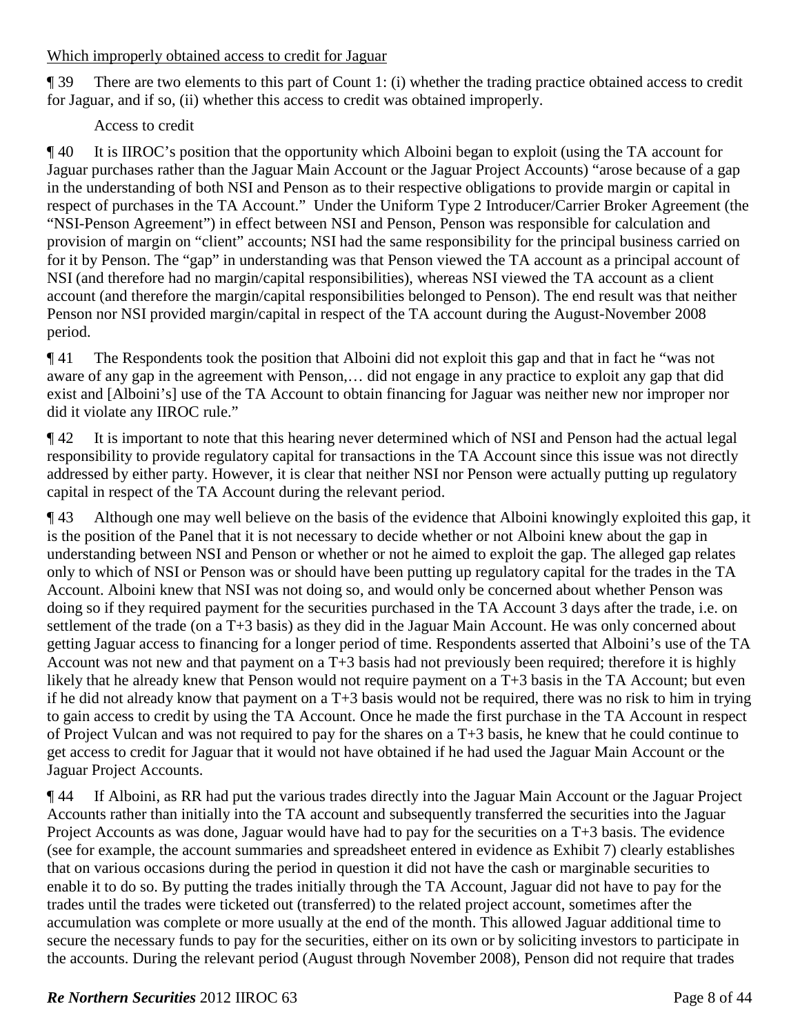Which improperly obtained access to credit for Jaguar

¶ 39 There are two elements to this part of Count 1: (i) whether the trading practice obtained access to credit for Jaguar, and if so, (ii) whether this access to credit was obtained improperly.

Access to credit

¶ 40 It is IIROC's position that the opportunity which Alboini began to exploit (using the TA account for Jaguar purchases rather than the Jaguar Main Account or the Jaguar Project Accounts) "arose because of a gap in the understanding of both NSI and Penson as to their respective obligations to provide margin or capital in respect of purchases in the TA Account." Under the Uniform Type 2 Introducer/Carrier Broker Agreement (the "NSI-Penson Agreement") in effect between NSI and Penson, Penson was responsible for calculation and provision of margin on "client" accounts; NSI had the same responsibility for the principal business carried on for it by Penson. The "gap" in understanding was that Penson viewed the TA account as a principal account of NSI (and therefore had no margin/capital responsibilities), whereas NSI viewed the TA account as a client account (and therefore the margin/capital responsibilities belonged to Penson). The end result was that neither Penson nor NSI provided margin/capital in respect of the TA account during the August-November 2008 period.

¶ 41 The Respondents took the position that Alboini did not exploit this gap and that in fact he "was not aware of any gap in the agreement with Penson,… did not engage in any practice to exploit any gap that did exist and [Alboini's] use of the TA Account to obtain financing for Jaguar was neither new nor improper nor did it violate any IIROC rule."

¶ 42 It is important to note that this hearing never determined which of NSI and Penson had the actual legal responsibility to provide regulatory capital for transactions in the TA Account since this issue was not directly addressed by either party. However, it is clear that neither NSI nor Penson were actually putting up regulatory capital in respect of the TA Account during the relevant period.

¶ 43 Although one may well believe on the basis of the evidence that Alboini knowingly exploited this gap, it is the position of the Panel that it is not necessary to decide whether or not Alboini knew about the gap in understanding between NSI and Penson or whether or not he aimed to exploit the gap. The alleged gap relates only to which of NSI or Penson was or should have been putting up regulatory capital for the trades in the TA Account. Alboini knew that NSI was not doing so, and would only be concerned about whether Penson was doing so if they required payment for the securities purchased in the TA Account 3 days after the trade, i.e. on settlement of the trade (on a T+3 basis) as they did in the Jaguar Main Account. He was only concerned about getting Jaguar access to financing for a longer period of time. Respondents asserted that Alboini's use of the TA Account was not new and that payment on a T+3 basis had not previously been required; therefore it is highly likely that he already knew that Penson would not require payment on a T+3 basis in the TA Account; but even if he did not already know that payment on a T+3 basis would not be required, there was no risk to him in trying to gain access to credit by using the TA Account. Once he made the first purchase in the TA Account in respect of Project Vulcan and was not required to pay for the shares on a T+3 basis, he knew that he could continue to get access to credit for Jaguar that it would not have obtained if he had used the Jaguar Main Account or the Jaguar Project Accounts.

¶ 44 If Alboini, as RR had put the various trades directly into the Jaguar Main Account or the Jaguar Project Accounts rather than initially into the TA account and subsequently transferred the securities into the Jaguar Project Accounts as was done, Jaguar would have had to pay for the securities on a T+3 basis. The evidence (see for example, the account summaries and spreadsheet entered in evidence as Exhibit 7) clearly establishes that on various occasions during the period in question it did not have the cash or marginable securities to enable it to do so. By putting the trades initially through the TA Account, Jaguar did not have to pay for the trades until the trades were ticketed out (transferred) to the related project account, sometimes after the accumulation was complete or more usually at the end of the month. This allowed Jaguar additional time to secure the necessary funds to pay for the securities, either on its own or by soliciting investors to participate in the accounts. During the relevant period (August through November 2008), Penson did not require that trades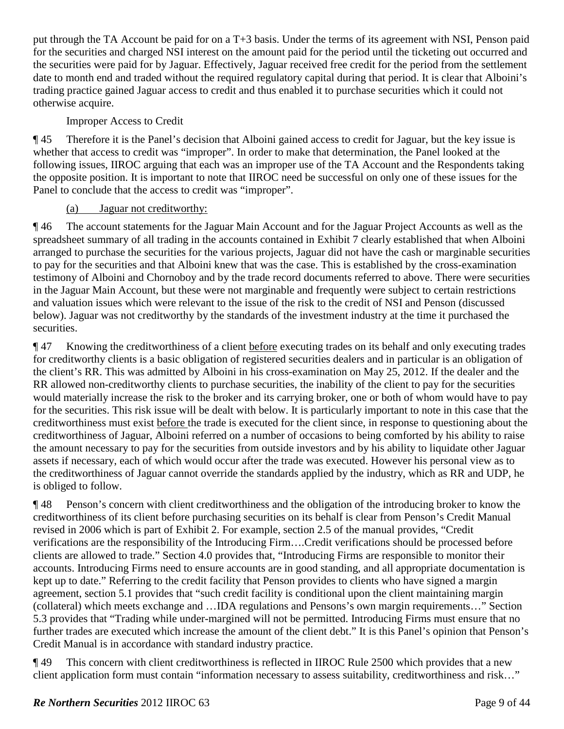put through the TA Account be paid for on a T+3 basis. Under the terms of its agreement with NSI, Penson paid for the securities and charged NSI interest on the amount paid for the period until the ticketing out occurred and the securities were paid for by Jaguar. Effectively, Jaguar received free credit for the period from the settlement date to month end and traded without the required regulatory capital during that period. It is clear that Alboini's trading practice gained Jaguar access to credit and thus enabled it to purchase securities which it could not otherwise acquire.

Improper Access to Credit

¶ 45 Therefore it is the Panel's decision that Alboini gained access to credit for Jaguar, but the key issue is whether that access to credit was "improper". In order to make that determination, the Panel looked at the following issues, IIROC arguing that each was an improper use of the TA Account and the Respondents taking the opposite position. It is important to note that IIROC need be successful on only one of these issues for the Panel to conclude that the access to credit was "improper".

(a) Jaguar not creditworthy:

¶ 46 The account statements for the Jaguar Main Account and for the Jaguar Project Accounts as well as the spreadsheet summary of all trading in the accounts contained in Exhibit 7 clearly established that when Alboini arranged to purchase the securities for the various projects, Jaguar did not have the cash or marginable securities to pay for the securities and that Alboini knew that was the case. This is established by the cross-examination testimony of Alboini and Chornoboy and by the trade record documents referred to above. There were securities in the Jaguar Main Account, but these were not marginable and frequently were subject to certain restrictions and valuation issues which were relevant to the issue of the risk to the credit of NSI and Penson (discussed below). Jaguar was not creditworthy by the standards of the investment industry at the time it purchased the securities.

¶ 47 Knowing the creditworthiness of a client before executing trades on its behalf and only executing trades for creditworthy clients is a basic obligation of registered securities dealers and in particular is an obligation of the client's RR. This was admitted by Alboini in his cross-examination on May 25, 2012. If the dealer and the RR allowed non-creditworthy clients to purchase securities, the inability of the client to pay for the securities would materially increase the risk to the broker and its carrying broker, one or both of whom would have to pay for the securities. This risk issue will be dealt with below. It is particularly important to note in this case that the creditworthiness must exist before the trade is executed for the client since, in response to questioning about the creditworthiness of Jaguar, Alboini referred on a number of occasions to being comforted by his ability to raise the amount necessary to pay for the securities from outside investors and by his ability to liquidate other Jaguar assets if necessary, each of which would occur after the trade was executed. However his personal view as to the creditworthiness of Jaguar cannot override the standards applied by the industry, which as RR and UDP, he is obliged to follow.

¶ 48 Penson's concern with client creditworthiness and the obligation of the introducing broker to know the creditworthiness of its client before purchasing securities on its behalf is clear from Penson's Credit Manual revised in 2006 which is part of Exhibit 2. For example, section 2.5 of the manual provides, "Credit verifications are the responsibility of the Introducing Firm….Credit verifications should be processed before clients are allowed to trade." Section 4.0 provides that, "Introducing Firms are responsible to monitor their accounts. Introducing Firms need to ensure accounts are in good standing, and all appropriate documentation is kept up to date." Referring to the credit facility that Penson provides to clients who have signed a margin agreement, section 5.1 provides that "such credit facility is conditional upon the client maintaining margin (collateral) which meets exchange and …IDA regulations and Pensons's own margin requirements…" Section 5.3 provides that "Trading while under-margined will not be permitted. Introducing Firms must ensure that no further trades are executed which increase the amount of the client debt." It is this Panel's opinion that Penson's Credit Manual is in accordance with standard industry practice.

¶ 49 This concern with client creditworthiness is reflected in IIROC Rule 2500 which provides that a new client application form must contain "information necessary to assess suitability, creditworthiness and risk…"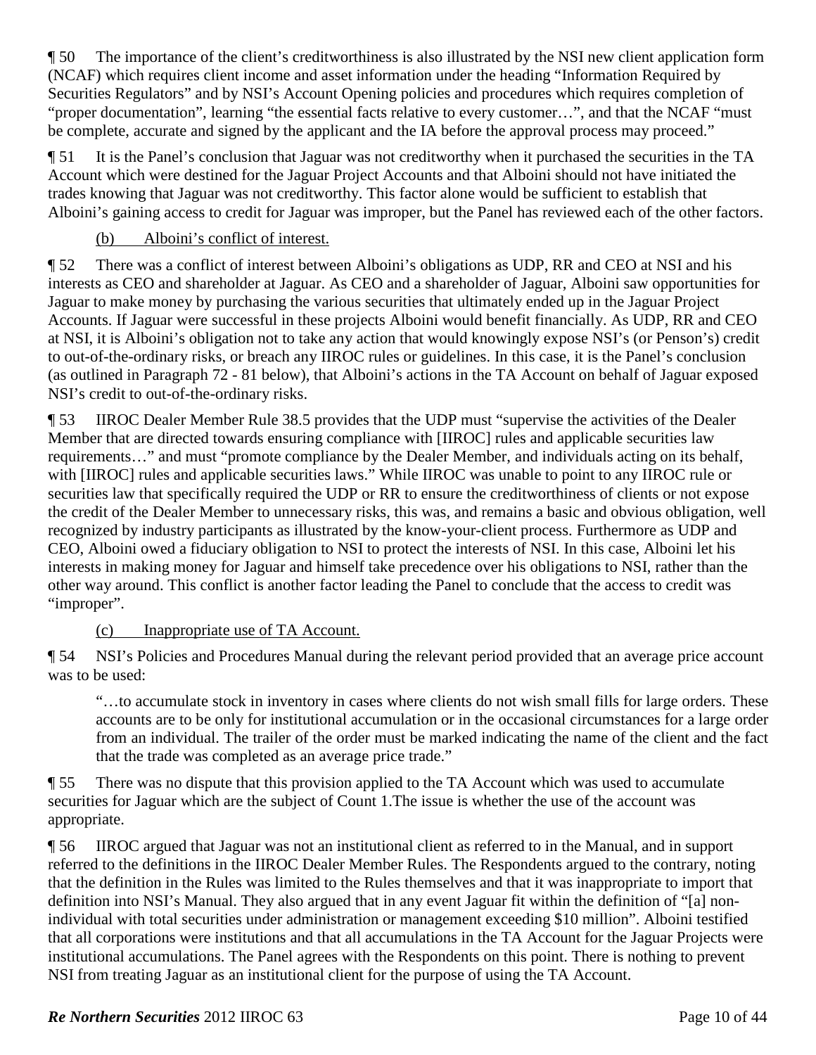¶ 50 The importance of the client's creditworthiness is also illustrated by the NSI new client application form (NCAF) which requires client income and asset information under the heading "Information Required by Securities Regulators" and by NSI's Account Opening policies and procedures which requires completion of "proper documentation", learning "the essential facts relative to every customer…", and that the NCAF "must be complete, accurate and signed by the applicant and the IA before the approval process may proceed."

¶ 51 It is the Panel's conclusion that Jaguar was not creditworthy when it purchased the securities in the TA Account which were destined for the Jaguar Project Accounts and that Alboini should not have initiated the trades knowing that Jaguar was not creditworthy. This factor alone would be sufficient to establish that Alboini's gaining access to credit for Jaguar was improper, but the Panel has reviewed each of the other factors.

(b) <u>Alboini's conflict of interest.</u>

¶ 52 There was a conflict of interest between Alboini's obligations as UDP, RR and CEO at NSI and his interests as CEO and shareholder at Jaguar. As CEO and a shareholder of Jaguar, Alboini saw opportunities for Jaguar to make money by purchasing the various securities that ultimately ended up in the Jaguar Project Accounts. If Jaguar were successful in these projects Alboini would benefit financially. As UDP, RR and CEO at NSI, it is Alboini's obligation not to take any action that would knowingly expose NSI's (or Penson's) credit to out-of-the-ordinary risks, or breach any IIROC rules or guidelines. In this case, it is the Panel's conclusion (as outlined in Paragraph 72 - 81 below), that Alboini's actions in the TA Account on behalf of Jaguar exposed NSI's credit to out-of-the-ordinary risks.

¶ 53 IIROC Dealer Member Rule 38.5 provides that the UDP must "supervise the activities of the Dealer Member that are directed towards ensuring compliance with [IIROC] rules and applicable securities law requirements…" and must "promote compliance by the Dealer Member, and individuals acting on its behalf, with [IIROC] rules and applicable securities laws." While IIROC was unable to point to any IIROC rule or securities law that specifically required the UDP or RR to ensure the creditworthiness of clients or not expose the credit of the Dealer Member to unnecessary risks, this was, and remains a basic and obvious obligation, well recognized by industry participants as illustrated by the know-your-client process. Furthermore as UDP and CEO, Alboini owed a fiduciary obligation to NSI to protect the interests of NSI. In this case, Alboini let his interests in making money for Jaguar and himself take precedence over his obligations to NSI, rather than the other way around. This conflict is another factor leading the Panel to conclude that the access to credit was "improper".

(c) <u>Inappropriate use of TA Account.</u>

¶ 54 NSI's Policies and Procedures Manual during the relevant period provided that an average price account was to be used:

> "…to accumulate stock in inventory in cases where clients do not wish small fills for large orders. These accounts are to be only for institutional accumulation or in the occasional circumstances for a large order from an individual. The trailer of the order must be marked indicating the name of the client and the fact that the trade was completed as an average price trade."

¶ 55 There was no dispute that this provision applied to the TA Account which was used to accumulate securities for Jaguar which are the subject of Count 1.The issue is whether the use of the account was appropriate.

¶ 56 IIROC argued that Jaguar was not an institutional client as referred to in the Manual, and in support referred to the definitions in the IIROC Dealer Member Rules. The Respondents argued to the contrary, noting that the definition in the Rules was limited to the Rules themselves and that it was inappropriate to import that definition into NSI's Manual. They also argued that in any event Jaguar fit within the definition of "[a] non-individual with total securities under administration or management exceeding $10 million". Alboini testified that all corporations were institutions and that all accumulations in the TA Account for the Jaguar Projects were institutional accumulations. The Panel agrees with the Respondents on this point. There is nothing to prevent NSI from treating Jaguar as an institutional client for the purpose of using the TA Account.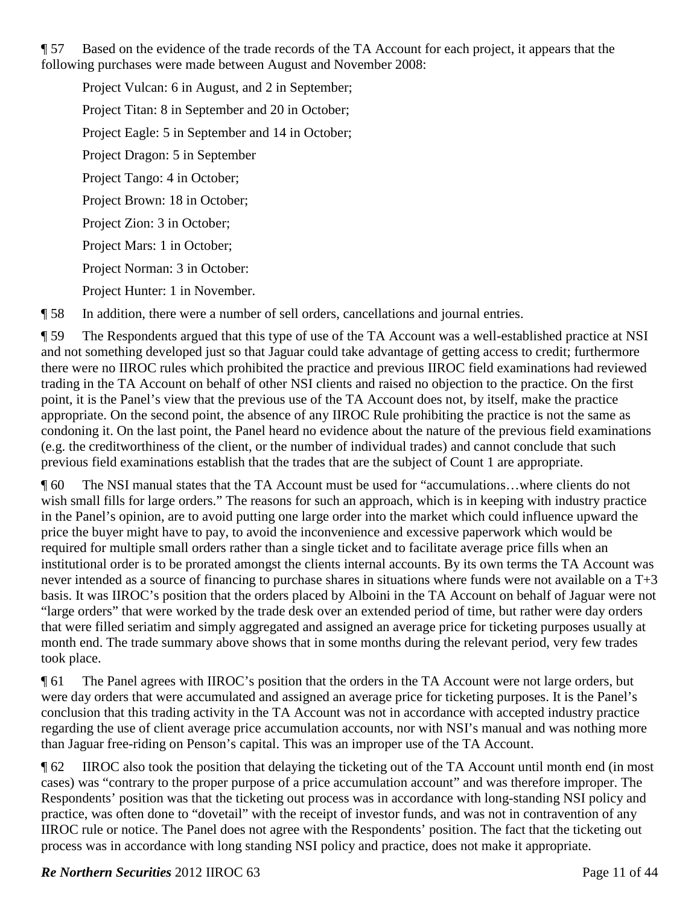¶ 57 Based on the evidence of the trade records of the TA Account for each project, it appears that the following purchases were made between August and November 2008:

Project Vulcan: 6 in August, and 2 in September;

Project Titan: 8 in September and 20 in October;

Project Eagle: 5 in September and 14 in October;

Project Dragon: 5 in September

Project Tango: 4 in October;

Project Brown: 18 in October;

Project Zion: 3 in October;

Project Mars: 1 in October;

Project Norman: 3 in October:

Project Hunter: 1 in November.

¶ 58 In addition, there were a number of sell orders, cancellations and journal entries.

¶ 59 The Respondents argued that this type of use of the TA Account was a well-established practice at NSI and not something developed just so that Jaguar could take advantage of getting access to credit; furthermore there were no IIROC rules which prohibited the practice and previous IIROC field examinations had reviewed trading in the TA Account on behalf of other NSI clients and raised no objection to the practice. On the first point, it is the Panel's view that the previous use of the TA Account does not, by itself, make the practice appropriate. On the second point, the absence of any IIROC Rule prohibiting the practice is not the same as condoning it. On the last point, the Panel heard no evidence about the nature of the previous field examinations (e.g. the creditworthiness of the client, or the number of individual trades) and cannot conclude that such previous field examinations establish that the trades that are the subject of Count 1 are appropriate.

¶ 60 The NSI manual states that the TA Account must be used for "accumulations…where clients do not wish small fills for large orders." The reasons for such an approach, which is in keeping with industry practice in the Panel's opinion, are to avoid putting one large order into the market which could influence upward the price the buyer might have to pay, to avoid the inconvenience and excessive paperwork which would be required for multiple small orders rather than a single ticket and to facilitate average price fills when an institutional order is to be prorated amongst the clients internal accounts. By its own terms the TA Account was never intended as a source of financing to purchase shares in situations where funds were not available on a T+3 basis. It was IIROC's position that the orders placed by Alboini in the TA Account on behalf of Jaguar were not "large orders" that were worked by the trade desk over an extended period of time, but rather were day orders that were filled seriatim and simply aggregated and assigned an average price for ticketing purposes usually at month end. The trade summary above shows that in some months during the relevant period, very few trades took place.

¶ 61 The Panel agrees with IIROC's position that the orders in the TA Account were not large orders, but were day orders that were accumulated and assigned an average price for ticketing purposes. It is the Panel's conclusion that this trading activity in the TA Account was not in accordance with accepted industry practice regarding the use of client average price accumulation accounts, nor with NSI's manual and was nothing more than Jaguar free-riding on Penson's capital. This was an improper use of the TA Account.

¶ 62 IIROC also took the position that delaying the ticketing out of the TA Account until month end (in most cases) was "contrary to the proper purpose of a price accumulation account" and was therefore improper. The Respondents' position was that the ticketing out process was in accordance with long-standing NSI policy and practice, was often done to "dovetail" with the receipt of investor funds, and was not in contravention of any IIROC rule or notice. The Panel does not agree with the Respondents' position. The fact that the ticketing out process was in accordance with long standing NSI policy and practice, does not make it appropriate.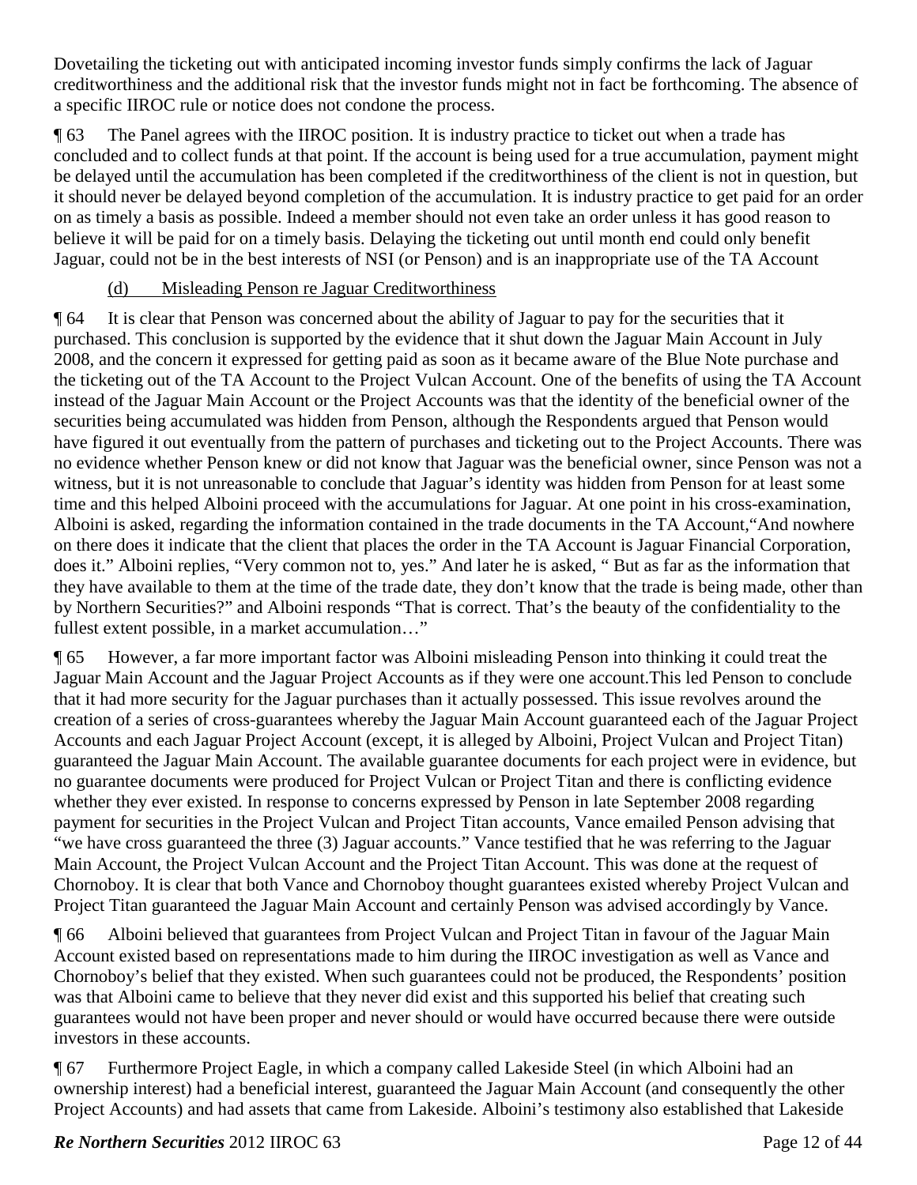Dovetailing the ticketing out with anticipated incoming investor funds simply confirms the lack of Jaguar creditworthiness and the additional risk that the investor funds might not in fact be forthcoming. The absence of a specific IIROC rule or notice does not condone the process.

¶ 63 The Panel agrees with the IIROC position. It is industry practice to ticket out when a trade has concluded and to collect funds at that point. If the account is being used for a true accumulation, payment might be delayed until the accumulation has been completed if the creditworthiness of the client is not in question, but it should never be delayed beyond completion of the accumulation. It is industry practice to get paid for an order on as timely a basis as possible. Indeed a member should not even take an order unless it has good reason to believe it will be paid for on a timely basis. Delaying the ticketing out until month end could only benefit Jaguar, could not be in the best interests of NSI (or Penson) and is an inappropriate use of the TA Account

(d) Misleading Penson re Jaguar Creditworthiness

¶ 64 It is clear that Penson was concerned about the ability of Jaguar to pay for the securities that it purchased. This conclusion is supported by the evidence that it shut down the Jaguar Main Account in July 2008, and the concern it expressed for getting paid as soon as it became aware of the Blue Note purchase and the ticketing out of the TA Account to the Project Vulcan Account. One of the benefits of using the TA Account instead of the Jaguar Main Account or the Project Accounts was that the identity of the beneficial owner of the securities being accumulated was hidden from Penson, although the Respondents argued that Penson would have figured it out eventually from the pattern of purchases and ticketing out to the Project Accounts. There was no evidence whether Penson knew or did not know that Jaguar was the beneficial owner, since Penson was not a witness, but it is not unreasonable to conclude that Jaguar's identity was hidden from Penson for at least some time and this helped Alboini proceed with the accumulations for Jaguar. At one point in his cross-examination, Alboini is asked, regarding the information contained in the trade documents in the TA Account,"And nowhere on there does it indicate that the client that places the order in the TA Account is Jaguar Financial Corporation, does it." Alboini replies, "Very common not to, yes." And later he is asked, " But as far as the information that they have available to them at the time of the trade date, they don't know that the trade is being made, other than by Northern Securities?" and Alboini responds "That is correct. That's the beauty of the confidentiality to the fullest extent possible, in a market accumulation…"

¶ 65 However, a far more important factor was Alboini misleading Penson into thinking it could treat the Jaguar Main Account and the Jaguar Project Accounts as if they were one account.This led Penson to conclude that it had more security for the Jaguar purchases than it actually possessed. This issue revolves around the creation of a series of cross-guarantees whereby the Jaguar Main Account guaranteed each of the Jaguar Project Accounts and each Jaguar Project Account (except, it is alleged by Alboini, Project Vulcan and Project Titan) guaranteed the Jaguar Main Account. The available guarantee documents for each project were in evidence, but no guarantee documents were produced for Project Vulcan or Project Titan and there is conflicting evidence whether they ever existed. In response to concerns expressed by Penson in late September 2008 regarding payment for securities in the Project Vulcan and Project Titan accounts, Vance emailed Penson advising that "we have cross guaranteed the three (3) Jaguar accounts." Vance testified that he was referring to the Jaguar Main Account, the Project Vulcan Account and the Project Titan Account. This was done at the request of Chornoboy. It is clear that both Vance and Chornoboy thought guarantees existed whereby Project Vulcan and Project Titan guaranteed the Jaguar Main Account and certainly Penson was advised accordingly by Vance.

¶ 66 Alboini believed that guarantees from Project Vulcan and Project Titan in favour of the Jaguar Main Account existed based on representations made to him during the IIROC investigation as well as Vance and Chornoboy's belief that they existed. When such guarantees could not be produced, the Respondents' position was that Alboini came to believe that they never did exist and this supported his belief that creating such guarantees would not have been proper and never should or would have occurred because there were outside investors in these accounts.

¶ 67 Furthermore Project Eagle, in which a company called Lakeside Steel (in which Alboini had an ownership interest) had a beneficial interest, guaranteed the Jaguar Main Account (and consequently the other Project Accounts) and had assets that came from Lakeside. Alboini's testimony also established that Lakeside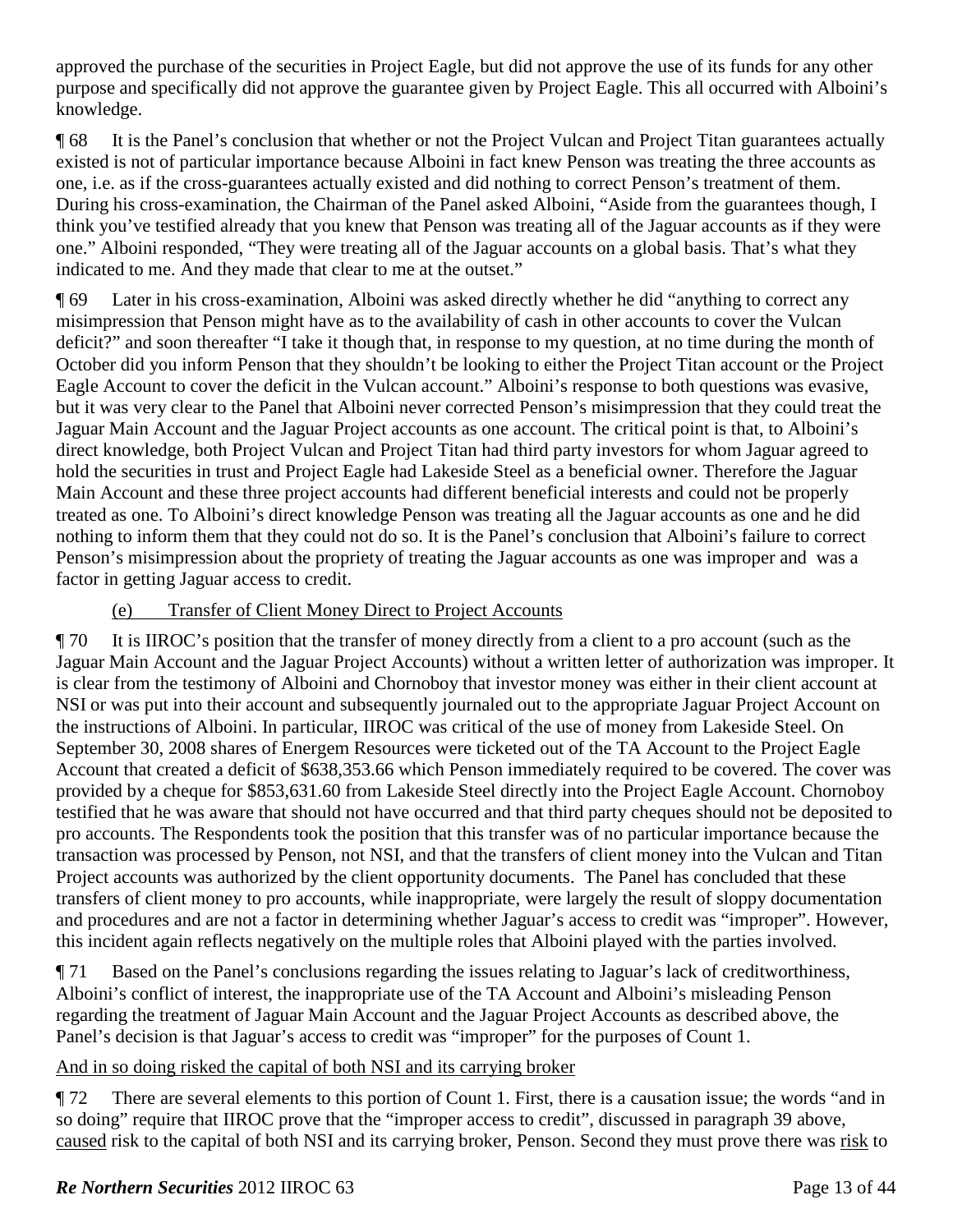approved the purchase of the securities in Project Eagle, but did not approve the use of its funds for any other purpose and specifically did not approve the guarantee given by Project Eagle. This all occurred with Alboini's knowledge.

¶ 68 It is the Panel's conclusion that whether or not the Project Vulcan and Project Titan guarantees actually existed is not of particular importance because Alboini in fact knew Penson was treating the three accounts as one, i.e. as if the cross-guarantees actually existed and did nothing to correct Penson's treatment of them. During his cross-examination, the Chairman of the Panel asked Alboini, "Aside from the guarantees though, I think you've testified already that you knew that Penson was treating all of the Jaguar accounts as if they were one." Alboini responded, "They were treating all of the Jaguar accounts on a global basis. That's what they indicated to me. And they made that clear to me at the outset."

¶ 69 Later in his cross-examination, Alboini was asked directly whether he did "anything to correct any misimpression that Penson might have as to the availability of cash in other accounts to cover the Vulcan deficit?" and soon thereafter "I take it though that, in response to my question, at no time during the month of October did you inform Penson that they shouldn't be looking to either the Project Titan account or the Project Eagle Account to cover the deficit in the Vulcan account." Alboini's response to both questions was evasive, but it was very clear to the Panel that Alboini never corrected Penson's misimpression that they could treat the Jaguar Main Account and the Jaguar Project accounts as one account. The critical point is that, to Alboini's direct knowledge, both Project Vulcan and Project Titan had third party investors for whom Jaguar agreed to hold the securities in trust and Project Eagle had Lakeside Steel as a beneficial owner. Therefore the Jaguar Main Account and these three project accounts had different beneficial interests and could not be properly treated as one. To Alboini's direct knowledge Penson was treating all the Jaguar accounts as one and he did nothing to inform them that they could not do so. It is the Panel's conclusion that Alboini's failure to correct Penson's misimpression about the propriety of treating the Jaguar accounts as one was improper and was a factor in getting Jaguar access to credit.

(e) Transfer of Client Money Direct to Project Accounts

¶ 70 It is IIROC's position that the transfer of money directly from a client to a pro account (such as the Jaguar Main Account and the Jaguar Project Accounts) without a written letter of authorization was improper. It is clear from the testimony of Alboini and Chornoboy that investor money was either in their client account at NSI or was put into their account and subsequently journaled out to the appropriate Jaguar Project Account on the instructions of Alboini. In particular, IIROC was critical of the use of money from Lakeside Steel. On September 30, 2008 shares of Energem Resources were ticketed out of the TA Account to the Project Eagle Account that created a deficit of $638,353.66 which Penson immediately required to be covered. The cover was provided by a cheque for $853,631.60 from Lakeside Steel directly into the Project Eagle Account. Chornoboy testified that he was aware that should not have occurred and that third party cheques should not be deposited to pro accounts. The Respondents took the position that this transfer was of no particular importance because the transaction was processed by Penson, not NSI, and that the transfers of client money into the Vulcan and Titan Project accounts was authorized by the client opportunity documents. The Panel has concluded that these transfers of client money to pro accounts, while inappropriate, were largely the result of sloppy documentation and procedures and are not a factor in determining whether Jaguar's access to credit was "improper". However, this incident again reflects negatively on the multiple roles that Alboini played with the parties involved.

¶ 71 Based on the Panel's conclusions regarding the issues relating to Jaguar's lack of creditworthiness, Alboini's conflict of interest, the inappropriate use of the TA Account and Alboini's misleading Penson regarding the treatment of Jaguar Main Account and the Jaguar Project Accounts as described above, the Panel's decision is that Jaguar's access to credit was "improper" for the purposes of Count 1.

And in so doing risked the capital of both NSI and its carrying broker

¶ 72 There are several elements to this portion of Count 1. First, there is a causation issue; the words "and in so doing" require that IIROC prove that the "improper access to credit", discussed in paragraph 39 above, caused risk to the capital of both NSI and its carrying broker, Penson. Second they must prove there was risk to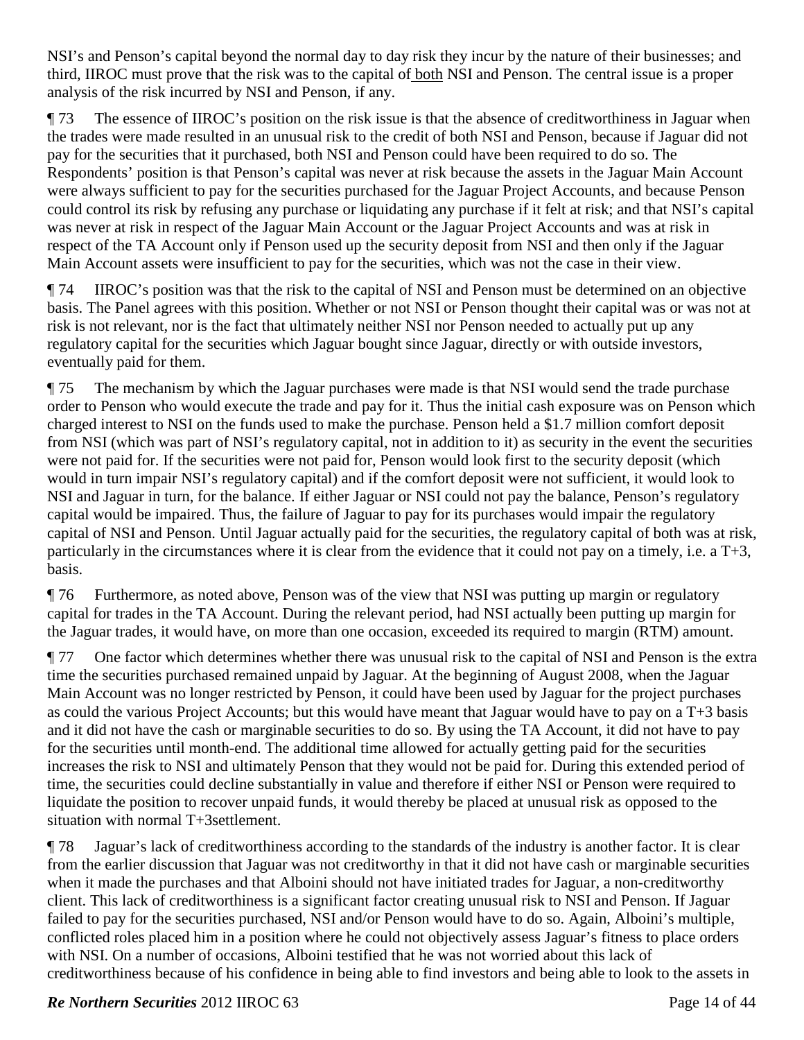NSI's and Penson's capital beyond the normal day to day risk they incur by the nature of their businesses; and third, IIROC must prove that the risk was to the capital of both NSI and Penson. The central issue is a proper analysis of the risk incurred by NSI and Penson, if any.

¶ 73 The essence of IIROC's position on the risk issue is that the absence of creditworthiness in Jaguar when the trades were made resulted in an unusual risk to the credit of both NSI and Penson, because if Jaguar did not pay for the securities that it purchased, both NSI and Penson could have been required to do so. The Respondents' position is that Penson's capital was never at risk because the assets in the Jaguar Main Account were always sufficient to pay for the securities purchased for the Jaguar Project Accounts, and because Penson could control its risk by refusing any purchase or liquidating any purchase if it felt at risk; and that NSI's capital was never at risk in respect of the Jaguar Main Account or the Jaguar Project Accounts and was at risk in respect of the TA Account only if Penson used up the security deposit from NSI and then only if the Jaguar Main Account assets were insufficient to pay for the securities, which was not the case in their view.

¶ 74 IIROC's position was that the risk to the capital of NSI and Penson must be determined on an objective basis. The Panel agrees with this position. Whether or not NSI or Penson thought their capital was or was not at risk is not relevant, nor is the fact that ultimately neither NSI nor Penson needed to actually put up any regulatory capital for the securities which Jaguar bought since Jaguar, directly or with outside investors, eventually paid for them.

¶ 75 The mechanism by which the Jaguar purchases were made is that NSI would send the trade purchase order to Penson who would execute the trade and pay for it. Thus the initial cash exposure was on Penson which charged interest to NSI on the funds used to make the purchase. Penson held a $1.7 million comfort deposit from NSI (which was part of NSI's regulatory capital, not in addition to it) as security in the event the securities were not paid for. If the securities were not paid for, Penson would look first to the security deposit (which would in turn impair NSI's regulatory capital) and if the comfort deposit were not sufficient, it would look to NSI and Jaguar in turn, for the balance. If either Jaguar or NSI could not pay the balance, Penson's regulatory capital would be impaired. Thus, the failure of Jaguar to pay for its purchases would impair the regulatory capital of NSI and Penson. Until Jaguar actually paid for the securities, the regulatory capital of both was at risk, particularly in the circumstances where it is clear from the evidence that it could not pay on a timely, i.e. a T+3, basis.

¶ 76 Furthermore, as noted above, Penson was of the view that NSI was putting up margin or regulatory capital for trades in the TA Account. During the relevant period, had NSI actually been putting up margin for the Jaguar trades, it would have, on more than one occasion, exceeded its required to margin (RTM) amount.

¶ 77 One factor which determines whether there was unusual risk to the capital of NSI and Penson is the extra time the securities purchased remained unpaid by Jaguar. At the beginning of August 2008, when the Jaguar Main Account was no longer restricted by Penson, it could have been used by Jaguar for the project purchases as could the various Project Accounts; but this would have meant that Jaguar would have to pay on a T+3 basis and it did not have the cash or marginable securities to do so. By using the TA Account, it did not have to pay for the securities until month-end. The additional time allowed for actually getting paid for the securities increases the risk to NSI and ultimately Penson that they would not be paid for. During this extended period of time, the securities could decline substantially in value and therefore if either NSI or Penson were required to liquidate the position to recover unpaid funds, it would thereby be placed at unusual risk as opposed to the situation with normal T+3settlement.

¶ 78 Jaguar's lack of creditworthiness according to the standards of the industry is another factor. It is clear from the earlier discussion that Jaguar was not creditworthy in that it did not have cash or marginable securities when it made the purchases and that Alboini should not have initiated trades for Jaguar, a non-creditworthy client. This lack of creditworthiness is a significant factor creating unusual risk to NSI and Penson. If Jaguar failed to pay for the securities purchased, NSI and/or Penson would have to do so. Again, Alboini's multiple, conflicted roles placed him in a position where he could not objectively assess Jaguar's fitness to place orders with NSI. On a number of occasions, Alboini testified that he was not worried about this lack of creditworthiness because of his confidence in being able to find investors and being able to look to the assets in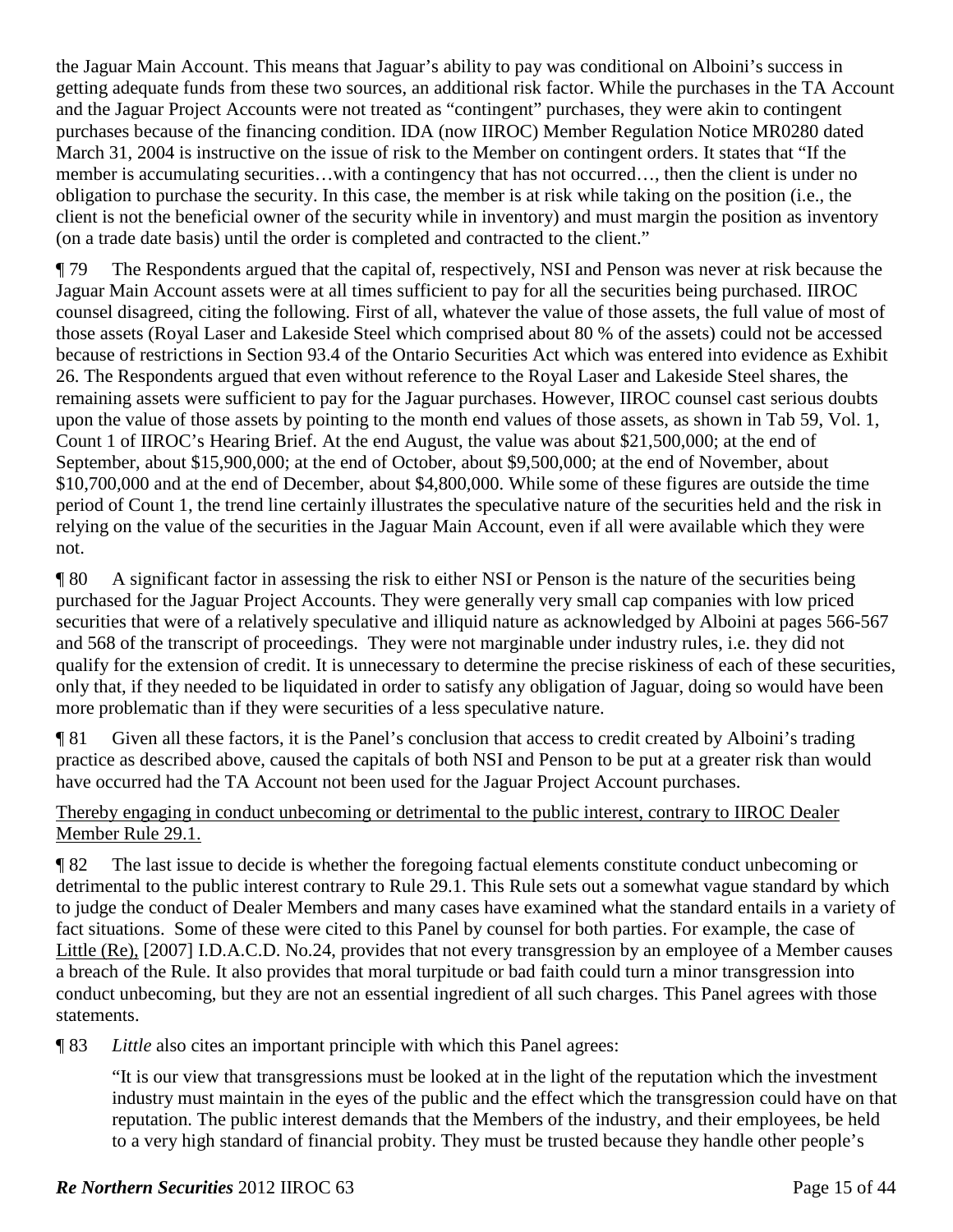the Jaguar Main Account. This means that Jaguar's ability to pay was conditional on Alboini's success in getting adequate funds from these two sources, an additional risk factor. While the purchases in the TA Account and the Jaguar Project Accounts were not treated as "contingent" purchases, they were akin to contingent purchases because of the financing condition. IDA (now IIROC) Member Regulation Notice MR0280 dated March 31, 2004 is instructive on the issue of risk to the Member on contingent orders. It states that "If the member is accumulating securities…with a contingency that has not occurred…, then the client is under no obligation to purchase the security. In this case, the member is at risk while taking on the position (i.e., the client is not the beneficial owner of the security while in inventory) and must margin the position as inventory (on a trade date basis) until the order is completed and contracted to the client."

¶ 79 The Respondents argued that the capital of, respectively, NSI and Penson was never at risk because the Jaguar Main Account assets were at all times sufficient to pay for all the securities being purchased. IIROC counsel disagreed, citing the following. First of all, whatever the value of those assets, the full value of most of those assets (Royal Laser and Lakeside Steel which comprised about 80 % of the assets) could not be accessed because of restrictions in Section 93.4 of the Ontario Securities Act which was entered into evidence as Exhibit 26. The Respondents argued that even without reference to the Royal Laser and Lakeside Steel shares, the remaining assets were sufficient to pay for the Jaguar purchases. However, IIROC counsel cast serious doubts upon the value of those assets by pointing to the month end values of those assets, as shown in Tab 59, Vol. 1, Count 1 of IIROC's Hearing Brief. At the end August, the value was about $21,500,000; at the end of September, about $15,900,000; at the end of October, about $9,500,000; at the end of November, about $10,700,000 and at the end of December, about $4,800,000. While some of these figures are outside the time period of Count 1, the trend line certainly illustrates the speculative nature of the securities held and the risk in relying on the value of the securities in the Jaguar Main Account, even if all were available which they were not.

¶ 80 A significant factor in assessing the risk to either NSI or Penson is the nature of the securities being purchased for the Jaguar Project Accounts. They were generally very small cap companies with low priced securities that were of a relatively speculative and illiquid nature as acknowledged by Alboini at pages 566-567 and 568 of the transcript of proceedings. They were not marginable under industry rules, i.e. they did not qualify for the extension of credit. It is unnecessary to determine the precise riskiness of each of these securities, only that, if they needed to be liquidated in order to satisfy any obligation of Jaguar, doing so would have been more problematic than if they were securities of a less speculative nature.

¶ 81 Given all these factors, it is the Panel's conclusion that access to credit created by Alboini's trading practice as described above, caused the capitals of both NSI and Penson to be put at a greater risk than would have occurred had the TA Account not been used for the Jaguar Project Account purchases.

<u>Thereby engaging in conduct unbecoming or detrimental to the public interest, contrary to IIROC Dealer Member Rule 29.1.</u>

¶ 82 The last issue to decide is whether the foregoing factual elements constitute conduct unbecoming or detrimental to the public interest contrary to Rule 29.1. This Rule sets out a somewhat vague standard by which to judge the conduct of Dealer Members and many cases have examined what the standard entails in a variety of fact situations. Some of these were cited to this Panel by counsel for both parties. For example, the case of <u>Little (Re),</u> [2007] I.D.A.C.D. No.24, provides that not every transgression by an employee of a Member causes a breach of the Rule. It also provides that moral turpitude or bad faith could turn a minor transgression into conduct unbecoming, but they are not an essential ingredient of all such charges. This Panel agrees with those statements.

¶ 83 *Little* also cites an important principle with which this Panel agrees:

> "It is our view that transgressions must be looked at in the light of the reputation which the investment industry must maintain in the eyes of the public and the effect which the transgression could have on that reputation. The public interest demands that the Members of the industry, and their employees, be held to a very high standard of financial probity. They must be trusted because they handle other people's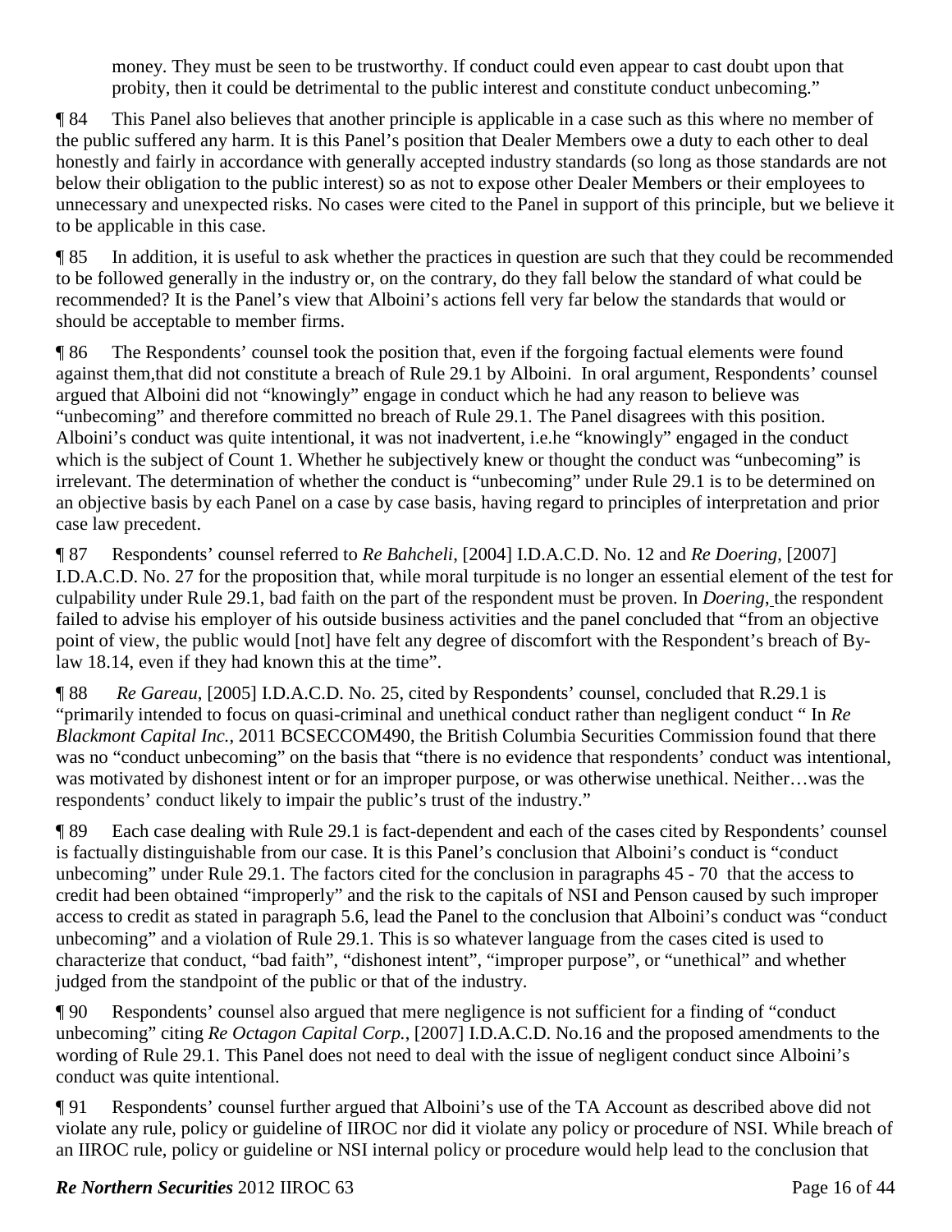money. They must be seen to be trustworthy. If conduct could even appear to cast doubt upon that probity, then it could be detrimental to the public interest and constitute conduct unbecoming."

¶ 84 This Panel also believes that another principle is applicable in a case such as this where no member of the public suffered any harm. It is this Panel's position that Dealer Members owe a duty to each other to deal honestly and fairly in accordance with generally accepted industry standards (so long as those standards are not below their obligation to the public interest) so as not to expose other Dealer Members or their employees to unnecessary and unexpected risks. No cases were cited to the Panel in support of this principle, but we believe it to be applicable in this case.

¶ 85 In addition, it is useful to ask whether the practices in question are such that they could be recommended to be followed generally in the industry or, on the contrary, do they fall below the standard of what could be recommended? It is the Panel's view that Alboini's actions fell very far below the standards that would or should be acceptable to member firms.

¶ 86 The Respondents' counsel took the position that, even if the forgoing factual elements were found against them,that did not constitute a breach of Rule 29.1 by Alboini. In oral argument, Respondents' counsel argued that Alboini did not "knowingly" engage in conduct which he had any reason to believe was "unbecoming" and therefore committed no breach of Rule 29.1. The Panel disagrees with this position. Alboini's conduct was quite intentional, it was not inadvertent, i.e.he "knowingly" engaged in the conduct which is the subject of Count 1. Whether he subjectively knew or thought the conduct was "unbecoming" is irrelevant. The determination of whether the conduct is "unbecoming" under Rule 29.1 is to be determined on an objective basis by each Panel on a case by case basis, having regard to principles of interpretation and prior case law precedent.

¶ 87 Respondents' counsel referred to *Re Bahcheli*, [2004] I.D.A.C.D. No. 12 and *Re Doering*, [2007] I.D.A.C.D. No. 27 for the proposition that, while moral turpitude is no longer an essential element of the test for culpability under Rule 29.1, bad faith on the part of the respondent must be proven. In *Doering*, the respondent failed to advise his employer of his outside business activities and the panel concluded that "from an objective point of view, the public would [not] have felt any degree of discomfort with the Respondent's breach of By-law 18.14, even if they had known this at the time".

¶ 88 *Re Gareau*, [2005] I.D.A.C.D. No. 25, cited by Respondents' counsel, concluded that R.29.1 is "primarily intended to focus on quasi-criminal and unethical conduct rather than negligent conduct " In *Re Blackmont Capital Inc.*, 2011 BCSECCOM490, the British Columbia Securities Commission found that there was no "conduct unbecoming" on the basis that "there is no evidence that respondents' conduct was intentional, was motivated by dishonest intent or for an improper purpose, or was otherwise unethical. Neither…was the respondents' conduct likely to impair the public's trust of the industry."

¶ 89 Each case dealing with Rule 29.1 is fact-dependent and each of the cases cited by Respondents' counsel is factually distinguishable from our case. It is this Panel's conclusion that Alboini's conduct is "conduct unbecoming" under Rule 29.1. The factors cited for the conclusion in paragraphs 45 - 70 that the access to credit had been obtained "improperly" and the risk to the capitals of NSI and Penson caused by such improper access to credit as stated in paragraph 5.6, lead the Panel to the conclusion that Alboini's conduct was "conduct unbecoming" and a violation of Rule 29.1. This is so whatever language from the cases cited is used to characterize that conduct, "bad faith", "dishonest intent", "improper purpose", or "unethical" and whether judged from the standpoint of the public or that of the industry.

¶ 90 Respondents' counsel also argued that mere negligence is not sufficient for a finding of "conduct unbecoming" citing *Re Octagon Capital Corp.*, [2007] I.D.A.C.D. No.16 and the proposed amendments to the wording of Rule 29.1. This Panel does not need to deal with the issue of negligent conduct since Alboini's conduct was quite intentional.

¶ 91 Respondents' counsel further argued that Alboini's use of the TA Account as described above did not violate any rule, policy or guideline of IIROC nor did it violate any policy or procedure of NSI. While breach of an IIROC rule, policy or guideline or NSI internal policy or procedure would help lead to the conclusion that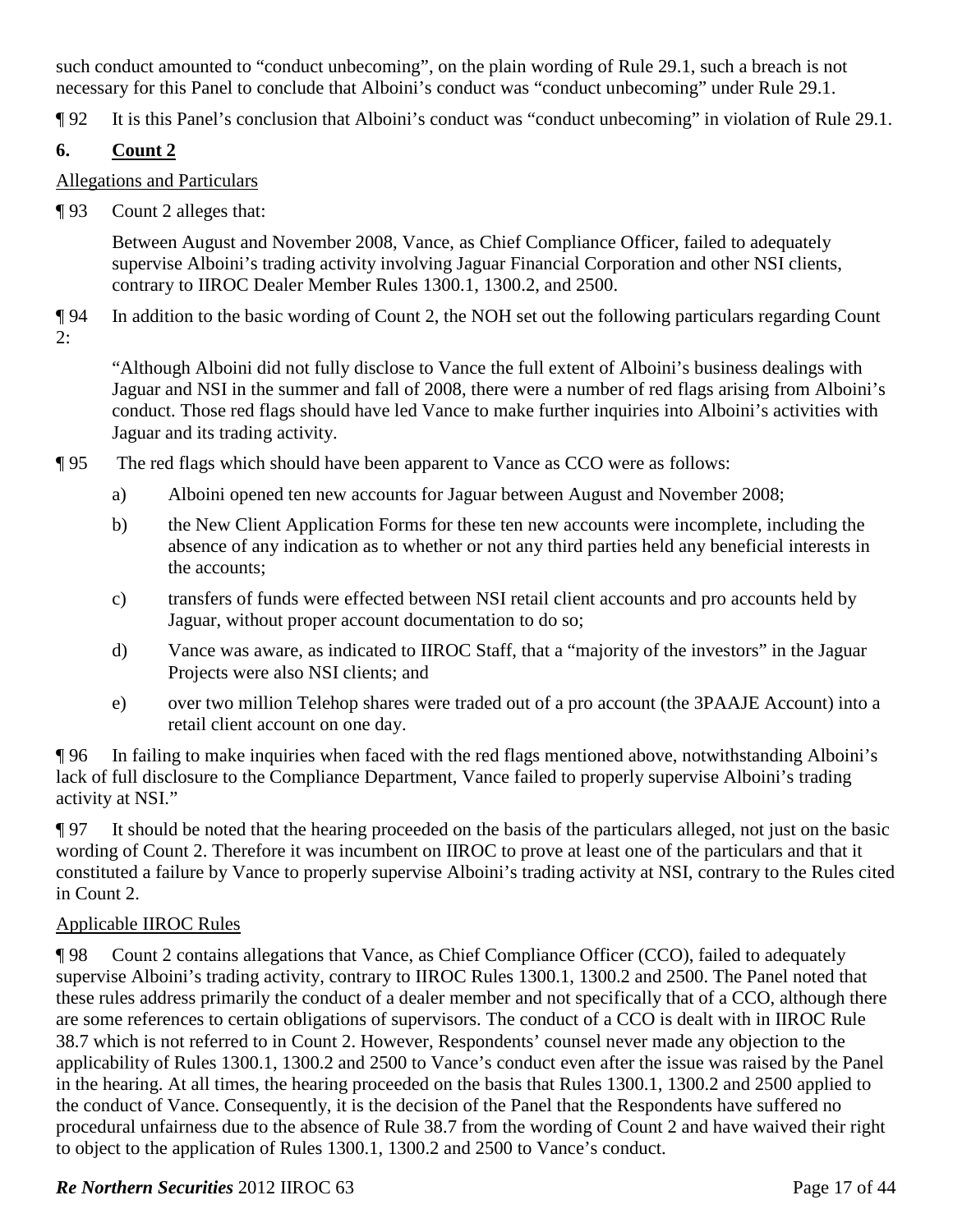such conduct amounted to "conduct unbecoming", on the plain wording of Rule 29.1, such a breach is not necessary for this Panel to conclude that Alboini's conduct was "conduct unbecoming" under Rule 29.1.

¶ 92 It is this Panel's conclusion that Alboini's conduct was "conduct unbecoming" in violation of Rule 29.1.

## 6. Count 2

Allegations and Particulars

¶ 93 Count 2 alleges that:

> Between August and November 2008, Vance, as Chief Compliance Officer, failed to adequately supervise Alboini's trading activity involving Jaguar Financial Corporation and other NSI clients, contrary to IIROC Dealer Member Rules 1300.1, 1300.2, and 2500.

¶ 94 In addition to the basic wording of Count 2, the NOH set out the following particulars regarding Count 2:

> "Although Alboini did not fully disclose to Vance the full extent of Alboini's business dealings with Jaguar and NSI in the summer and fall of 2008, there were a number of red flags arising from Alboini's conduct. Those red flags should have led Vance to make further inquiries into Alboini's activities with Jaguar and its trading activity.

¶ 95 The red flags which should have been apparent to Vance as CCO were as follows:

a) Alboini opened ten new accounts for Jaguar between August and November 2008;

b) the New Client Application Forms for these ten new accounts were incomplete, including the absence of any indication as to whether or not any third parties held any beneficial interests in the accounts;

c) transfers of funds were effected between NSI retail client accounts and pro accounts held by Jaguar, without proper account documentation to do so;

d) Vance was aware, as indicated to IIROC Staff, that a "majority of the investors" in the Jaguar Projects were also NSI clients; and

e) over two million Telehop shares were traded out of a pro account (the 3PAAJE Account) into a retail client account on one day.

¶ 96 In failing to make inquiries when faced with the red flags mentioned above, notwithstanding Alboini's lack of full disclosure to the Compliance Department, Vance failed to properly supervise Alboini's trading activity at NSI."

¶ 97 It should be noted that the hearing proceeded on the basis of the particulars alleged, not just on the basic wording of Count 2. Therefore it was incumbent on IIROC to prove at least one of the particulars and that it constituted a failure by Vance to properly supervise Alboini's trading activity at NSI, contrary to the Rules cited in Count 2.

Applicable IIROC Rules

¶ 98 Count 2 contains allegations that Vance, as Chief Compliance Officer (CCO), failed to adequately supervise Alboini's trading activity, contrary to IIROC Rules 1300.1, 1300.2 and 2500. The Panel noted that these rules address primarily the conduct of a dealer member and not specifically that of a CCO, although there are some references to certain obligations of supervisors. The conduct of a CCO is dealt with in IIROC Rule 38.7 which is not referred to in Count 2. However, Respondents' counsel never made any objection to the applicability of Rules 1300.1, 1300.2 and 2500 to Vance's conduct even after the issue was raised by the Panel in the hearing. At all times, the hearing proceeded on the basis that Rules 1300.1, 1300.2 and 2500 applied to the conduct of Vance. Consequently, it is the decision of the Panel that the Respondents have suffered no procedural unfairness due to the absence of Rule 38.7 from the wording of Count 2 and have waived their right to object to the application of Rules 1300.1, 1300.2 and 2500 to Vance's conduct.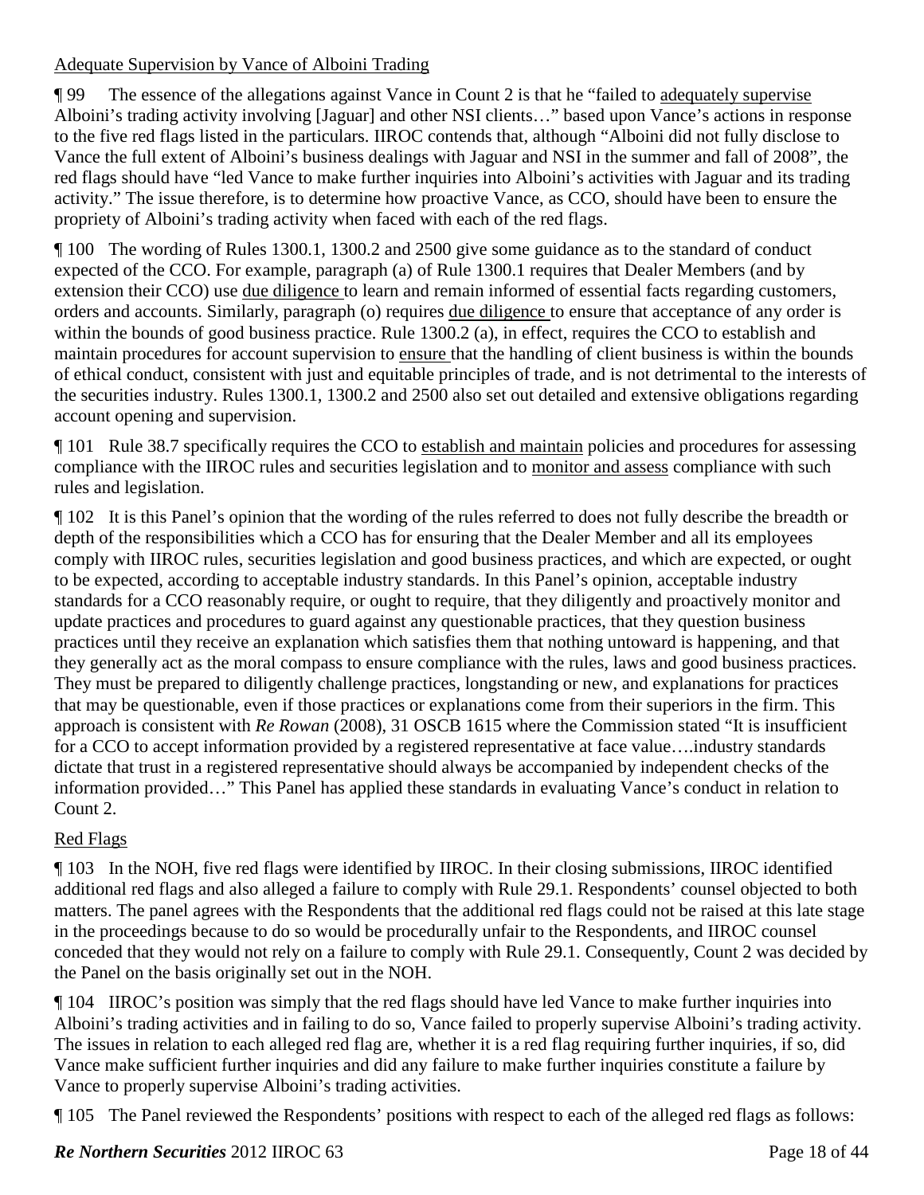<u>Adequate Supervision by Vance of Alboini Trading</u>

¶ 99 The essence of the allegations against Vance in Count 2 is that he "failed to <u>adequately supervise</u> Alboini's trading activity involving [Jaguar] and other NSI clients…" based upon Vance's actions in response to the five red flags listed in the particulars. IIROC contends that, although "Alboini did not fully disclose to Vance the full extent of Alboini's business dealings with Jaguar and NSI in the summer and fall of 2008", the red flags should have "led Vance to make further inquiries into Alboini's activities with Jaguar and its trading activity." The issue therefore, is to determine how proactive Vance, as CCO, should have been to ensure the propriety of Alboini's trading activity when faced with each of the red flags.

¶ 100 The wording of Rules 1300.1, 1300.2 and 2500 give some guidance as to the standard of conduct expected of the CCO. For example, paragraph (a) of Rule 1300.1 requires that Dealer Members (and by extension their CCO) use <u>due diligence</u> to learn and remain informed of essential facts regarding customers, orders and accounts. Similarly, paragraph (o) requires <u>due diligence</u> to ensure that acceptance of any order is within the bounds of good business practice. Rule 1300.2 (a), in effect, requires the CCO to establish and maintain procedures for account supervision to <u>ensure</u> that the handling of client business is within the bounds of ethical conduct, consistent with just and equitable principles of trade, and is not detrimental to the interests of the securities industry. Rules 1300.1, 1300.2 and 2500 also set out detailed and extensive obligations regarding account opening and supervision.

¶ 101 Rule 38.7 specifically requires the CCO to <u>establish and maintain</u> policies and procedures for assessing compliance with the IIROC rules and securities legislation and to <u>monitor and assess</u> compliance with such rules and legislation.

¶ 102 It is this Panel's opinion that the wording of the rules referred to does not fully describe the breadth or depth of the responsibilities which a CCO has for ensuring that the Dealer Member and all its employees comply with IIROC rules, securities legislation and good business practices, and which are expected, or ought to be expected, according to acceptable industry standards. In this Panel's opinion, acceptable industry standards for a CCO reasonably require, or ought to require, that they diligently and proactively monitor and update practices and procedures to guard against any questionable practices, that they question business practices until they receive an explanation which satisfies them that nothing untoward is happening, and that they generally act as the moral compass to ensure compliance with the rules, laws and good business practices. They must be prepared to diligently challenge practices, longstanding or new, and explanations for practices that may be questionable, even if those practices or explanations come from their superiors in the firm. This approach is consistent with *Re Rowan* (2008), 31 OSCB 1615 where the Commission stated "It is insufficient for a CCO to accept information provided by a registered representative at face value….industry standards dictate that trust in a registered representative should always be accompanied by independent checks of the information provided…" This Panel has applied these standards in evaluating Vance's conduct in relation to Count 2.

<u>Red Flags</u>

¶ 103 In the NOH, five red flags were identified by IIROC. In their closing submissions, IIROC identified additional red flags and also alleged a failure to comply with Rule 29.1. Respondents' counsel objected to both matters. The panel agrees with the Respondents that the additional red flags could not be raised at this late stage in the proceedings because to do so would be procedurally unfair to the Respondents, and IIROC counsel conceded that they would not rely on a failure to comply with Rule 29.1. Consequently, Count 2 was decided by the Panel on the basis originally set out in the NOH.

¶ 104 IIROC's position was simply that the red flags should have led Vance to make further inquiries into Alboini's trading activities and in failing to do so, Vance failed to properly supervise Alboini's trading activity. The issues in relation to each alleged red flag are, whether it is a red flag requiring further inquiries, if so, did Vance make sufficient further inquiries and did any failure to make further inquiries constitute a failure by Vance to properly supervise Alboini's trading activities.

¶ 105 The Panel reviewed the Respondents' positions with respect to each of the alleged red flags as follows: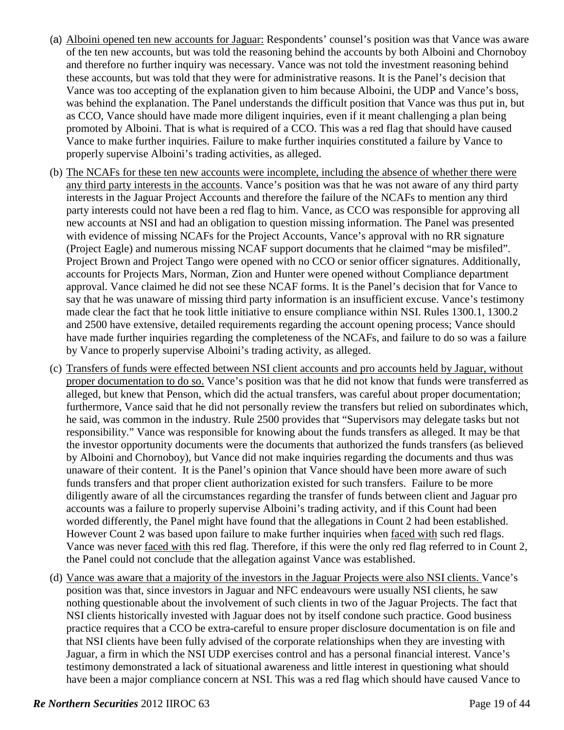(a) <u>Alboini opened ten new accounts for Jaguar:</u> Respondents' counsel's position was that Vance was aware of the ten new accounts, but was told the reasoning behind the accounts by both Alboini and Chornoboy and therefore no further inquiry was necessary. Vance was not told the investment reasoning behind these accounts, but was told that they were for administrative reasons. It is the Panel's decision that Vance was too accepting of the explanation given to him because Alboini, the UDP and Vance's boss, was behind the explanation. The Panel understands the difficult position that Vance was thus put in, but as CCO, Vance should have made more diligent inquiries, even if it meant challenging a plan being promoted by Alboini. That is what is required of a CCO. This was a red flag that should have caused Vance to make further inquiries. Failure to make further inquiries constituted a failure by Vance to properly supervise Alboini's trading activities, as alleged.

(b) <u>The NCAFs for these ten new accounts were incomplete, including the absence of whether there were any third party interests in the accounts</u>. Vance's position was that he was not aware of any third party interests in the Jaguar Project Accounts and therefore the failure of the NCAFs to mention any third party interests could not have been a red flag to him. Vance, as CCO was responsible for approving all new accounts at NSI and had an obligation to question missing information. The Panel was presented with evidence of missing NCAFs for the Project Accounts, Vance's approval with no RR signature (Project Eagle) and numerous missing NCAF support documents that he claimed "may be misfiled". Project Brown and Project Tango were opened with no CCO or senior officer signatures. Additionally, accounts for Projects Mars, Norman, Zion and Hunter were opened without Compliance department approval. Vance claimed he did not see these NCAF forms. It is the Panel's decision that for Vance to say that he was unaware of missing third party information is an insufficient excuse. Vance's testimony made clear the fact that he took little initiative to ensure compliance within NSI. Rules 1300.1, 1300.2 and 2500 have extensive, detailed requirements regarding the account opening process; Vance should have made further inquiries regarding the completeness of the NCAFs, and failure to do so was a failure by Vance to properly supervise Alboini's trading activity, as alleged.

(c) <u>Transfers of funds were effected between NSI client accounts and pro accounts held by Jaguar, without proper documentation to do so.</u> Vance's position was that he did not know that funds were transferred as alleged, but knew that Penson, which did the actual transfers, was careful about proper documentation; furthermore, Vance said that he did not personally review the transfers but relied on subordinates which, he said, was common in the industry. Rule 2500 provides that "Supervisors may delegate tasks but not responsibility." Vance was responsible for knowing about the funds transfers as alleged. It may be that the investor opportunity documents were the documents that authorized the funds transfers (as believed by Alboini and Chornoboy), but Vance did not make inquiries regarding the documents and thus was unaware of their content. It is the Panel's opinion that Vance should have been more aware of such funds transfers and that proper client authorization existed for such transfers. Failure to be more diligently aware of all the circumstances regarding the transfer of funds between client and Jaguar pro accounts was a failure to properly supervise Alboini's trading activity, and if this Count had been worded differently, the Panel might have found that the allegations in Count 2 had been established. However Count 2 was based upon failure to make further inquiries when <u>faced with</u> such red flags. Vance was never <u>faced with</u> this red flag. Therefore, if this were the only red flag referred to in Count 2, the Panel could not conclude that the allegation against Vance was established.

(d) <u>Vance was aware that a majority of the investors in the Jaguar Projects were also NSI clients.</u> Vance's position was that, since investors in Jaguar and NFC endeavours were usually NSI clients, he saw nothing questionable about the involvement of such clients in two of the Jaguar Projects. The fact that NSI clients historically invested with Jaguar does not by itself condone such practice. Good business practice requires that a CCO be extra-careful to ensure proper disclosure documentation is on file and that NSI clients have been fully advised of the corporate relationships when they are investing with Jaguar, a firm in which the NSI UDP exercises control and has a personal financial interest. Vance's testimony demonstrated a lack of situational awareness and little interest in questioning what should have been a major compliance concern at NSI. This was a red flag which should have caused Vance to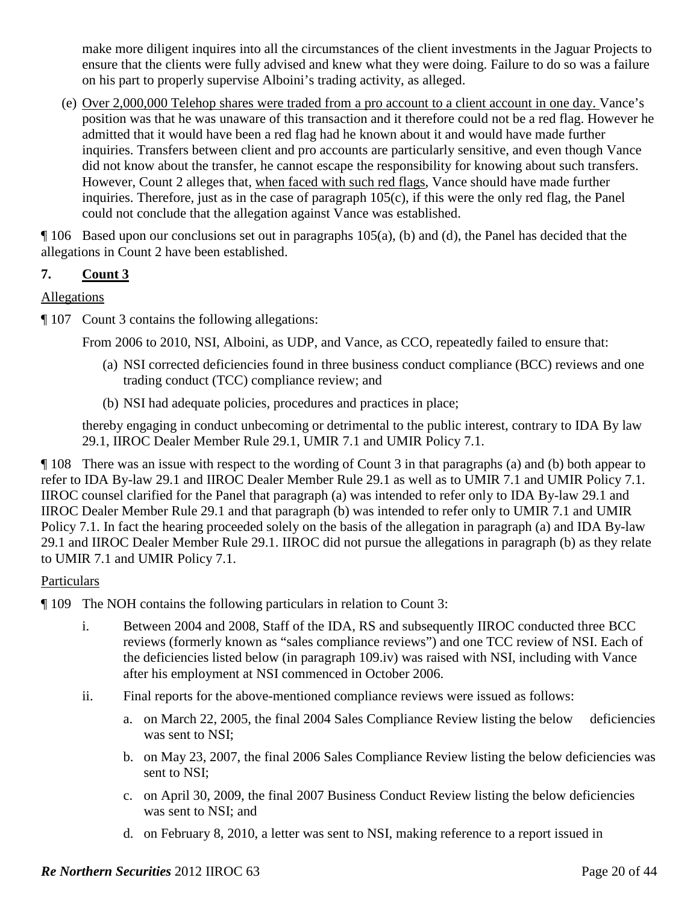make more diligent inquires into all the circumstances of the client investments in the Jaguar Projects to ensure that the clients were fully advised and knew what they were doing. Failure to do so was a failure on his part to properly supervise Alboini's trading activity, as alleged.

(e) <u>Over 2,000,000 Telehop shares were traded from a pro account to a client account in one day.</u> Vance's position was that he was unaware of this transaction and it therefore could not be a red flag. However he admitted that it would have been a red flag had he known about it and would have made further inquiries. Transfers between client and pro accounts are particularly sensitive, and even though Vance did not know about the transfer, he cannot escape the responsibility for knowing about such transfers. However, Count 2 alleges that, <u>when faced with such red flags</u>, Vance should have made further inquiries. Therefore, just as in the case of paragraph 105(c), if this were the only red flag, the Panel could not conclude that the allegation against Vance was established.

¶ 106 Based upon our conclusions set out in paragraphs 105(a), (b) and (d), the Panel has decided that the allegations in Count 2 have been established.

## 7. <u>Count 3</u>

<u>Allegations</u>

¶ 107 Count 3 contains the following allegations:

From 2006 to 2010, NSI, Alboini, as UDP, and Vance, as CCO, repeatedly failed to ensure that:

(a) NSI corrected deficiencies found in three business conduct compliance (BCC) reviews and one trading conduct (TCC) compliance review; and

(b) NSI had adequate policies, procedures and practices in place;

thereby engaging in conduct unbecoming or detrimental to the public interest, contrary to IDA By law 29.1, IIROC Dealer Member Rule 29.1, UMIR 7.1 and UMIR Policy 7.1.

¶ 108 There was an issue with respect to the wording of Count 3 in that paragraphs (a) and (b) both appear to refer to IDA By-law 29.1 and IIROC Dealer Member Rule 29.1 as well as to UMIR 7.1 and UMIR Policy 7.1. IIROC counsel clarified for the Panel that paragraph (a) was intended to refer only to IDA By-law 29.1 and IIROC Dealer Member Rule 29.1 and that paragraph (b) was intended to refer only to UMIR 7.1 and UMIR Policy 7.1. In fact the hearing proceeded solely on the basis of the allegation in paragraph (a) and IDA By-law 29.1 and IIROC Dealer Member Rule 29.1. IIROC did not pursue the allegations in paragraph (b) as they relate to UMIR 7.1 and UMIR Policy 7.1.

<u>Particulars</u>

¶ 109 The NOH contains the following particulars in relation to Count 3:

i. Between 2004 and 2008, Staff of the IDA, RS and subsequently IIROC conducted three BCC reviews (formerly known as "sales compliance reviews") and one TCC review of NSI. Each of the deficiencies listed below (in paragraph 109.iv) was raised with NSI, including with Vance after his employment at NSI commenced in October 2006.

ii. Final reports for the above-mentioned compliance reviews were issued as follows:

   a. on March 22, 2005, the final 2004 Sales Compliance Review listing the below deficiencies was sent to NSI;

   b. on May 23, 2007, the final 2006 Sales Compliance Review listing the below deficiencies was sent to NSI;

   c. on April 30, 2009, the final 2007 Business Conduct Review listing the below deficiencies was sent to NSI; and

   d. on February 8, 2010, a letter was sent to NSI, making reference to a report issued in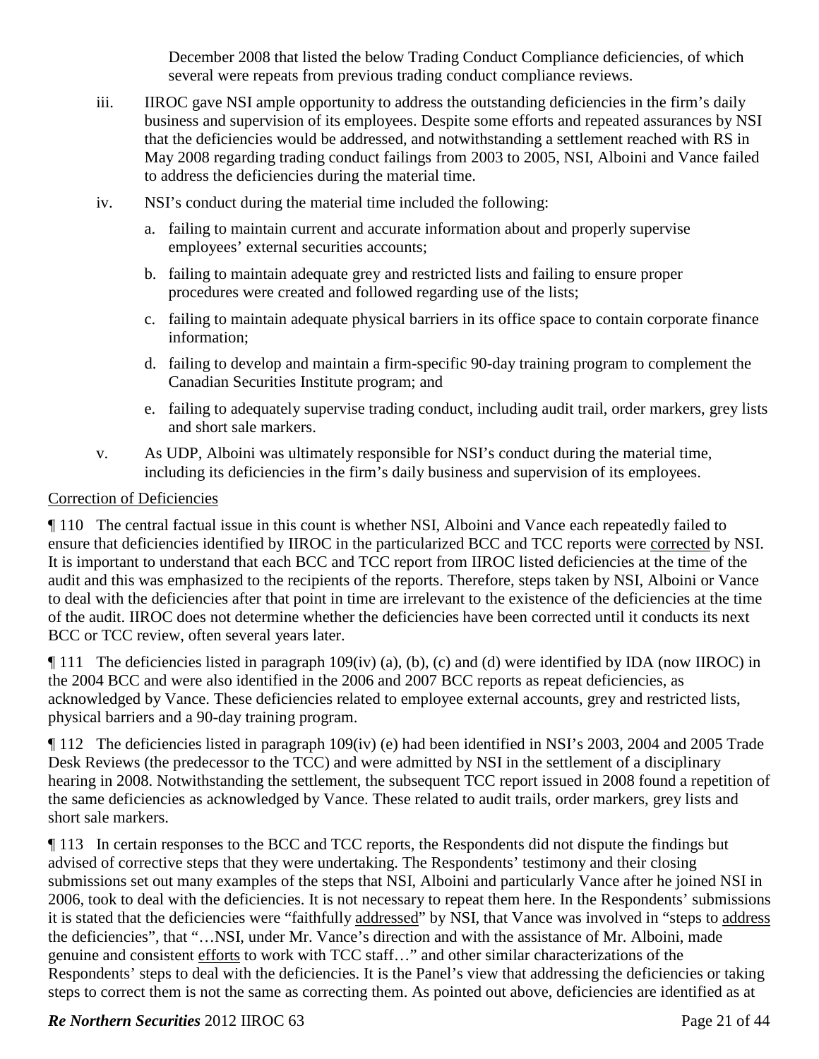December 2008 that listed the below Trading Conduct Compliance deficiencies, of which several were repeats from previous trading conduct compliance reviews.

iii. IIROC gave NSI ample opportunity to address the outstanding deficiencies in the firm's daily business and supervision of its employees. Despite some efforts and repeated assurances by NSI that the deficiencies would be addressed, and notwithstanding a settlement reached with RS in May 2008 regarding trading conduct failings from 2003 to 2005, NSI, Alboini and Vance failed to address the deficiencies during the material time.

iv. NSI's conduct during the material time included the following:

   a. failing to maintain current and accurate information about and properly supervise employees' external securities accounts;

   b. failing to maintain adequate grey and restricted lists and failing to ensure proper procedures were created and followed regarding use of the lists;

   c. failing to maintain adequate physical barriers in its office space to contain corporate finance information;

   d. failing to develop and maintain a firm-specific 90-day training program to complement the Canadian Securities Institute program; and

   e. failing to adequately supervise trading conduct, including audit trail, order markers, grey lists and short sale markers.

v. As UDP, Alboini was ultimately responsible for NSI's conduct during the material time, including its deficiencies in the firm's daily business and supervision of its employees.

<u>Correction of Deficiencies</u>

¶ 110 The central factual issue in this count is whether NSI, Alboini and Vance each repeatedly failed to ensure that deficiencies identified by IIROC in the particularized BCC and TCC reports were <u>corrected</u> by NSI. It is important to understand that each BCC and TCC report from IIROC listed deficiencies at the time of the audit and this was emphasized to the recipients of the reports. Therefore, steps taken by NSI, Alboini or Vance to deal with the deficiencies after that point in time are irrelevant to the existence of the deficiencies at the time of the audit. IIROC does not determine whether the deficiencies have been corrected until it conducts its next BCC or TCC review, often several years later.

¶ 111 The deficiencies listed in paragraph 109(iv) (a), (b), (c) and (d) were identified by IDA (now IIROC) in the 2004 BCC and were also identified in the 2006 and 2007 BCC reports as repeat deficiencies, as acknowledged by Vance. These deficiencies related to employee external accounts, grey and restricted lists, physical barriers and a 90-day training program.

¶ 112 The deficiencies listed in paragraph 109(iv) (e) had been identified in NSI's 2003, 2004 and 2005 Trade Desk Reviews (the predecessor to the TCC) and were admitted by NSI in the settlement of a disciplinary hearing in 2008. Notwithstanding the settlement, the subsequent TCC report issued in 2008 found a repetition of the same deficiencies as acknowledged by Vance. These related to audit trails, order markers, grey lists and short sale markers.

¶ 113 In certain responses to the BCC and TCC reports, the Respondents did not dispute the findings but advised of corrective steps that they were undertaking. The Respondents' testimony and their closing submissions set out many examples of the steps that NSI, Alboini and particularly Vance after he joined NSI in 2006, took to deal with the deficiencies. It is not necessary to repeat them here. In the Respondents' submissions it is stated that the deficiencies were "faithfully <u>addressed</u>" by NSI, that Vance was involved in "steps to <u>address</u> the deficiencies", that "…NSI, under Mr. Vance's direction and with the assistance of Mr. Alboini, made genuine and consistent <u>efforts</u> to work with TCC staff…" and other similar characterizations of the Respondents' steps to deal with the deficiencies. It is the Panel's view that addressing the deficiencies or taking steps to correct them is not the same as correcting them. As pointed out above, deficiencies are identified as at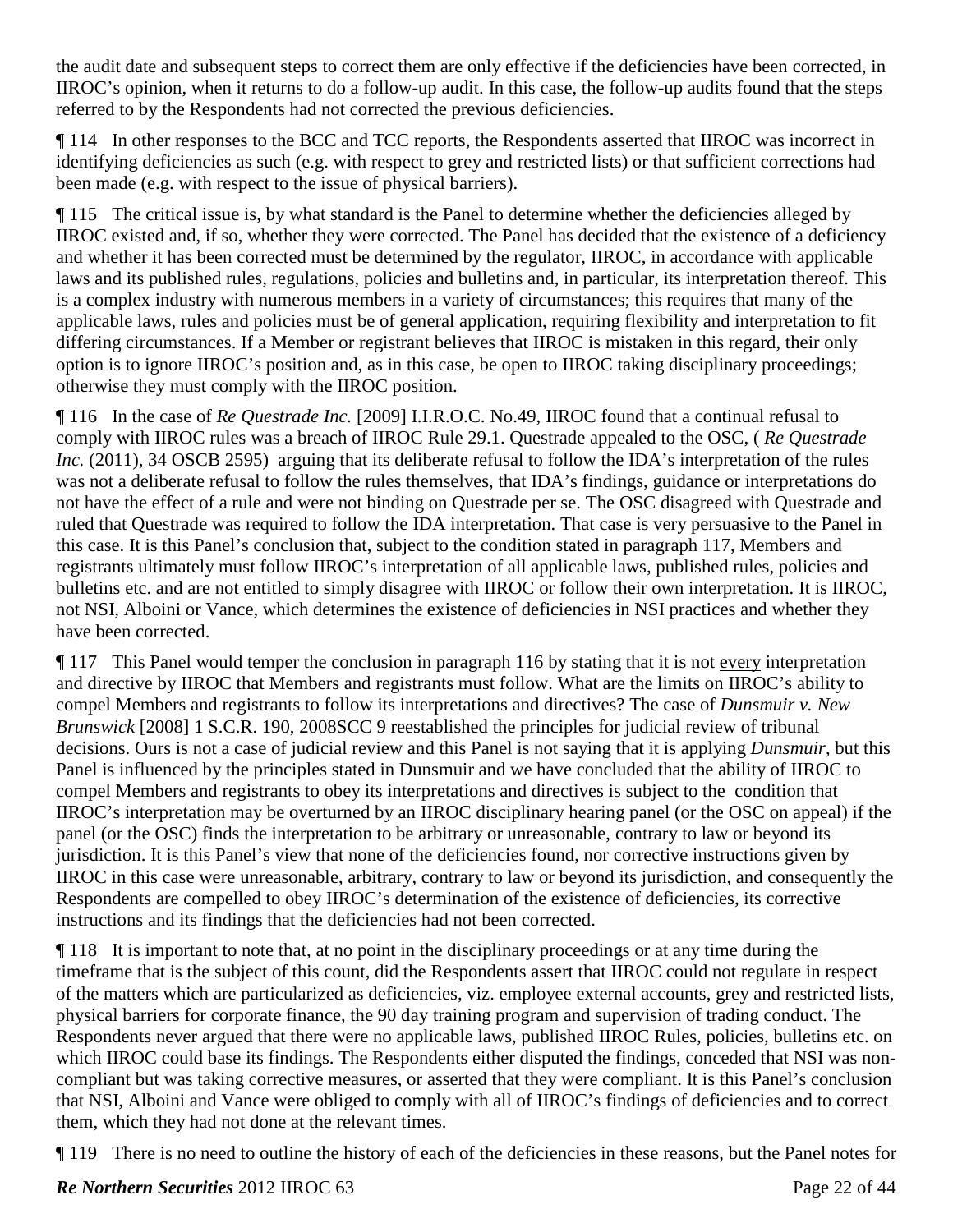the audit date and subsequent steps to correct them are only effective if the deficiencies have been corrected, in IIROC's opinion, when it returns to do a follow-up audit. In this case, the follow-up audits found that the steps referred to by the Respondents had not corrected the previous deficiencies.

¶ 114 In other responses to the BCC and TCC reports, the Respondents asserted that IIROC was incorrect in identifying deficiencies as such (e.g. with respect to grey and restricted lists) or that sufficient corrections had been made (e.g. with respect to the issue of physical barriers).

¶ 115 The critical issue is, by what standard is the Panel to determine whether the deficiencies alleged by IIROC existed and, if so, whether they were corrected. The Panel has decided that the existence of a deficiency and whether it has been corrected must be determined by the regulator, IIROC, in accordance with applicable laws and its published rules, regulations, policies and bulletins and, in particular, its interpretation thereof. This is a complex industry with numerous members in a variety of circumstances; this requires that many of the applicable laws, rules and policies must be of general application, requiring flexibility and interpretation to fit differing circumstances. If a Member or registrant believes that IIROC is mistaken in this regard, their only option is to ignore IIROC's position and, as in this case, be open to IIROC taking disciplinary proceedings; otherwise they must comply with the IIROC position.

¶ 116 In the case of *Re Questrade Inc.* [2009] I.I.R.O.C. No.49, IIROC found that a continual refusal to comply with IIROC rules was a breach of IIROC Rule 29.1. Questrade appealed to the OSC, ( *Re Questrade Inc.* (2011), 34 OSCB 2595) arguing that its deliberate refusal to follow the IDA's interpretation of the rules was not a deliberate refusal to follow the rules themselves, that IDA's findings, guidance or interpretations do not have the effect of a rule and were not binding on Questrade per se. The OSC disagreed with Questrade and ruled that Questrade was required to follow the IDA interpretation. That case is very persuasive to the Panel in this case. It is this Panel's conclusion that, subject to the condition stated in paragraph 117, Members and registrants ultimately must follow IIROC's interpretation of all applicable laws, published rules, policies and bulletins etc. and are not entitled to simply disagree with IIROC or follow their own interpretation. It is IIROC, not NSI, Alboini or Vance, which determines the existence of deficiencies in NSI practices and whether they have been corrected.

¶ 117 This Panel would temper the conclusion in paragraph 116 by stating that it is not every interpretation and directive by IIROC that Members and registrants must follow. What are the limits on IIROC's ability to compel Members and registrants to follow its interpretations and directives? The case of *Dunsmuir v. New Brunswick* [2008] 1 S.C.R. 190, 2008SCC 9 reestablished the principles for judicial review of tribunal decisions. Ours is not a case of judicial review and this Panel is not saying that it is applying *Dunsmuir*, but this Panel is influenced by the principles stated in Dunsmuir and we have concluded that the ability of IIROC to compel Members and registrants to obey its interpretations and directives is subject to the condition that IIROC's interpretation may be overturned by an IIROC disciplinary hearing panel (or the OSC on appeal) if the panel (or the OSC) finds the interpretation to be arbitrary or unreasonable, contrary to law or beyond its jurisdiction. It is this Panel's view that none of the deficiencies found, nor corrective instructions given by IIROC in this case were unreasonable, arbitrary, contrary to law or beyond its jurisdiction, and consequently the Respondents are compelled to obey IIROC's determination of the existence of deficiencies, its corrective instructions and its findings that the deficiencies had not been corrected.

¶ 118 It is important to note that, at no point in the disciplinary proceedings or at any time during the timeframe that is the subject of this count, did the Respondents assert that IIROC could not regulate in respect of the matters which are particularized as deficiencies, viz. employee external accounts, grey and restricted lists, physical barriers for corporate finance, the 90 day training program and supervision of trading conduct. The Respondents never argued that there were no applicable laws, published IIROC Rules, policies, bulletins etc. on which IIROC could base its findings. The Respondents either disputed the findings, conceded that NSI was non-compliant but was taking corrective measures, or asserted that they were compliant. It is this Panel's conclusion that NSI, Alboini and Vance were obliged to comply with all of IIROC's findings of deficiencies and to correct them, which they had not done at the relevant times.

¶ 119 There is no need to outline the history of each of the deficiencies in these reasons, but the Panel notes for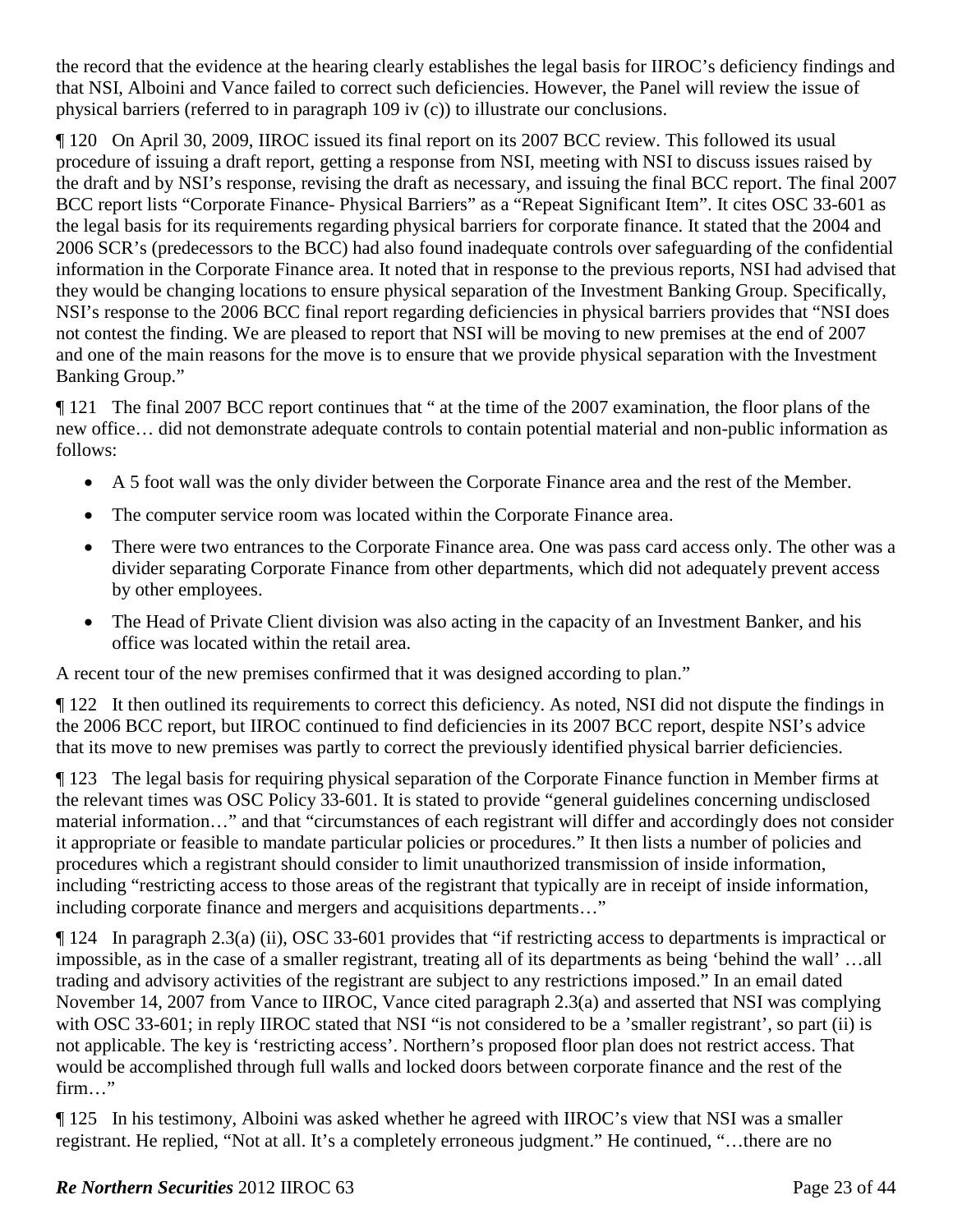the record that the evidence at the hearing clearly establishes the legal basis for IIROC's deficiency findings and that NSI, Alboini and Vance failed to correct such deficiencies. However, the Panel will review the issue of physical barriers (referred to in paragraph 109 iv (c)) to illustrate our conclusions.

¶ 120 On April 30, 2009, IIROC issued its final report on its 2007 BCC review. This followed its usual procedure of issuing a draft report, getting a response from NSI, meeting with NSI to discuss issues raised by the draft and by NSI's response, revising the draft as necessary, and issuing the final BCC report. The final 2007 BCC report lists "Corporate Finance- Physical Barriers" as a "Repeat Significant Item". It cites OSC 33-601 as the legal basis for its requirements regarding physical barriers for corporate finance. It stated that the 2004 and 2006 SCR's (predecessors to the BCC) had also found inadequate controls over safeguarding of the confidential information in the Corporate Finance area. It noted that in response to the previous reports, NSI had advised that they would be changing locations to ensure physical separation of the Investment Banking Group. Specifically, NSI's response to the 2006 BCC final report regarding deficiencies in physical barriers provides that "NSI does not contest the finding. We are pleased to report that NSI will be moving to new premises at the end of 2007 and one of the main reasons for the move is to ensure that we provide physical separation with the Investment Banking Group."

¶ 121 The final 2007 BCC report continues that " at the time of the 2007 examination, the floor plans of the new office… did not demonstrate adequate controls to contain potential material and non-public information as follows:

- A 5 foot wall was the only divider between the Corporate Finance area and the rest of the Member.
- The computer service room was located within the Corporate Finance area.
- There were two entrances to the Corporate Finance area. One was pass card access only. The other was a divider separating Corporate Finance from other departments, which did not adequately prevent access by other employees.
- The Head of Private Client division was also acting in the capacity of an Investment Banker, and his office was located within the retail area.

A recent tour of the new premises confirmed that it was designed according to plan."

¶ 122 It then outlined its requirements to correct this deficiency. As noted, NSI did not dispute the findings in the 2006 BCC report, but IIROC continued to find deficiencies in its 2007 BCC report, despite NSI's advice that its move to new premises was partly to correct the previously identified physical barrier deficiencies.

¶ 123 The legal basis for requiring physical separation of the Corporate Finance function in Member firms at the relevant times was OSC Policy 33-601. It is stated to provide "general guidelines concerning undisclosed material information…" and that "circumstances of each registrant will differ and accordingly does not consider it appropriate or feasible to mandate particular policies or procedures." It then lists a number of policies and procedures which a registrant should consider to limit unauthorized transmission of inside information, including "restricting access to those areas of the registrant that typically are in receipt of inside information, including corporate finance and mergers and acquisitions departments…"

¶ 124 In paragraph 2.3(a) (ii), OSC 33-601 provides that "if restricting access to departments is impractical or impossible, as in the case of a smaller registrant, treating all of its departments as being 'behind the wall' …all trading and advisory activities of the registrant are subject to any restrictions imposed." In an email dated November 14, 2007 from Vance to IIROC, Vance cited paragraph 2.3(a) and asserted that NSI was complying with OSC 33-601; in reply IIROC stated that NSI "is not considered to be a 'smaller registrant', so part (ii) is not applicable. The key is 'restricting access'. Northern's proposed floor plan does not restrict access. That would be accomplished through full walls and locked doors between corporate finance and the rest of the firm…"

¶ 125 In his testimony, Alboini was asked whether he agreed with IIROC's view that NSI was a smaller registrant. He replied, "Not at all. It's a completely erroneous judgment." He continued, "…there are no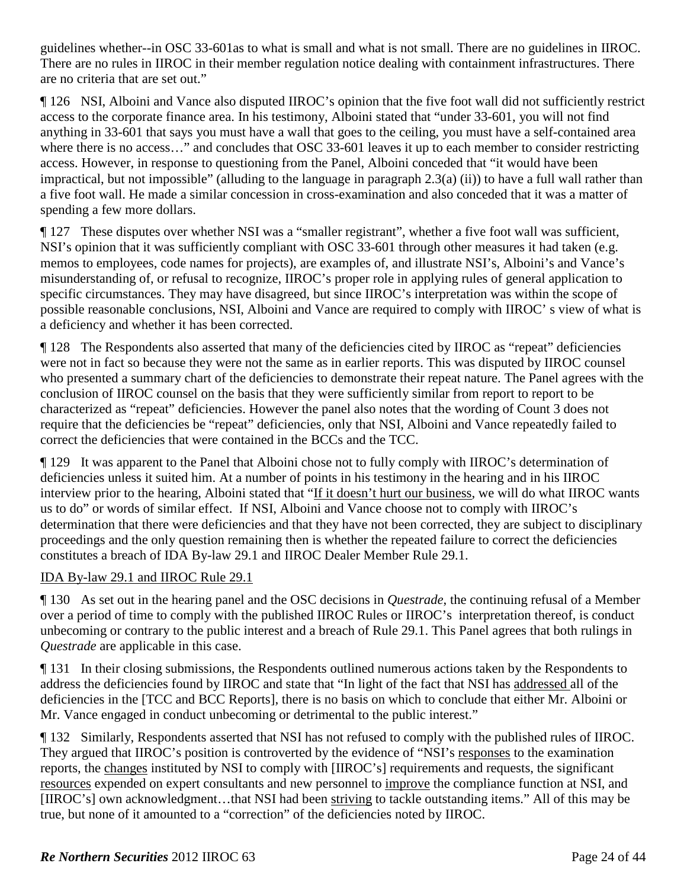guidelines whether--in OSC 33-601as to what is small and what is not small. There are no guidelines in IIROC. There are no rules in IIROC in their member regulation notice dealing with containment infrastructures. There are no criteria that are set out."

¶ 126 NSI, Alboini and Vance also disputed IIROC's opinion that the five foot wall did not sufficiently restrict access to the corporate finance area. In his testimony, Alboini stated that "under 33-601, you will not find anything in 33-601 that says you must have a wall that goes to the ceiling, you must have a self-contained area where there is no access…" and concludes that OSC 33-601 leaves it up to each member to consider restricting access. However, in response to questioning from the Panel, Alboini conceded that "it would have been impractical, but not impossible" (alluding to the language in paragraph 2.3(a) (ii)) to have a full wall rather than a five foot wall. He made a similar concession in cross-examination and also conceded that it was a matter of spending a few more dollars.

¶ 127 These disputes over whether NSI was a "smaller registrant", whether a five foot wall was sufficient, NSI's opinion that it was sufficiently compliant with OSC 33-601 through other measures it had taken (e.g. memos to employees, code names for projects), are examples of, and illustrate NSI's, Alboini's and Vance's misunderstanding of, or refusal to recognize, IIROC's proper role in applying rules of general application to specific circumstances. They may have disagreed, but since IIROC's interpretation was within the scope of possible reasonable conclusions, NSI, Alboini and Vance are required to comply with IIROC' s view of what is a deficiency and whether it has been corrected.

¶ 128 The Respondents also asserted that many of the deficiencies cited by IIROC as "repeat" deficiencies were not in fact so because they were not the same as in earlier reports. This was disputed by IIROC counsel who presented a summary chart of the deficiencies to demonstrate their repeat nature. The Panel agrees with the conclusion of IIROC counsel on the basis that they were sufficiently similar from report to report to be characterized as "repeat" deficiencies. However the panel also notes that the wording of Count 3 does not require that the deficiencies be "repeat" deficiencies, only that NSI, Alboini and Vance repeatedly failed to correct the deficiencies that were contained in the BCCs and the TCC.

¶ 129 It was apparent to the Panel that Alboini chose not to fully comply with IIROC's determination of deficiencies unless it suited him. At a number of points in his testimony in the hearing and in his IIROC interview prior to the hearing, Alboini stated that "If it doesn't hurt our business, we will do what IIROC wants us to do" or words of similar effect. If NSI, Alboini and Vance choose not to comply with IIROC's determination that there were deficiencies and that they have not been corrected, they are subject to disciplinary proceedings and the only question remaining then is whether the repeated failure to correct the deficiencies constitutes a breach of IDA By-law 29.1 and IIROC Dealer Member Rule 29.1.

## IDA By-law 29.1 and IIROC Rule 29.1

¶ 130 As set out in the hearing panel and the OSC decisions in *Questrade*, the continuing refusal of a Member over a period of time to comply with the published IIROC Rules or IIROC's interpretation thereof, is conduct unbecoming or contrary to the public interest and a breach of Rule 29.1. This Panel agrees that both rulings in *Questrade* are applicable in this case.

¶ 131 In their closing submissions, the Respondents outlined numerous actions taken by the Respondents to address the deficiencies found by IIROC and state that "In light of the fact that NSI has addressed all of the deficiencies in the [TCC and BCC Reports], there is no basis on which to conclude that either Mr. Alboini or Mr. Vance engaged in conduct unbecoming or detrimental to the public interest."

¶ 132 Similarly, Respondents asserted that NSI has not refused to comply with the published rules of IIROC. They argued that IIROC's position is controverted by the evidence of "NSI's responses to the examination reports, the changes instituted by NSI to comply with [IIROC's] requirements and requests, the significant resources expended on expert consultants and new personnel to improve the compliance function at NSI, and [IIROC's] own acknowledgment…that NSI had been striving to tackle outstanding items." All of this may be true, but none of it amounted to a "correction" of the deficiencies noted by IIROC.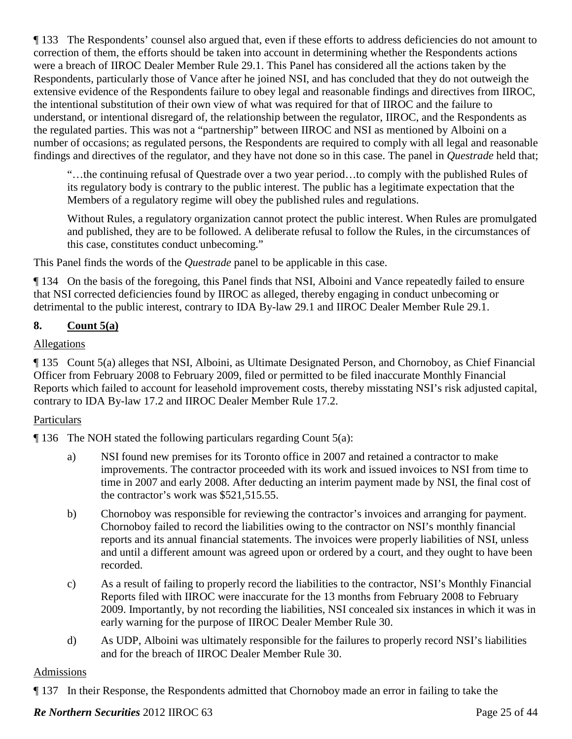¶ 133 The Respondents' counsel also argued that, even if these efforts to address deficiencies do not amount to correction of them, the efforts should be taken into account in determining whether the Respondents actions were a breach of IIROC Dealer Member Rule 29.1. This Panel has considered all the actions taken by the Respondents, particularly those of Vance after he joined NSI, and has concluded that they do not outweigh the extensive evidence of the Respondents failure to obey legal and reasonable findings and directives from IIROC, the intentional substitution of their own view of what was required for that of IIROC and the failure to understand, or intentional disregard of, the relationship between the regulator, IIROC, and the Respondents as the regulated parties. This was not a "partnership" between IIROC and NSI as mentioned by Alboini on a number of occasions; as regulated persons, the Respondents are required to comply with all legal and reasonable findings and directives of the regulator, and they have not done so in this case. The panel in *Questrade* held that;

> "…the continuing refusal of Questrade over a two year period…to comply with the published Rules of its regulatory body is contrary to the public interest. The public has a legitimate expectation that the Members of a regulatory regime will obey the published rules and regulations.
>
> Without Rules, a regulatory organization cannot protect the public interest. When Rules are promulgated and published, they are to be followed. A deliberate refusal to follow the Rules, in the circumstances of this case, constitutes conduct unbecoming."

This Panel finds the words of the *Questrade* panel to be applicable in this case.

¶ 134 On the basis of the foregoing, this Panel finds that NSI, Alboini and Vance repeatedly failed to ensure that NSI corrected deficiencies found by IIROC as alleged, thereby engaging in conduct unbecoming or detrimental to the public interest, contrary to IDA By-law 29.1 and IIROC Dealer Member Rule 29.1.

## 8. Count 5(a)

Allegations

¶ 135 Count 5(a) alleges that NSI, Alboini, as Ultimate Designated Person, and Chornoboy, as Chief Financial Officer from February 2008 to February 2009, filed or permitted to be filed inaccurate Monthly Financial Reports which failed to account for leasehold improvement costs, thereby misstating NSI's risk adjusted capital, contrary to IDA By-law 17.2 and IIROC Dealer Member Rule 17.2.

Particulars

¶ 136 The NOH stated the following particulars regarding Count 5(a):

a) NSI found new premises for its Toronto office in 2007 and retained a contractor to make improvements. The contractor proceeded with its work and issued invoices to NSI from time to time in 2007 and early 2008. After deducting an interim payment made by NSI, the final cost of the contractor's work was $521,515.55.

b) Chornoboy was responsible for reviewing the contractor's invoices and arranging for payment. Chornoboy failed to record the liabilities owing to the contractor on NSI's monthly financial reports and its annual financial statements. The invoices were properly liabilities of NSI, unless and until a different amount was agreed upon or ordered by a court, and they ought to have been recorded.

c) As a result of failing to properly record the liabilities to the contractor, NSI's Monthly Financial Reports filed with IIROC were inaccurate for the 13 months from February 2008 to February 2009. Importantly, by not recording the liabilities, NSI concealed six instances in which it was in early warning for the purpose of IIROC Dealer Member Rule 30.

d) As UDP, Alboini was ultimately responsible for the failures to properly record NSI's liabilities and for the breach of IIROC Dealer Member Rule 30.

Admissions

¶ 137 In their Response, the Respondents admitted that Chornoboy made an error in failing to take the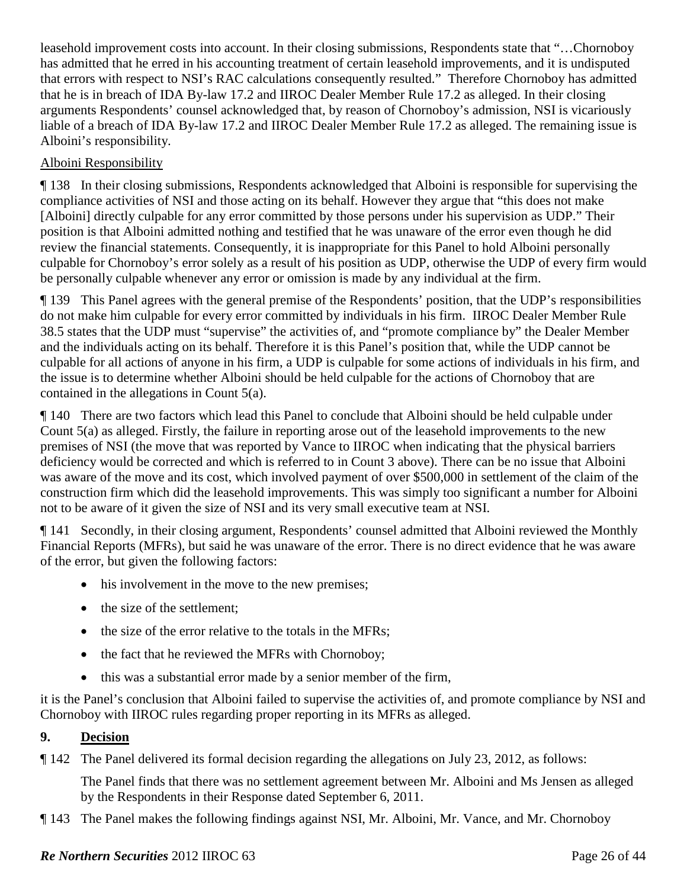leasehold improvement costs into account. In their closing submissions, Respondents state that "…Chornoboy has admitted that he erred in his accounting treatment of certain leasehold improvements, and it is undisputed that errors with respect to NSI's RAC calculations consequently resulted." Therefore Chornoboy has admitted that he is in breach of IDA By-law 17.2 and IIROC Dealer Member Rule 17.2 as alleged. In their closing arguments Respondents' counsel acknowledged that, by reason of Chornoboy's admission, NSI is vicariously liable of a breach of IDA By-law 17.2 and IIROC Dealer Member Rule 17.2 as alleged. The remaining issue is Alboini's responsibility.

Alboini Responsibility

¶ 138 In their closing submissions, Respondents acknowledged that Alboini is responsible for supervising the compliance activities of NSI and those acting on its behalf. However they argue that "this does not make [Alboini] directly culpable for any error committed by those persons under his supervision as UDP." Their position is that Alboini admitted nothing and testified that he was unaware of the error even though he did review the financial statements. Consequently, it is inappropriate for this Panel to hold Alboini personally culpable for Chornoboy's error solely as a result of his position as UDP, otherwise the UDP of every firm would be personally culpable whenever any error or omission is made by any individual at the firm.

¶ 139 This Panel agrees with the general premise of the Respondents' position, that the UDP's responsibilities do not make him culpable for every error committed by individuals in his firm. IIROC Dealer Member Rule 38.5 states that the UDP must "supervise" the activities of, and "promote compliance by" the Dealer Member and the individuals acting on its behalf. Therefore it is this Panel's position that, while the UDP cannot be culpable for all actions of anyone in his firm, a UDP is culpable for some actions of individuals in his firm, and the issue is to determine whether Alboini should be held culpable for the actions of Chornoboy that are contained in the allegations in Count 5(a).

¶ 140 There are two factors which lead this Panel to conclude that Alboini should be held culpable under Count 5(a) as alleged. Firstly, the failure in reporting arose out of the leasehold improvements to the new premises of NSI (the move that was reported by Vance to IIROC when indicating that the physical barriers deficiency would be corrected and which is referred to in Count 3 above). There can be no issue that Alboini was aware of the move and its cost, which involved payment of over $500,000 in settlement of the claim of the construction firm which did the leasehold improvements. This was simply too significant a number for Alboini not to be aware of it given the size of NSI and its very small executive team at NSI.

¶ 141 Secondly, in their closing argument, Respondents' counsel admitted that Alboini reviewed the Monthly Financial Reports (MFRs), but said he was unaware of the error. There is no direct evidence that he was aware of the error, but given the following factors:

- his involvement in the move to the new premises;
- the size of the settlement;
- the size of the error relative to the totals in the MFRs;
- the fact that he reviewed the MFRs with Chornoboy;
- this was a substantial error made by a senior member of the firm,

it is the Panel's conclusion that Alboini failed to supervise the activities of, and promote compliance by NSI and Chornoboy with IIROC rules regarding proper reporting in its MFRs as alleged.

## 9. Decision

¶ 142 The Panel delivered its formal decision regarding the allegations on July 23, 2012, as follows:

> The Panel finds that there was no settlement agreement between Mr. Alboini and Ms Jensen as alleged by the Respondents in their Response dated September 6, 2011.

¶ 143 The Panel makes the following findings against NSI, Mr. Alboini, Mr. Vance, and Mr. Chornoboy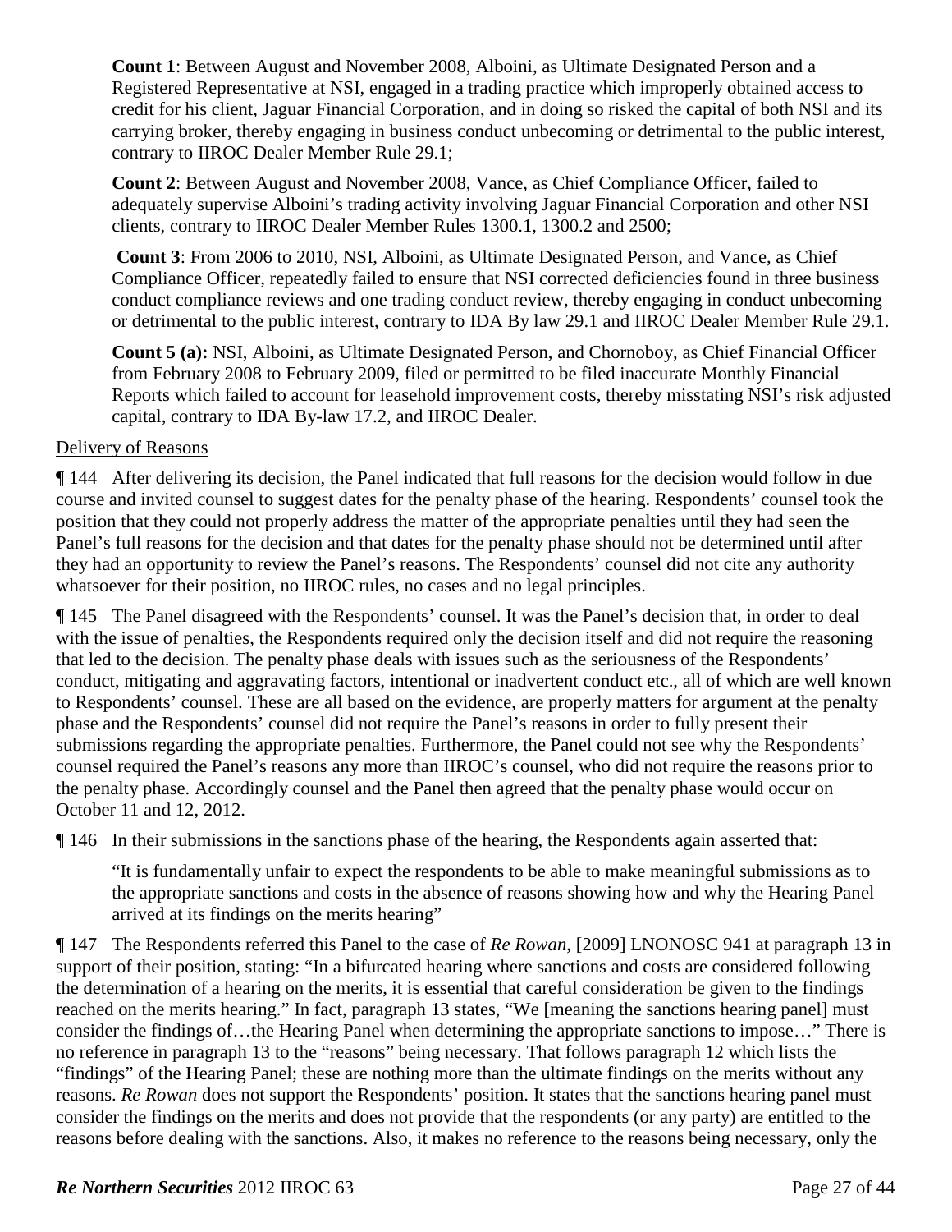**Count 1**: Between August and November 2008, Alboini, as Ultimate Designated Person and a Registered Representative at NSI, engaged in a trading practice which improperly obtained access to credit for his client, Jaguar Financial Corporation, and in doing so risked the capital of both NSI and its carrying broker, thereby engaging in business conduct unbecoming or detrimental to the public interest, contrary to IIROC Dealer Member Rule 29.1;

**Count 2**: Between August and November 2008, Vance, as Chief Compliance Officer, failed to adequately supervise Alboini's trading activity involving Jaguar Financial Corporation and other NSI clients, contrary to IIROC Dealer Member Rules 1300.1, 1300.2 and 2500;

**Count 3**: From 2006 to 2010, NSI, Alboini, as Ultimate Designated Person, and Vance, as Chief Compliance Officer, repeatedly failed to ensure that NSI corrected deficiencies found in three business conduct compliance reviews and one trading conduct review, thereby engaging in conduct unbecoming or detrimental to the public interest, contrary to IDA By law 29.1 and IIROC Dealer Member Rule 29.1.

**Count 5 (a):** NSI, Alboini, as Ultimate Designated Person, and Chornoboy, as Chief Financial Officer from February 2008 to February 2009, filed or permitted to be filed inaccurate Monthly Financial Reports which failed to account for leasehold improvement costs, thereby misstating NSI's risk adjusted capital, contrary to IDA By-law 17.2, and IIROC Dealer.

Delivery of Reasons

¶ 144 After delivering its decision, the Panel indicated that full reasons for the decision would follow in due course and invited counsel to suggest dates for the penalty phase of the hearing. Respondents' counsel took the position that they could not properly address the matter of the appropriate penalties until they had seen the Panel's full reasons for the decision and that dates for the penalty phase should not be determined until after they had an opportunity to review the Panel's reasons. The Respondents' counsel did not cite any authority whatsoever for their position, no IIROC rules, no cases and no legal principles.

¶ 145 The Panel disagreed with the Respondents' counsel. It was the Panel's decision that, in order to deal with the issue of penalties, the Respondents required only the decision itself and did not require the reasoning that led to the decision. The penalty phase deals with issues such as the seriousness of the Respondents' conduct, mitigating and aggravating factors, intentional or inadvertent conduct etc., all of which are well known to Respondents' counsel. These are all based on the evidence, are properly matters for argument at the penalty phase and the Respondents' counsel did not require the Panel's reasons in order to fully present their submissions regarding the appropriate penalties. Furthermore, the Panel could not see why the Respondents' counsel required the Panel's reasons any more than IIROC's counsel, who did not require the reasons prior to the penalty phase. Accordingly counsel and the Panel then agreed that the penalty phase would occur on October 11 and 12, 2012.

¶ 146 In their submissions in the sanctions phase of the hearing, the Respondents again asserted that:

> "It is fundamentally unfair to expect the respondents to be able to make meaningful submissions as to the appropriate sanctions and costs in the absence of reasons showing how and why the Hearing Panel arrived at its findings on the merits hearing"

¶ 147 The Respondents referred this Panel to the case of *Re Rowan*, [2009] LNONOSC 941 at paragraph 13 in support of their position, stating: "In a bifurcated hearing where sanctions and costs are considered following the determination of a hearing on the merits, it is essential that careful consideration be given to the findings reached on the merits hearing." In fact, paragraph 13 states, "We [meaning the sanctions hearing panel] must consider the findings of…the Hearing Panel when determining the appropriate sanctions to impose…" There is no reference in paragraph 13 to the "reasons" being necessary. That follows paragraph 12 which lists the "findings" of the Hearing Panel; these are nothing more than the ultimate findings on the merits without any reasons. *Re Rowan* does not support the Respondents' position. It states that the sanctions hearing panel must consider the findings on the merits and does not provide that the respondents (or any party) are entitled to the reasons before dealing with the sanctions. Also, it makes no reference to the reasons being necessary, only the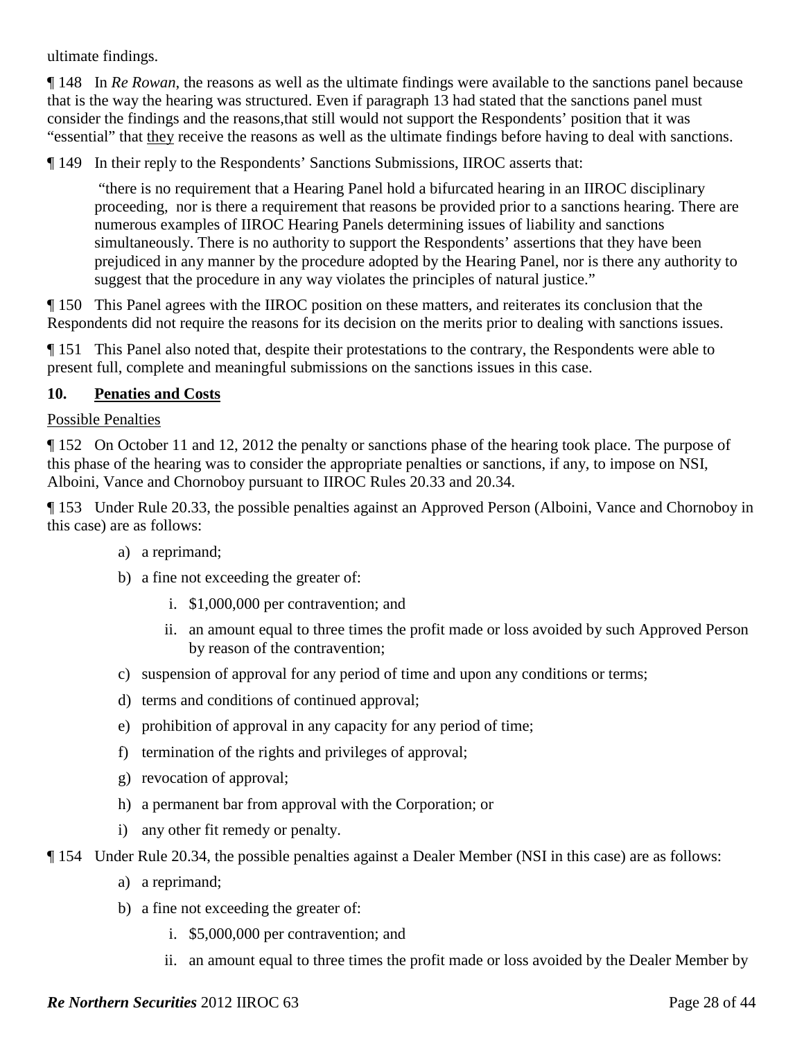ultimate findings.

¶ 148 In *Re Rowan*, the reasons as well as the ultimate findings were available to the sanctions panel because that is the way the hearing was structured. Even if paragraph 13 had stated that the sanctions panel must consider the findings and the reasons,that still would not support the Respondents' position that it was "essential" that they receive the reasons as well as the ultimate findings before having to deal with sanctions.

¶ 149 In their reply to the Respondents' Sanctions Submissions, IIROC asserts that:

> "there is no requirement that a Hearing Panel hold a bifurcated hearing in an IIROC disciplinary proceeding, nor is there a requirement that reasons be provided prior to a sanctions hearing. There are numerous examples of IIROC Hearing Panels determining issues of liability and sanctions simultaneously. There is no authority to support the Respondents' assertions that they have been prejudiced in any manner by the procedure adopted by the Hearing Panel, nor is there any authority to suggest that the procedure in any way violates the principles of natural justice."

¶ 150 This Panel agrees with the IIROC position on these matters, and reiterates its conclusion that the Respondents did not require the reasons for its decision on the merits prior to dealing with sanctions issues.

¶ 151 This Panel also noted that, despite their protestations to the contrary, the Respondents were able to present full, complete and meaningful submissions on the sanctions issues in this case.

## 10. Penaties and Costs

Possible Penalties

¶ 152 On October 11 and 12, 2012 the penalty or sanctions phase of the hearing took place. The purpose of this phase of the hearing was to consider the appropriate penalties or sanctions, if any, to impose on NSI, Alboini, Vance and Chornoboy pursuant to IIROC Rules 20.33 and 20.34.

¶ 153 Under Rule 20.33, the possible penalties against an Approved Person (Alboini, Vance and Chornoboy in this case) are as follows:

a) a reprimand;
b) a fine not exceeding the greater of:
   i. \$1,000,000 per contravention; and
   ii. an amount equal to three times the profit made or loss avoided by such Approved Person by reason of the contravention;
c) suspension of approval for any period of time and upon any conditions or terms;
d) terms and conditions of continued approval;
e) prohibition of approval in any capacity for any period of time;
f) termination of the rights and privileges of approval;
g) revocation of approval;
h) a permanent bar from approval with the Corporation; or
i) any other fit remedy or penalty.

¶ 154 Under Rule 20.34, the possible penalties against a Dealer Member (NSI in this case) are as follows:

a) a reprimand;
b) a fine not exceeding the greater of:
   i. \$5,000,000 per contravention; and
   ii. an amount equal to three times the profit made or loss avoided by the Dealer Member by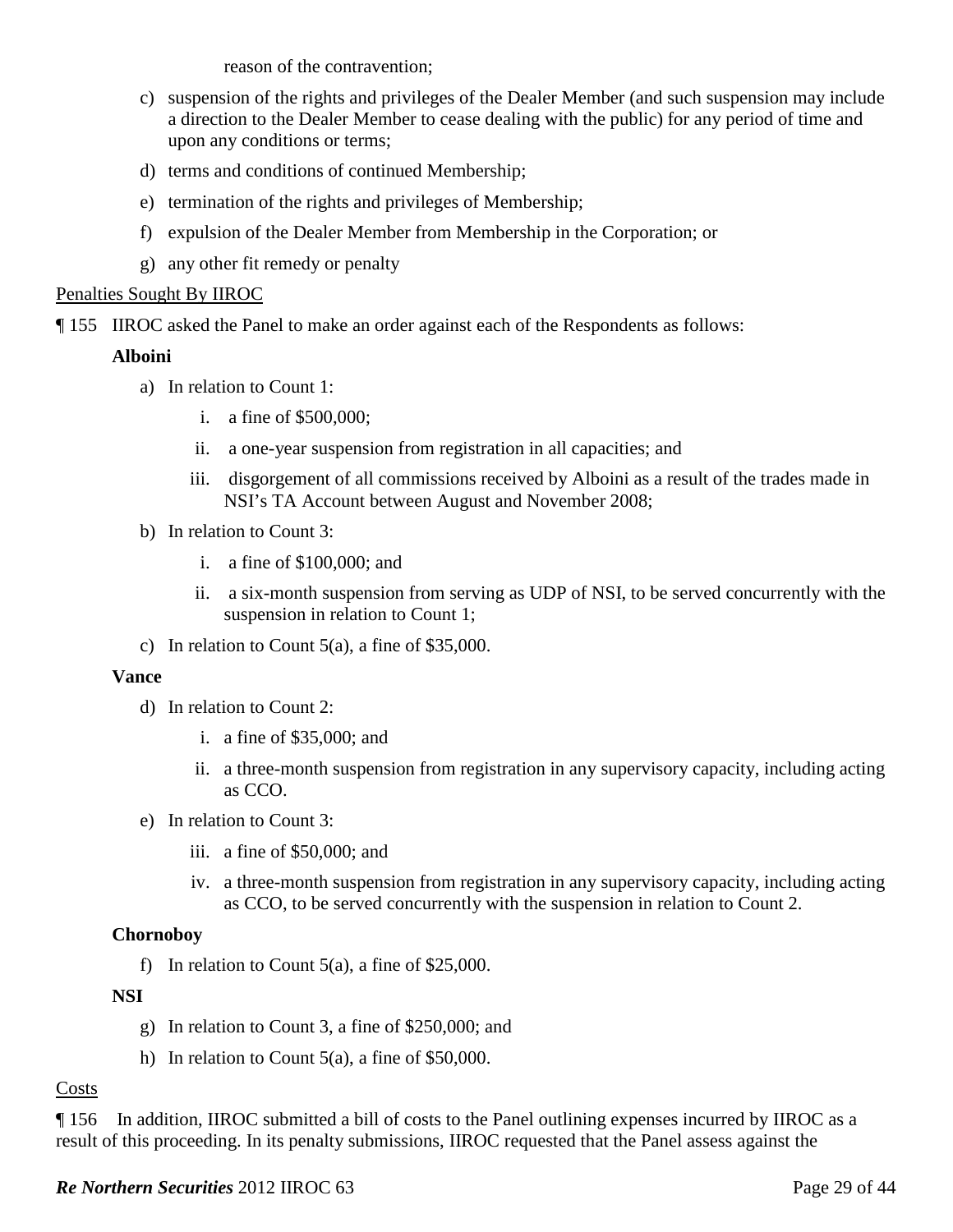reason of the contravention;

c) suspension of the rights and privileges of the Dealer Member (and such suspension may include a direction to the Dealer Member to cease dealing with the public) for any period of time and upon any conditions or terms;

d) terms and conditions of continued Membership;

e) termination of the rights and privileges of Membership;

f) expulsion of the Dealer Member from Membership in the Corporation; or

g) any other fit remedy or penalty

Penalties Sought By IIROC

¶ 155 IIROC asked the Panel to make an order against each of the Respondents as follows:

**Alboini**

a) In relation to Count 1:

i. a fine of $500,000;

ii. a one-year suspension from registration in all capacities; and

iii. disgorgement of all commissions received by Alboini as a result of the trades made in NSI's TA Account between August and November 2008;

b) In relation to Count 3:

i. a fine of $100,000; and

ii. a six-month suspension from serving as UDP of NSI, to be served concurrently with the suspension in relation to Count 1;

c) In relation to Count 5(a), a fine of $35,000.

**Vance**

d) In relation to Count 2:

i. a fine of $35,000; and

ii. a three-month suspension from registration in any supervisory capacity, including acting as CCO.

e) In relation to Count 3:

iii. a fine of $50,000; and

iv. a three-month suspension from registration in any supervisory capacity, including acting as CCO, to be served concurrently with the suspension in relation to Count 2.

**Chornoboy**

f) In relation to Count 5(a), a fine of $25,000.

**NSI**

g) In relation to Count 3, a fine of $250,000; and

h) In relation to Count 5(a), a fine of $50,000.

Costs

¶ 156 In addition, IIROC submitted a bill of costs to the Panel outlining expenses incurred by IIROC as a result of this proceeding. In its penalty submissions, IIROC requested that the Panel assess against the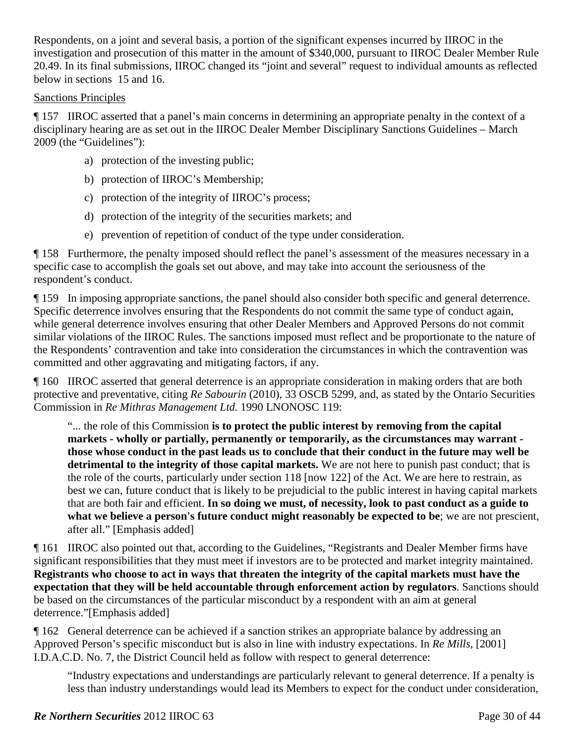Respondents, on a joint and several basis, a portion of the significant expenses incurred by IIROC in the investigation and prosecution of this matter in the amount of $340,000, pursuant to IIROC Dealer Member Rule 20.49. In its final submissions, IIROC changed its "joint and several" request to individual amounts as reflected below in sections 15 and 16.

Sanctions Principles

¶ 157 IIROC asserted that a panel's main concerns in determining an appropriate penalty in the context of a disciplinary hearing are as set out in the IIROC Dealer Member Disciplinary Sanctions Guidelines – March 2009 (the "Guidelines"):

a) protection of the investing public;

b) protection of IIROC's Membership;

c) protection of the integrity of IIROC's process;

d) protection of the integrity of the securities markets; and

e) prevention of repetition of conduct of the type under consideration.

¶ 158 Furthermore, the penalty imposed should reflect the panel's assessment of the measures necessary in a specific case to accomplish the goals set out above, and may take into account the seriousness of the respondent's conduct.

¶ 159 In imposing appropriate sanctions, the panel should also consider both specific and general deterrence. Specific deterrence involves ensuring that the Respondents do not commit the same type of conduct again, while general deterrence involves ensuring that other Dealer Members and Approved Persons do not commit similar violations of the IIROC Rules. The sanctions imposed must reflect and be proportionate to the nature of the Respondents' contravention and take into consideration the circumstances in which the contravention was committed and other aggravating and mitigating factors, if any.

¶ 160 IIROC asserted that general deterrence is an appropriate consideration in making orders that are both protective and preventative, citing *Re Sabourin* (2010), 33 OSCB 5299, and, as stated by the Ontario Securities Commission in *Re Mithras Management Ltd.* 1990 LNONOSC 119:

> "... the role of this Commission **is to protect the public interest by removing from the capital markets - wholly or partially, permanently or temporarily, as the circumstances may warrant - those whose conduct in the past leads us to conclude that their conduct in the future may well be detrimental to the integrity of those capital markets.** We are not here to punish past conduct; that is the role of the courts, particularly under section 118 [now 122] of the Act. We are here to restrain, as best we can, future conduct that is likely to be prejudicial to the public interest in having capital markets that are both fair and efficient. **In so doing we must, of necessity, look to past conduct as a guide to what we believe a person's future conduct might reasonably be expected to be**; we are not prescient, after all." [Emphasis added]

¶ 161 IIROC also pointed out that, according to the Guidelines, "Registrants and Dealer Member firms have significant responsibilities that they must meet if investors are to be protected and market integrity maintained. **Registrants who choose to act in ways that threaten the integrity of the capital markets must have the expectation that they will be held accountable through enforcement action by regulators**. Sanctions should be based on the circumstances of the particular misconduct by a respondent with an aim at general deterrence."[Emphasis added]

¶ 162 General deterrence can be achieved if a sanction strikes an appropriate balance by addressing an Approved Person's specific misconduct but is also in line with industry expectations. In *Re Mills*, [2001] I.D.A.C.D. No. 7, the District Council held as follow with respect to general deterrence:

> "Industry expectations and understandings are particularly relevant to general deterrence. If a penalty is less than industry understandings would lead its Members to expect for the conduct under consideration,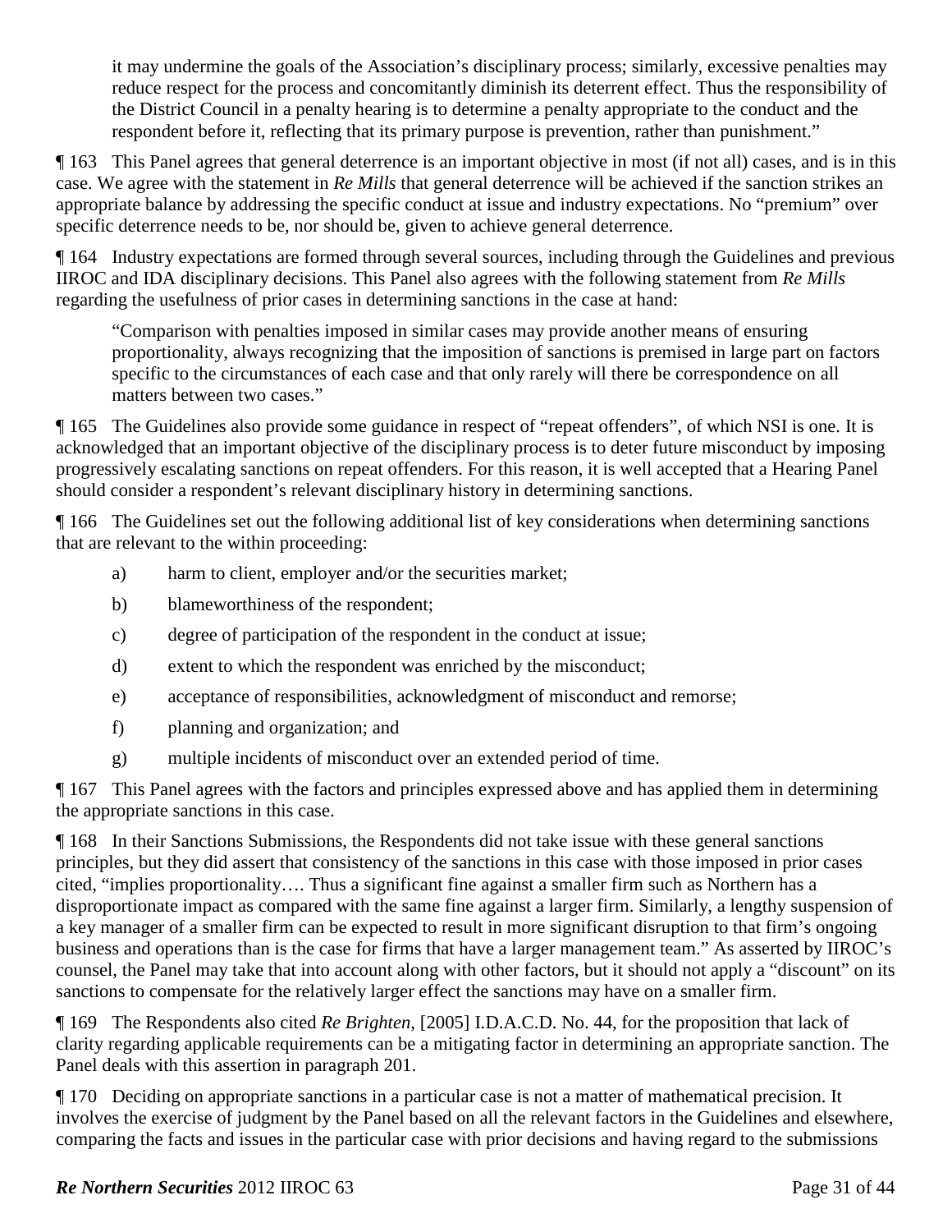> it may undermine the goals of the Association's disciplinary process; similarly, excessive penalties may reduce respect for the process and concomitantly diminish its deterrent effect. Thus the responsibility of the District Council in a penalty hearing is to determine a penalty appropriate to the conduct and the respondent before it, reflecting that its primary purpose is prevention, rather than punishment."

¶ 163 This Panel agrees that general deterrence is an important objective in most (if not all) cases, and is in this case. We agree with the statement in *Re Mills* that general deterrence will be achieved if the sanction strikes an appropriate balance by addressing the specific conduct at issue and industry expectations. No "premium" over specific deterrence needs to be, nor should be, given to achieve general deterrence.

¶ 164 Industry expectations are formed through several sources, including through the Guidelines and previous IIROC and IDA disciplinary decisions. This Panel also agrees with the following statement from *Re Mills* regarding the usefulness of prior cases in determining sanctions in the case at hand:

> "Comparison with penalties imposed in similar cases may provide another means of ensuring proportionality, always recognizing that the imposition of sanctions is premised in large part on factors specific to the circumstances of each case and that only rarely will there be correspondence on all matters between two cases."

¶ 165 The Guidelines also provide some guidance in respect of "repeat offenders", of which NSI is one. It is acknowledged that an important objective of the disciplinary process is to deter future misconduct by imposing progressively escalating sanctions on repeat offenders. For this reason, it is well accepted that a Hearing Panel should consider a respondent's relevant disciplinary history in determining sanctions.

¶ 166 The Guidelines set out the following additional list of key considerations when determining sanctions that are relevant to the within proceeding:

a) harm to client, employer and/or the securities market;

b) blameworthiness of the respondent;

c) degree of participation of the respondent in the conduct at issue;

d) extent to which the respondent was enriched by the misconduct;

e) acceptance of responsibilities, acknowledgment of misconduct and remorse;

f) planning and organization; and

g) multiple incidents of misconduct over an extended period of time.

¶ 167 This Panel agrees with the factors and principles expressed above and has applied them in determining the appropriate sanctions in this case.

¶ 168 In their Sanctions Submissions, the Respondents did not take issue with these general sanctions principles, but they did assert that consistency of the sanctions in this case with those imposed in prior cases cited, "implies proportionality…. Thus a significant fine against a smaller firm such as Northern has a disproportionate impact as compared with the same fine against a larger firm. Similarly, a lengthy suspension of a key manager of a smaller firm can be expected to result in more significant disruption to that firm's ongoing business and operations than is the case for firms that have a larger management team." As asserted by IIROC's counsel, the Panel may take that into account along with other factors, but it should not apply a "discount" on its sanctions to compensate for the relatively larger effect the sanctions may have on a smaller firm.

¶ 169 The Respondents also cited *Re Brighten*, [2005] I.D.A.C.D. No. 44, for the proposition that lack of clarity regarding applicable requirements can be a mitigating factor in determining an appropriate sanction. The Panel deals with this assertion in paragraph 201.

¶ 170 Deciding on appropriate sanctions in a particular case is not a matter of mathematical precision. It involves the exercise of judgment by the Panel based on all the relevant factors in the Guidelines and elsewhere, comparing the facts and issues in the particular case with prior decisions and having regard to the submissions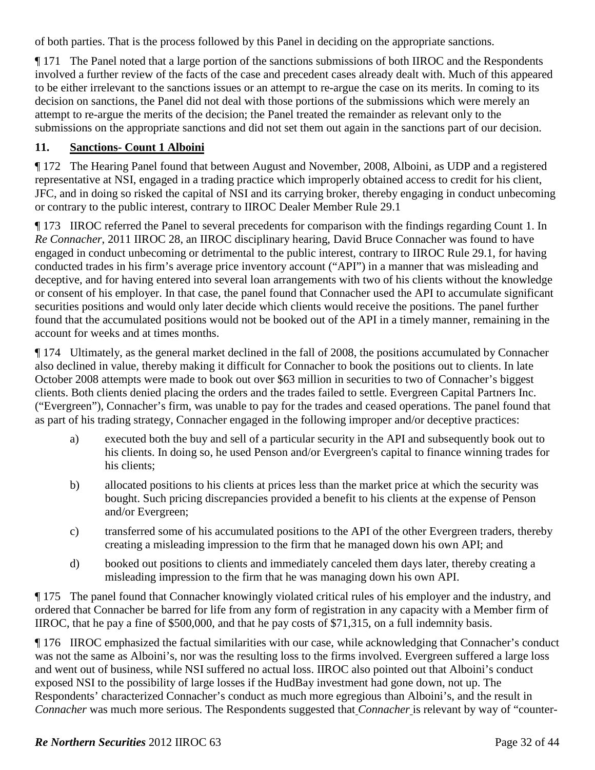of both parties. That is the process followed by this Panel in deciding on the appropriate sanctions.

¶ 171 The Panel noted that a large portion of the sanctions submissions of both IIROC and the Respondents involved a further review of the facts of the case and precedent cases already dealt with. Much of this appeared to be either irrelevant to the sanctions issues or an attempt to re-argue the case on its merits. In coming to its decision on sanctions, the Panel did not deal with those portions of the submissions which were merely an attempt to re-argue the merits of the decision; the Panel treated the remainder as relevant only to the submissions on the appropriate sanctions and did not set them out again in the sanctions part of our decision.

## 11. Sanctions- Count 1 Alboini

¶ 172 The Hearing Panel found that between August and November, 2008, Alboini, as UDP and a registered representative at NSI, engaged in a trading practice which improperly obtained access to credit for his client, JFC, and in doing so risked the capital of NSI and its carrying broker, thereby engaging in conduct unbecoming or contrary to the public interest, contrary to IIROC Dealer Member Rule 29.1

¶ 173 IIROC referred the Panel to several precedents for comparison with the findings regarding Count 1. In *Re Connacher*, 2011 IIROC 28, an IIROC disciplinary hearing, David Bruce Connacher was found to have engaged in conduct unbecoming or detrimental to the public interest, contrary to IIROC Rule 29.1, for having conducted trades in his firm's average price inventory account ("API") in a manner that was misleading and deceptive, and for having entered into several loan arrangements with two of his clients without the knowledge or consent of his employer. In that case, the panel found that Connacher used the API to accumulate significant securities positions and would only later decide which clients would receive the positions. The panel further found that the accumulated positions would not be booked out of the API in a timely manner, remaining in the account for weeks and at times months.

¶ 174 Ultimately, as the general market declined in the fall of 2008, the positions accumulated by Connacher also declined in value, thereby making it difficult for Connacher to book the positions out to clients. In late October 2008 attempts were made to book out over $63 million in securities to two of Connacher's biggest clients. Both clients denied placing the orders and the trades failed to settle. Evergreen Capital Partners Inc. ("Evergreen"), Connacher's firm, was unable to pay for the trades and ceased operations. The panel found that as part of his trading strategy, Connacher engaged in the following improper and/or deceptive practices:

a) executed both the buy and sell of a particular security in the API and subsequently book out to his clients. In doing so, he used Penson and/or Evergreen's capital to finance winning trades for his clients;

b) allocated positions to his clients at prices less than the market price at which the security was bought. Such pricing discrepancies provided a benefit to his clients at the expense of Penson and/or Evergreen;

c) transferred some of his accumulated positions to the API of the other Evergreen traders, thereby creating a misleading impression to the firm that he managed down his own API; and

d) booked out positions to clients and immediately canceled them days later, thereby creating a misleading impression to the firm that he was managing down his own API.

¶ 175 The panel found that Connacher knowingly violated critical rules of his employer and the industry, and ordered that Connacher be barred for life from any form of registration in any capacity with a Member firm of IIROC, that he pay a fine of $500,000, and that he pay costs of $71,315, on a full indemnity basis.

¶ 176 IIROC emphasized the factual similarities with our case, while acknowledging that Connacher's conduct was not the same as Alboini's, nor was the resulting loss to the firms involved. Evergreen suffered a large loss and went out of business, while NSI suffered no actual loss. IIROC also pointed out that Alboini's conduct exposed NSI to the possibility of large losses if the HudBay investment had gone down, not up. The Respondents' characterized Connacher's conduct as much more egregious than Alboini's, and the result in *Connacher* was much more serious. The Respondents suggested that *Connacher* is relevant by way of "counter-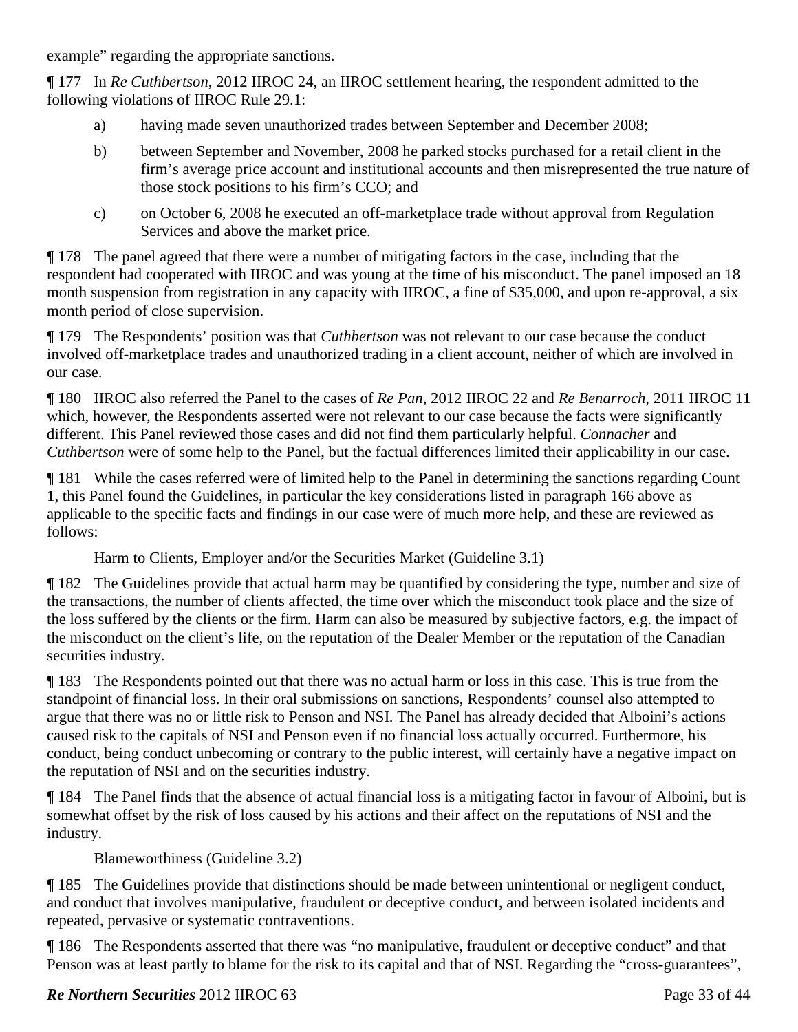example" regarding the appropriate sanctions.

¶ 177 In *Re Cuthbertson*, 2012 IIROC 24, an IIROC settlement hearing, the respondent admitted to the following violations of IIROC Rule 29.1:

a) having made seven unauthorized trades between September and December 2008;

b) between September and November, 2008 he parked stocks purchased for a retail client in the firm's average price account and institutional accounts and then misrepresented the true nature of those stock positions to his firm's CCO; and

c) on October 6, 2008 he executed an off-marketplace trade without approval from Regulation Services and above the market price.

¶ 178 The panel agreed that there were a number of mitigating factors in the case, including that the respondent had cooperated with IIROC and was young at the time of his misconduct. The panel imposed an 18 month suspension from registration in any capacity with IIROC, a fine of $35,000, and upon re-approval, a six month period of close supervision.

¶ 179 The Respondents' position was that *Cuthbertson* was not relevant to our case because the conduct involved off-marketplace trades and unauthorized trading in a client account, neither of which are involved in our case.

¶ 180 IIROC also referred the Panel to the cases of *Re Pan*, 2012 IIROC 22 and *Re Benarroch*, 2011 IIROC 11 which, however, the Respondents asserted were not relevant to our case because the facts were significantly different. This Panel reviewed those cases and did not find them particularly helpful. *Connacher* and *Cuthbertson* were of some help to the Panel, but the factual differences limited their applicability in our case.

¶ 181 While the cases referred were of limited help to the Panel in determining the sanctions regarding Count 1, this Panel found the Guidelines, in particular the key considerations listed in paragraph 166 above as applicable to the specific facts and findings in our case were of much more help, and these are reviewed as follows:

Harm to Clients, Employer and/or the Securities Market (Guideline 3.1)

¶ 182 The Guidelines provide that actual harm may be quantified by considering the type, number and size of the transactions, the number of clients affected, the time over which the misconduct took place and the size of the loss suffered by the clients or the firm. Harm can also be measured by subjective factors, e.g. the impact of the misconduct on the client's life, on the reputation of the Dealer Member or the reputation of the Canadian securities industry.

¶ 183 The Respondents pointed out that there was no actual harm or loss in this case. This is true from the standpoint of financial loss. In their oral submissions on sanctions, Respondents' counsel also attempted to argue that there was no or little risk to Penson and NSI. The Panel has already decided that Alboini's actions caused risk to the capitals of NSI and Penson even if no financial loss actually occurred. Furthermore, his conduct, being conduct unbecoming or contrary to the public interest, will certainly have a negative impact on the reputation of NSI and on the securities industry.

¶ 184 The Panel finds that the absence of actual financial loss is a mitigating factor in favour of Alboini, but is somewhat offset by the risk of loss caused by his actions and their affect on the reputations of NSI and the industry.

Blameworthiness (Guideline 3.2)

¶ 185 The Guidelines provide that distinctions should be made between unintentional or negligent conduct, and conduct that involves manipulative, fraudulent or deceptive conduct, and between isolated incidents and repeated, pervasive or systematic contraventions.

¶ 186 The Respondents asserted that there was "no manipulative, fraudulent or deceptive conduct" and that Penson was at least partly to blame for the risk to its capital and that of NSI. Regarding the "cross-guarantees",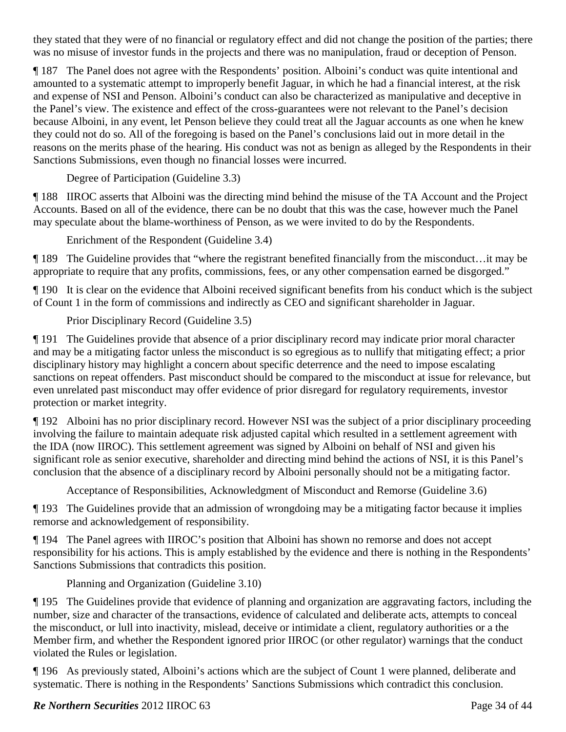they stated that they were of no financial or regulatory effect and did not change the position of the parties; there was no misuse of investor funds in the projects and there was no manipulation, fraud or deception of Penson.

¶ 187 The Panel does not agree with the Respondents' position. Alboini's conduct was quite intentional and amounted to a systematic attempt to improperly benefit Jaguar, in which he had a financial interest, at the risk and expense of NSI and Penson. Alboini's conduct can also be characterized as manipulative and deceptive in the Panel's view. The existence and effect of the cross-guarantees were not relevant to the Panel's decision because Alboini, in any event, let Penson believe they could treat all the Jaguar accounts as one when he knew they could not do so. All of the foregoing is based on the Panel's conclusions laid out in more detail in the reasons on the merits phase of the hearing. His conduct was not as benign as alleged by the Respondents in their Sanctions Submissions, even though no financial losses were incurred.

Degree of Participation (Guideline 3.3)

¶ 188 IIROC asserts that Alboini was the directing mind behind the misuse of the TA Account and the Project Accounts. Based on all of the evidence, there can be no doubt that this was the case, however much the Panel may speculate about the blame-worthiness of Penson, as we were invited to do by the Respondents.

Enrichment of the Respondent (Guideline 3.4)

¶ 189 The Guideline provides that "where the registrant benefited financially from the misconduct…it may be appropriate to require that any profits, commissions, fees, or any other compensation earned be disgorged."

¶ 190 It is clear on the evidence that Alboini received significant benefits from his conduct which is the subject of Count 1 in the form of commissions and indirectly as CEO and significant shareholder in Jaguar.

Prior Disciplinary Record (Guideline 3.5)

¶ 191 The Guidelines provide that absence of a prior disciplinary record may indicate prior moral character and may be a mitigating factor unless the misconduct is so egregious as to nullify that mitigating effect; a prior disciplinary history may highlight a concern about specific deterrence and the need to impose escalating sanctions on repeat offenders. Past misconduct should be compared to the misconduct at issue for relevance, but even unrelated past misconduct may offer evidence of prior disregard for regulatory requirements, investor protection or market integrity.

¶ 192 Alboini has no prior disciplinary record. However NSI was the subject of a prior disciplinary proceeding involving the failure to maintain adequate risk adjusted capital which resulted in a settlement agreement with the IDA (now IIROC). This settlement agreement was signed by Alboini on behalf of NSI and given his significant role as senior executive, shareholder and directing mind behind the actions of NSI, it is this Panel's conclusion that the absence of a disciplinary record by Alboini personally should not be a mitigating factor.

Acceptance of Responsibilities, Acknowledgment of Misconduct and Remorse (Guideline 3.6)

¶ 193 The Guidelines provide that an admission of wrongdoing may be a mitigating factor because it implies remorse and acknowledgement of responsibility.

¶ 194 The Panel agrees with IIROC's position that Alboini has shown no remorse and does not accept responsibility for his actions. This is amply established by the evidence and there is nothing in the Respondents' Sanctions Submissions that contradicts this position.

Planning and Organization (Guideline 3.10)

¶ 195 The Guidelines provide that evidence of planning and organization are aggravating factors, including the number, size and character of the transactions, evidence of calculated and deliberate acts, attempts to conceal the misconduct, or lull into inactivity, mislead, deceive or intimidate a client, regulatory authorities or a the Member firm, and whether the Respondent ignored prior IIROC (or other regulator) warnings that the conduct violated the Rules or legislation.

¶ 196 As previously stated, Alboini's actions which are the subject of Count 1 were planned, deliberate and systematic. There is nothing in the Respondents' Sanctions Submissions which contradict this conclusion.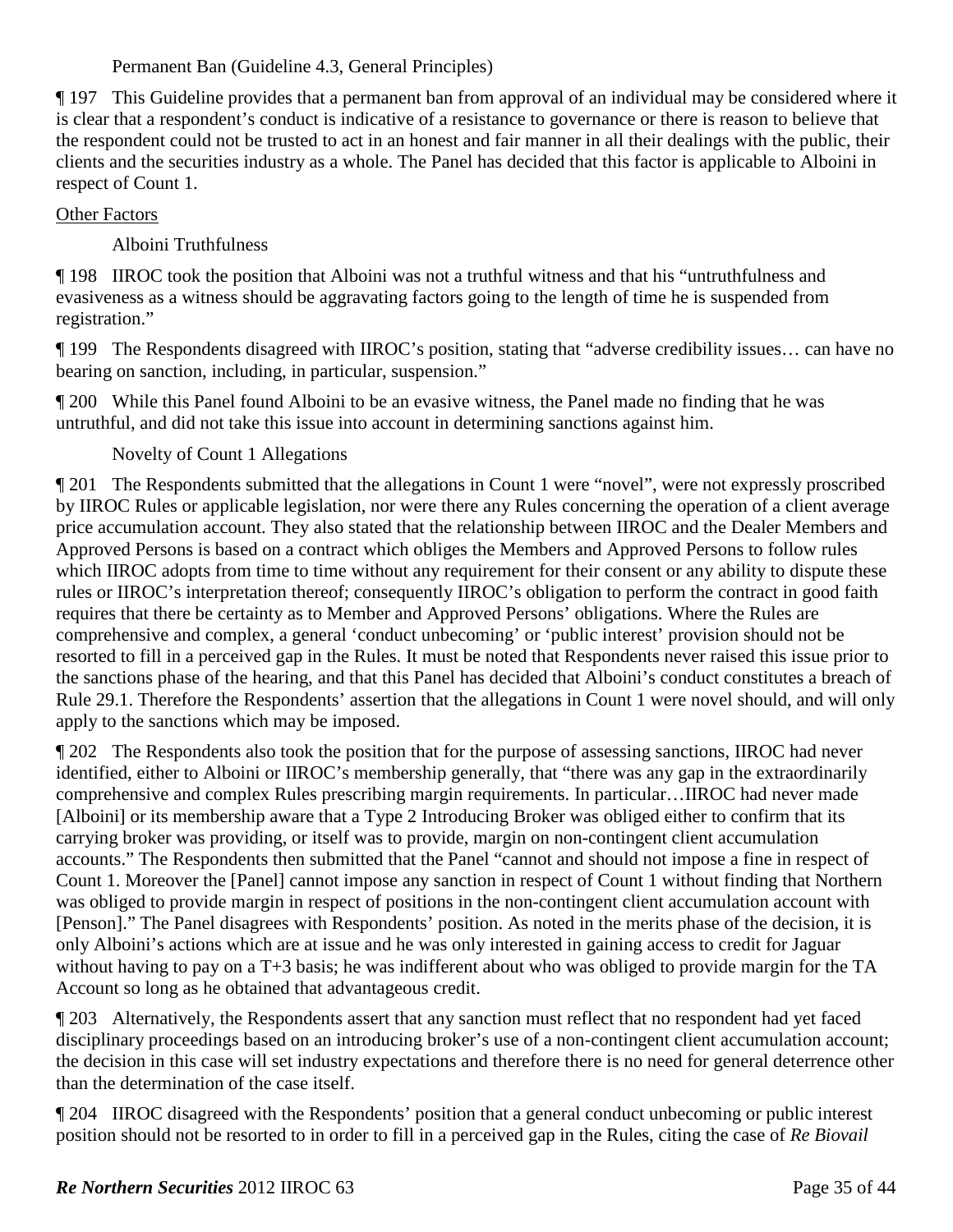Permanent Ban (Guideline 4.3, General Principles)

¶ 197 This Guideline provides that a permanent ban from approval of an individual may be considered where it is clear that a respondent's conduct is indicative of a resistance to governance or there is reason to believe that the respondent could not be trusted to act in an honest and fair manner in all their dealings with the public, their clients and the securities industry as a whole. The Panel has decided that this factor is applicable to Alboini in respect of Count 1.

Other Factors

Alboini Truthfulness

¶ 198 IIROC took the position that Alboini was not a truthful witness and that his "untruthfulness and evasiveness as a witness should be aggravating factors going to the length of time he is suspended from registration."

¶ 199 The Respondents disagreed with IIROC's position, stating that "adverse credibility issues… can have no bearing on sanction, including, in particular, suspension."

¶ 200 While this Panel found Alboini to be an evasive witness, the Panel made no finding that he was untruthful, and did not take this issue into account in determining sanctions against him.

Novelty of Count 1 Allegations

¶ 201 The Respondents submitted that the allegations in Count 1 were "novel", were not expressly proscribed by IIROC Rules or applicable legislation, nor were there any Rules concerning the operation of a client average price accumulation account. They also stated that the relationship between IIROC and the Dealer Members and Approved Persons is based on a contract which obliges the Members and Approved Persons to follow rules which IIROC adopts from time to time without any requirement for their consent or any ability to dispute these rules or IIROC's interpretation thereof; consequently IIROC's obligation to perform the contract in good faith requires that there be certainty as to Member and Approved Persons' obligations. Where the Rules are comprehensive and complex, a general 'conduct unbecoming' or 'public interest' provision should not be resorted to fill in a perceived gap in the Rules. It must be noted that Respondents never raised this issue prior to the sanctions phase of the hearing, and that this Panel has decided that Alboini's conduct constitutes a breach of Rule 29.1. Therefore the Respondents' assertion that the allegations in Count 1 were novel should, and will only apply to the sanctions which may be imposed.

¶ 202 The Respondents also took the position that for the purpose of assessing sanctions, IIROC had never identified, either to Alboini or IIROC's membership generally, that "there was any gap in the extraordinarily comprehensive and complex Rules prescribing margin requirements. In particular…IIROC had never made [Alboini] or its membership aware that a Type 2 Introducing Broker was obliged either to confirm that its carrying broker was providing, or itself was to provide, margin on non-contingent client accumulation accounts." The Respondents then submitted that the Panel "cannot and should not impose a fine in respect of Count 1. Moreover the [Panel] cannot impose any sanction in respect of Count 1 without finding that Northern was obliged to provide margin in respect of positions in the non-contingent client accumulation account with [Penson]." The Panel disagrees with Respondents' position. As noted in the merits phase of the decision, it is only Alboini's actions which are at issue and he was only interested in gaining access to credit for Jaguar without having to pay on a T+3 basis; he was indifferent about who was obliged to provide margin for the TA Account so long as he obtained that advantageous credit.

¶ 203 Alternatively, the Respondents assert that any sanction must reflect that no respondent had yet faced disciplinary proceedings based on an introducing broker's use of a non-contingent client accumulation account; the decision in this case will set industry expectations and therefore there is no need for general deterrence other than the determination of the case itself.

¶ 204 IIROC disagreed with the Respondents' position that a general conduct unbecoming or public interest position should not be resorted to in order to fill in a perceived gap in the Rules, citing the case of *Re Biovail*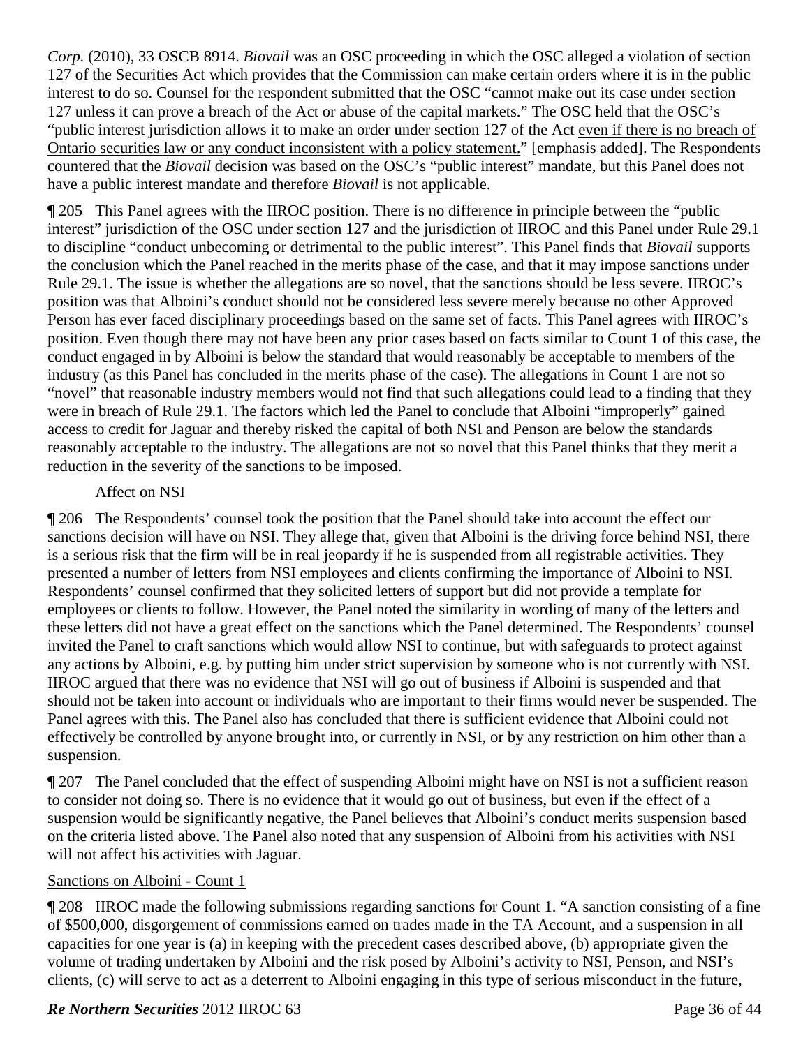*Corp.* (2010), 33 OSCB 8914. *Biovail* was an OSC proceeding in which the OSC alleged a violation of section 127 of the Securities Act which provides that the Commission can make certain orders where it is in the public interest to do so. Counsel for the respondent submitted that the OSC "cannot make out its case under section 127 unless it can prove a breach of the Act or abuse of the capital markets." The OSC held that the OSC's "public interest jurisdiction allows it to make an order under section 127 of the Act even if there is no breach of Ontario securities law or any conduct inconsistent with a policy statement." [emphasis added]. The Respondents countered that the *Biovail* decision was based on the OSC's "public interest" mandate, but this Panel does not have a public interest mandate and therefore *Biovail* is not applicable.

¶ 205 This Panel agrees with the IIROC position. There is no difference in principle between the "public interest" jurisdiction of the OSC under section 127 and the jurisdiction of IIROC and this Panel under Rule 29.1 to discipline "conduct unbecoming or detrimental to the public interest". This Panel finds that *Biovail* supports the conclusion which the Panel reached in the merits phase of the case, and that it may impose sanctions under Rule 29.1. The issue is whether the allegations are so novel, that the sanctions should be less severe. IIROC's position was that Alboini's conduct should not be considered less severe merely because no other Approved Person has ever faced disciplinary proceedings based on the same set of facts. This Panel agrees with IIROC's position. Even though there may not have been any prior cases based on facts similar to Count 1 of this case, the conduct engaged in by Alboini is below the standard that would reasonably be acceptable to members of the industry (as this Panel has concluded in the merits phase of the case). The allegations in Count 1 are not so "novel" that reasonable industry members would not find that such allegations could lead to a finding that they were in breach of Rule 29.1. The factors which led the Panel to conclude that Alboini "improperly" gained access to credit for Jaguar and thereby risked the capital of both NSI and Penson are below the standards reasonably acceptable to the industry. The allegations are not so novel that this Panel thinks that they merit a reduction in the severity of the sanctions to be imposed.

Affect on NSI

¶ 206 The Respondents' counsel took the position that the Panel should take into account the effect our sanctions decision will have on NSI. They allege that, given that Alboini is the driving force behind NSI, there is a serious risk that the firm will be in real jeopardy if he is suspended from all registrable activities. They presented a number of letters from NSI employees and clients confirming the importance of Alboini to NSI. Respondents' counsel confirmed that they solicited letters of support but did not provide a template for employees or clients to follow. However, the Panel noted the similarity in wording of many of the letters and these letters did not have a great effect on the sanctions which the Panel determined. The Respondents' counsel invited the Panel to craft sanctions which would allow NSI to continue, but with safeguards to protect against any actions by Alboini, e.g. by putting him under strict supervision by someone who is not currently with NSI. IIROC argued that there was no evidence that NSI will go out of business if Alboini is suspended and that should not be taken into account or individuals who are important to their firms would never be suspended. The Panel agrees with this. The Panel also has concluded that there is sufficient evidence that Alboini could not effectively be controlled by anyone brought into, or currently in NSI, or by any restriction on him other than a suspension.

¶ 207 The Panel concluded that the effect of suspending Alboini might have on NSI is not a sufficient reason to consider not doing so. There is no evidence that it would go out of business, but even if the effect of a suspension would be significantly negative, the Panel believes that Alboini's conduct merits suspension based on the criteria listed above. The Panel also noted that any suspension of Alboini from his activities with NSI will not affect his activities with Jaguar.

Sanctions on Alboini - Count 1

¶ 208 IIROC made the following submissions regarding sanctions for Count 1. "A sanction consisting of a fine of $500,000, disgorgement of commissions earned on trades made in the TA Account, and a suspension in all capacities for one year is (a) in keeping with the precedent cases described above, (b) appropriate given the volume of trading undertaken by Alboini and the risk posed by Alboini's activity to NSI, Penson, and NSI's clients, (c) will serve to act as a deterrent to Alboini engaging in this type of serious misconduct in the future,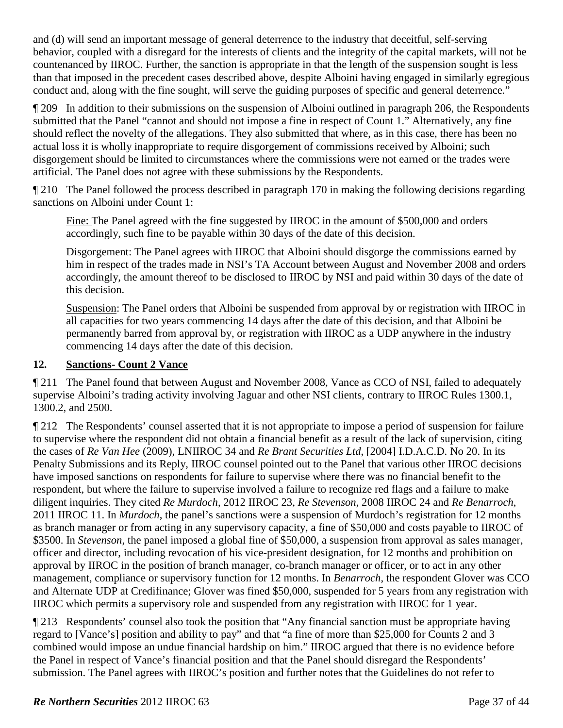and (d) will send an important message of general deterrence to the industry that deceitful, self-serving behavior, coupled with a disregard for the interests of clients and the integrity of the capital markets, will not be countenanced by IIROC. Further, the sanction is appropriate in that the length of the suspension sought is less than that imposed in the precedent cases described above, despite Alboini having engaged in similarly egregious conduct and, along with the fine sought, will serve the guiding purposes of specific and general deterrence."

¶ 209 In addition to their submissions on the suspension of Alboini outlined in paragraph 206, the Respondents submitted that the Panel "cannot and should not impose a fine in respect of Count 1." Alternatively, any fine should reflect the novelty of the allegations. They also submitted that where, as in this case, there has been no actual loss it is wholly inappropriate to require disgorgement of commissions received by Alboini; such disgorgement should be limited to circumstances where the commissions were not earned or the trades were artificial. The Panel does not agree with these submissions by the Respondents.

¶ 210 The Panel followed the process described in paragraph 170 in making the following decisions regarding sanctions on Alboini under Count 1:

> Fine: The Panel agreed with the fine suggested by IIROC in the amount of $500,000 and orders accordingly, such fine to be payable within 30 days of the date of this decision.
>
> Disgorgement: The Panel agrees with IIROC that Alboini should disgorge the commissions earned by him in respect of the trades made in NSI's TA Account between August and November 2008 and orders accordingly, the amount thereof to be disclosed to IIROC by NSI and paid within 30 days of the date of this decision.
>
> Suspension: The Panel orders that Alboini be suspended from approval by or registration with IIROC in all capacities for two years commencing 14 days after the date of this decision, and that Alboini be permanently barred from approval by, or registration with IIROC as a UDP anywhere in the industry commencing 14 days after the date of this decision.

## 12. Sanctions- Count 2 Vance

¶ 211 The Panel found that between August and November 2008, Vance as CCO of NSI, failed to adequately supervise Alboini's trading activity involving Jaguar and other NSI clients, contrary to IIROC Rules 1300.1, 1300.2, and 2500.

¶ 212 The Respondents' counsel asserted that it is not appropriate to impose a period of suspension for failure to supervise where the respondent did not obtain a financial benefit as a result of the lack of supervision, citing the cases of *Re Van Hee* (2009), LNIIROC 34 and *Re Brant Securities Ltd*, [2004] I.D.A.C.D. No 20. In its Penalty Submissions and its Reply, IIROC counsel pointed out to the Panel that various other IIROC decisions have imposed sanctions on respondents for failure to supervise where there was no financial benefit to the respondent, but where the failure to supervise involved a failure to recognize red flags and a failure to make diligent inquiries. They cited *Re Murdoch*, 2012 IIROC 23, *Re Stevenson*, 2008 IIROC 24 and *Re Benarroch*, 2011 IIROC 11. In *Murdoch*, the panel's sanctions were a suspension of Murdoch's registration for 12 months as branch manager or from acting in any supervisory capacity, a fine of $50,000 and costs payable to IIROC of $3500. In *Stevenson*, the panel imposed a global fine of $50,000, a suspension from approval as sales manager, officer and director, including revocation of his vice-president designation, for 12 months and prohibition on approval by IIROC in the position of branch manager, co-branch manager or officer, or to act in any other management, compliance or supervisory function for 12 months. In *Benarroch*, the respondent Glover was CCO and Alternate UDP at Credifinance; Glover was fined $50,000, suspended for 5 years from any registration with IIROC which permits a supervisory role and suspended from any registration with IIROC for 1 year.

¶ 213 Respondents' counsel also took the position that "Any financial sanction must be appropriate having regard to [Vance's] position and ability to pay" and that "a fine of more than $25,000 for Counts 2 and 3 combined would impose an undue financial hardship on him." IIROC argued that there is no evidence before the Panel in respect of Vance's financial position and that the Panel should disregard the Respondents' submission. The Panel agrees with IIROC's position and further notes that the Guidelines do not refer to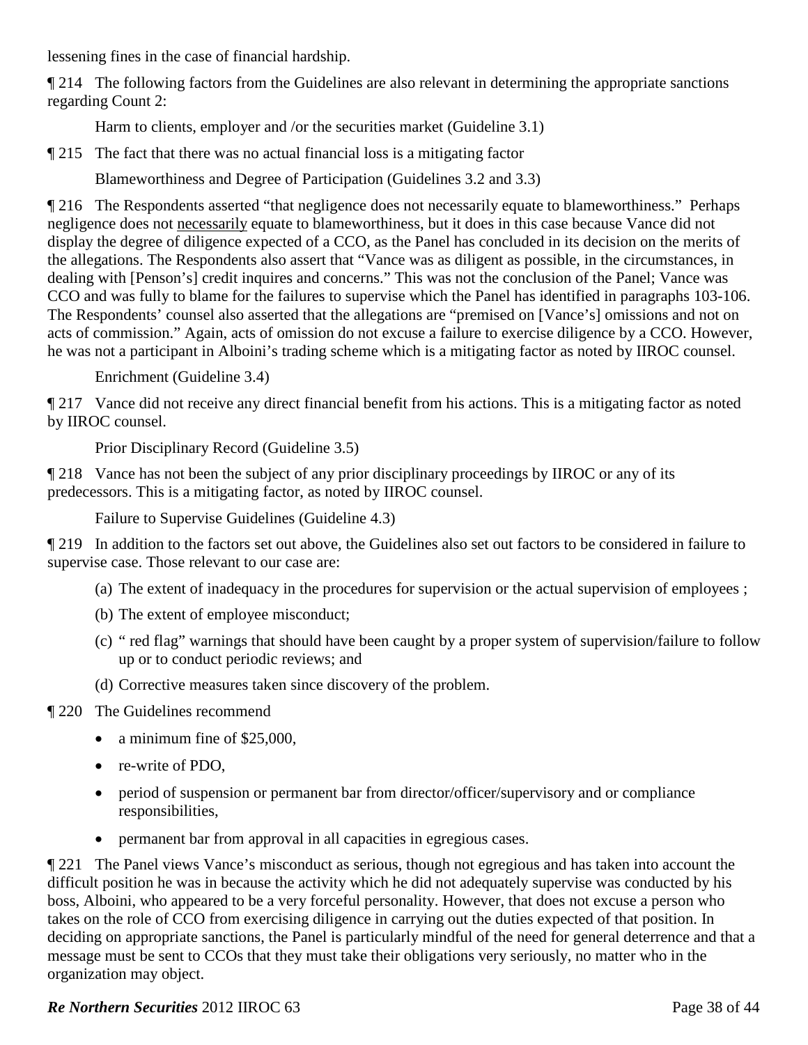lessening fines in the case of financial hardship.

¶ 214 The following factors from the Guidelines are also relevant in determining the appropriate sanctions regarding Count 2:

Harm to clients, employer and /or the securities market (Guideline 3.1)

¶ 215 The fact that there was no actual financial loss is a mitigating factor

Blameworthiness and Degree of Participation (Guidelines 3.2 and 3.3)

¶ 216 The Respondents asserted "that negligence does not necessarily equate to blameworthiness." Perhaps negligence does not necessarily equate to blameworthiness, but it does in this case because Vance did not display the degree of diligence expected of a CCO, as the Panel has concluded in its decision on the merits of the allegations. The Respondents also assert that "Vance was as diligent as possible, in the circumstances, in dealing with [Penson's] credit inquires and concerns." This was not the conclusion of the Panel; Vance was CCO and was fully to blame for the failures to supervise which the Panel has identified in paragraphs 103-106. The Respondents' counsel also asserted that the allegations are "premised on [Vance's] omissions and not on acts of commission." Again, acts of omission do not excuse a failure to exercise diligence by a CCO. However, he was not a participant in Alboini's trading scheme which is a mitigating factor as noted by IIROC counsel.

Enrichment (Guideline 3.4)

¶ 217 Vance did not receive any direct financial benefit from his actions. This is a mitigating factor as noted by IIROC counsel.

Prior Disciplinary Record (Guideline 3.5)

¶ 218 Vance has not been the subject of any prior disciplinary proceedings by IIROC or any of its predecessors. This is a mitigating factor, as noted by IIROC counsel.

Failure to Supervise Guidelines (Guideline 4.3)

¶ 219 In addition to the factors set out above, the Guidelines also set out factors to be considered in failure to supervise case. Those relevant to our case are:

(a) The extent of inadequacy in the procedures for supervision or the actual supervision of employees ;

(b) The extent of employee misconduct;

(c) " red flag" warnings that should have been caught by a proper system of supervision/failure to follow up or to conduct periodic reviews; and

(d) Corrective measures taken since discovery of the problem.

¶ 220 The Guidelines recommend

- a minimum fine of $25,000,
- re-write of PDO,
- period of suspension or permanent bar from director/officer/supervisory and or compliance responsibilities,
- permanent bar from approval in all capacities in egregious cases.

¶ 221 The Panel views Vance's misconduct as serious, though not egregious and has taken into account the difficult position he was in because the activity which he did not adequately supervise was conducted by his boss, Alboini, who appeared to be a very forceful personality. However, that does not excuse a person who takes on the role of CCO from exercising diligence in carrying out the duties expected of that position. In deciding on appropriate sanctions, the Panel is particularly mindful of the need for general deterrence and that a message must be sent to CCOs that they must take their obligations very seriously, no matter who in the organization may object.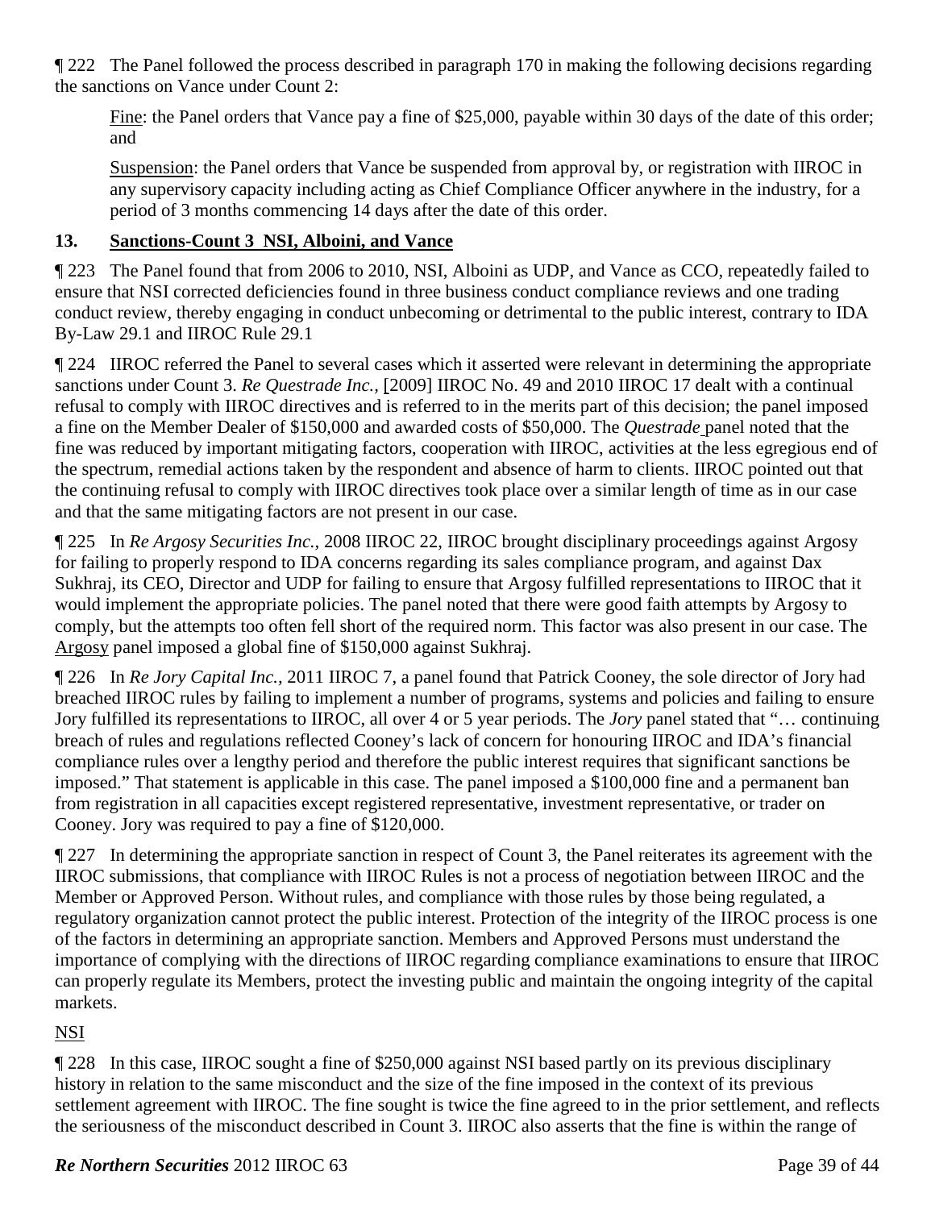¶ 222 The Panel followed the process described in paragraph 170 in making the following decisions regarding the sanctions on Vance under Count 2:

> Fine: the Panel orders that Vance pay a fine of $25,000, payable within 30 days of the date of this order; and
>
> Suspension: the Panel orders that Vance be suspended from approval by, or registration with IIROC in any supervisory capacity including acting as Chief Compliance Officer anywhere in the industry, for a period of 3 months commencing 14 days after the date of this order.

### 13. Sanctions-Count 3 NSI, Alboini, and Vance

¶ 223 The Panel found that from 2006 to 2010, NSI, Alboini as UDP, and Vance as CCO, repeatedly failed to ensure that NSI corrected deficiencies found in three business conduct compliance reviews and one trading conduct review, thereby engaging in conduct unbecoming or detrimental to the public interest, contrary to IDA By-Law 29.1 and IIROC Rule 29.1

¶ 224 IIROC referred the Panel to several cases which it asserted were relevant in determining the appropriate sanctions under Count 3. *Re Questrade Inc.,* [2009] IIROC No. 49 and 2010 IIROC 17 dealt with a continual refusal to comply with IIROC directives and is referred to in the merits part of this decision; the panel imposed a fine on the Member Dealer of $150,000 and awarded costs of $50,000. The *Questrade* panel noted that the fine was reduced by important mitigating factors, cooperation with IIROC, activities at the less egregious end of the spectrum, remedial actions taken by the respondent and absence of harm to clients. IIROC pointed out that the continuing refusal to comply with IIROC directives took place over a similar length of time as in our case and that the same mitigating factors are not present in our case.

¶ 225 In *Re Argosy Securities Inc.,* 2008 IIROC 22, IIROC brought disciplinary proceedings against Argosy for failing to properly respond to IDA concerns regarding its sales compliance program, and against Dax Sukhraj, its CEO, Director and UDP for failing to ensure that Argosy fulfilled representations to IIROC that it would implement the appropriate policies. The panel noted that there were good faith attempts by Argosy to comply, but the attempts too often fell short of the required norm. This factor was also present in our case. The Argosy panel imposed a global fine of $150,000 against Sukhraj.

¶ 226 In *Re Jory Capital Inc.,* 2011 IIROC 7, a panel found that Patrick Cooney, the sole director of Jory had breached IIROC rules by failing to implement a number of programs, systems and policies and failing to ensure Jory fulfilled its representations to IIROC, all over 4 or 5 year periods. The *Jory* panel stated that "… continuing breach of rules and regulations reflected Cooney's lack of concern for honouring IIROC and IDA's financial compliance rules over a lengthy period and therefore the public interest requires that significant sanctions be imposed." That statement is applicable in this case. The panel imposed a $100,000 fine and a permanent ban from registration in all capacities except registered representative, investment representative, or trader on Cooney. Jory was required to pay a fine of $120,000.

¶ 227 In determining the appropriate sanction in respect of Count 3, the Panel reiterates its agreement with the IIROC submissions, that compliance with IIROC Rules is not a process of negotiation between IIROC and the Member or Approved Person. Without rules, and compliance with those rules by those being regulated, a regulatory organization cannot protect the public interest. Protection of the integrity of the IIROC process is one of the factors in determining an appropriate sanction. Members and Approved Persons must understand the importance of complying with the directions of IIROC regarding compliance examinations to ensure that IIROC can properly regulate its Members, protect the investing public and maintain the ongoing integrity of the capital markets.

NSI

¶ 228 In this case, IIROC sought a fine of $250,000 against NSI based partly on its previous disciplinary history in relation to the same misconduct and the size of the fine imposed in the context of its previous settlement agreement with IIROC. The fine sought is twice the fine agreed to in the prior settlement, and reflects the seriousness of the misconduct described in Count 3. IIROC also asserts that the fine is within the range of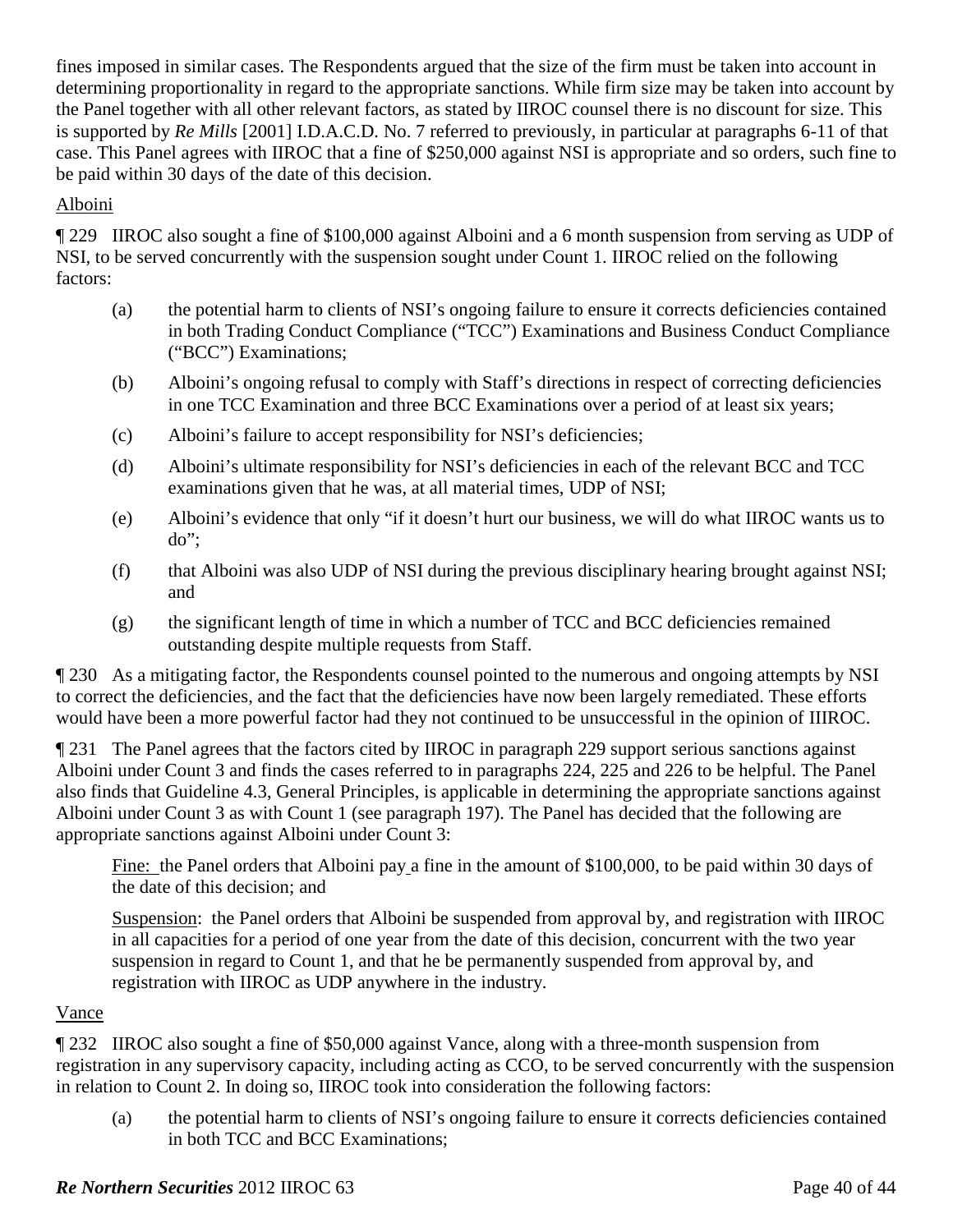fines imposed in similar cases. The Respondents argued that the size of the firm must be taken into account in determining proportionality in regard to the appropriate sanctions. While firm size may be taken into account by the Panel together with all other relevant factors, as stated by IIROC counsel there is no discount for size. This is supported by *Re Mills* [2001] I.D.A.C.D. No. 7 referred to previously, in particular at paragraphs 6-11 of that case. This Panel agrees with IIROC that a fine of $250,000 against NSI is appropriate and so orders, such fine to be paid within 30 days of the date of this decision.

Alboini

¶ 229 IIROC also sought a fine of $100,000 against Alboini and a 6 month suspension from serving as UDP of NSI, to be served concurrently with the suspension sought under Count 1. IIROC relied on the following factors:

(a) the potential harm to clients of NSI's ongoing failure to ensure it corrects deficiencies contained in both Trading Conduct Compliance ("TCC") Examinations and Business Conduct Compliance ("BCC") Examinations;

(b) Alboini's ongoing refusal to comply with Staff's directions in respect of correcting deficiencies in one TCC Examination and three BCC Examinations over a period of at least six years;

(c) Alboini's failure to accept responsibility for NSI's deficiencies;

(d) Alboini's ultimate responsibility for NSI's deficiencies in each of the relevant BCC and TCC examinations given that he was, at all material times, UDP of NSI;

(e) Alboini's evidence that only "if it doesn't hurt our business, we will do what IIROC wants us to do";

(f) that Alboini was also UDP of NSI during the previous disciplinary hearing brought against NSI; and

(g) the significant length of time in which a number of TCC and BCC deficiencies remained outstanding despite multiple requests from Staff.

¶ 230 As a mitigating factor, the Respondents counsel pointed to the numerous and ongoing attempts by NSI to correct the deficiencies, and the fact that the deficiencies have now been largely remediated. These efforts would have been a more powerful factor had they not continued to be unsuccessful in the opinion of IIIROC.

¶ 231 The Panel agrees that the factors cited by IIROC in paragraph 229 support serious sanctions against Alboini under Count 3 and finds the cases referred to in paragraphs 224, 225 and 226 to be helpful. The Panel also finds that Guideline 4.3, General Principles, is applicable in determining the appropriate sanctions against Alboini under Count 3 as with Count 1 (see paragraph 197). The Panel has decided that the following are appropriate sanctions against Alboini under Count 3:

> Fine: the Panel orders that Alboini pay a fine in the amount of $100,000, to be paid within 30 days of the date of this decision; and
>
> Suspension: the Panel orders that Alboini be suspended from approval by, and registration with IIROC in all capacities for a period of one year from the date of this decision, concurrent with the two year suspension in regard to Count 1, and that he be permanently suspended from approval by, and registration with IIROC as UDP anywhere in the industry.

Vance

¶ 232 IIROC also sought a fine of $50,000 against Vance, along with a three-month suspension from registration in any supervisory capacity, including acting as CCO, to be served concurrently with the suspension in relation to Count 2. In doing so, IIROC took into consideration the following factors:

(a) the potential harm to clients of NSI's ongoing failure to ensure it corrects deficiencies contained in both TCC and BCC Examinations;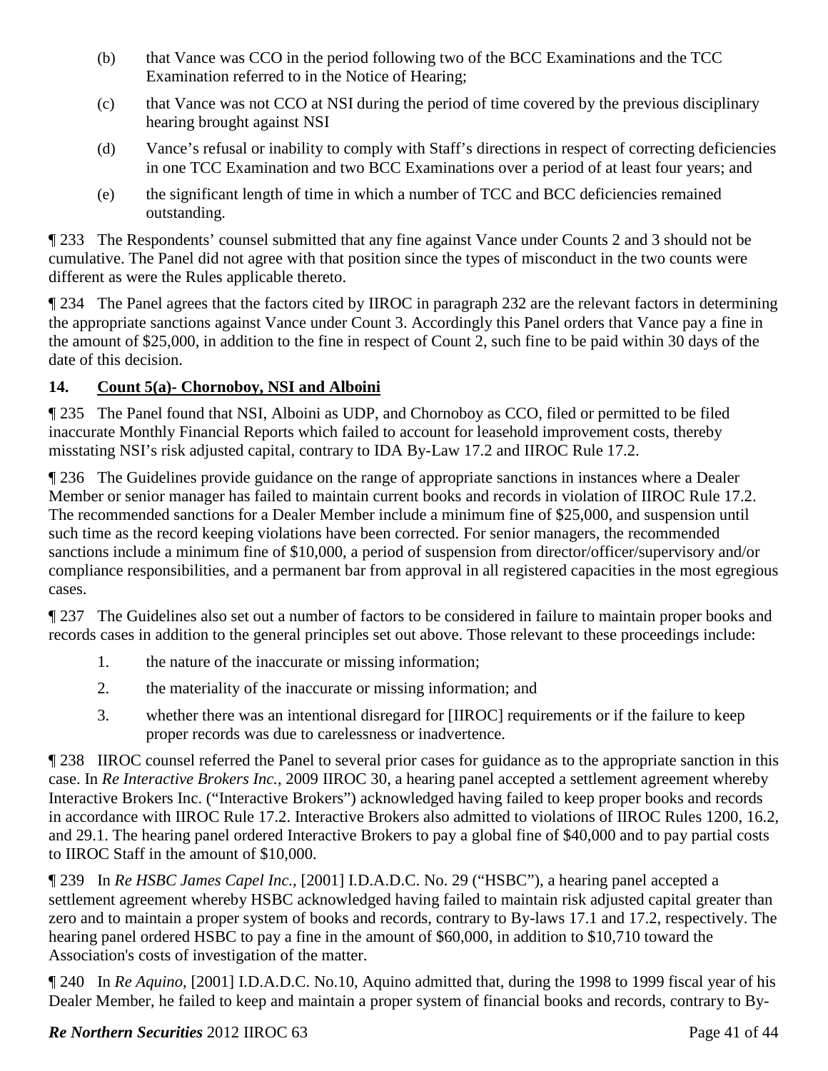(b) that Vance was CCO in the period following two of the BCC Examinations and the TCC Examination referred to in the Notice of Hearing;

(c) that Vance was not CCO at NSI during the period of time covered by the previous disciplinary hearing brought against NSI

(d) Vance's refusal or inability to comply with Staff's directions in respect of correcting deficiencies in one TCC Examination and two BCC Examinations over a period of at least four years; and

(e) the significant length of time in which a number of TCC and BCC deficiencies remained outstanding.

¶ 233 The Respondents' counsel submitted that any fine against Vance under Counts 2 and 3 should not be cumulative. The Panel did not agree with that position since the types of misconduct in the two counts were different as were the Rules applicable thereto.

¶ 234 The Panel agrees that the factors cited by IIROC in paragraph 232 are the relevant factors in determining the appropriate sanctions against Vance under Count 3. Accordingly this Panel orders that Vance pay a fine in the amount of $25,000, in addition to the fine in respect of Count 2, such fine to be paid within 30 days of the date of this decision.

### 14. <u>Count 5(a)- Chornoboy, NSI and Alboini</u>

¶ 235 The Panel found that NSI, Alboini as UDP, and Chornoboy as CCO, filed or permitted to be filed inaccurate Monthly Financial Reports which failed to account for leasehold improvement costs, thereby misstating NSI's risk adjusted capital, contrary to IDA By-Law 17.2 and IIROC Rule 17.2.

¶ 236 The Guidelines provide guidance on the range of appropriate sanctions in instances where a Dealer Member or senior manager has failed to maintain current books and records in violation of IIROC Rule 17.2. The recommended sanctions for a Dealer Member include a minimum fine of $25,000, and suspension until such time as the record keeping violations have been corrected. For senior managers, the recommended sanctions include a minimum fine of $10,000, a period of suspension from director/officer/supervisory and/or compliance responsibilities, and a permanent bar from approval in all registered capacities in the most egregious cases.

¶ 237 The Guidelines also set out a number of factors to be considered in failure to maintain proper books and records cases in addition to the general principles set out above. Those relevant to these proceedings include:

1. the nature of the inaccurate or missing information;
2. the materiality of the inaccurate or missing information; and
3. whether there was an intentional disregard for [IIROC] requirements or if the failure to keep proper records was due to carelessness or inadvertence.

¶ 238 IIROC counsel referred the Panel to several prior cases for guidance as to the appropriate sanction in this case. In *Re Interactive Brokers Inc.*, 2009 IIROC 30, a hearing panel accepted a settlement agreement whereby Interactive Brokers Inc. ("Interactive Brokers") acknowledged having failed to keep proper books and records in accordance with IIROC Rule 17.2. Interactive Brokers also admitted to violations of IIROC Rules 1200, 16.2, and 29.1. The hearing panel ordered Interactive Brokers to pay a global fine of $40,000 and to pay partial costs to IIROC Staff in the amount of $10,000.

¶ 239 In *Re HSBC James Capel Inc.,* [2001] I.D.A.D.C. No. 29 ("HSBC"), a hearing panel accepted a settlement agreement whereby HSBC acknowledged having failed to maintain risk adjusted capital greater than zero and to maintain a proper system of books and records, contrary to By-laws 17.1 and 17.2, respectively. The hearing panel ordered HSBC to pay a fine in the amount of $60,000, in addition to $10,710 toward the Association's costs of investigation of the matter.

¶ 240 In *Re Aquino,* [2001] I.D.A.D.C. No.10, Aquino admitted that, during the 1998 to 1999 fiscal year of his Dealer Member, he failed to keep and maintain a proper system of financial books and records, contrary to By-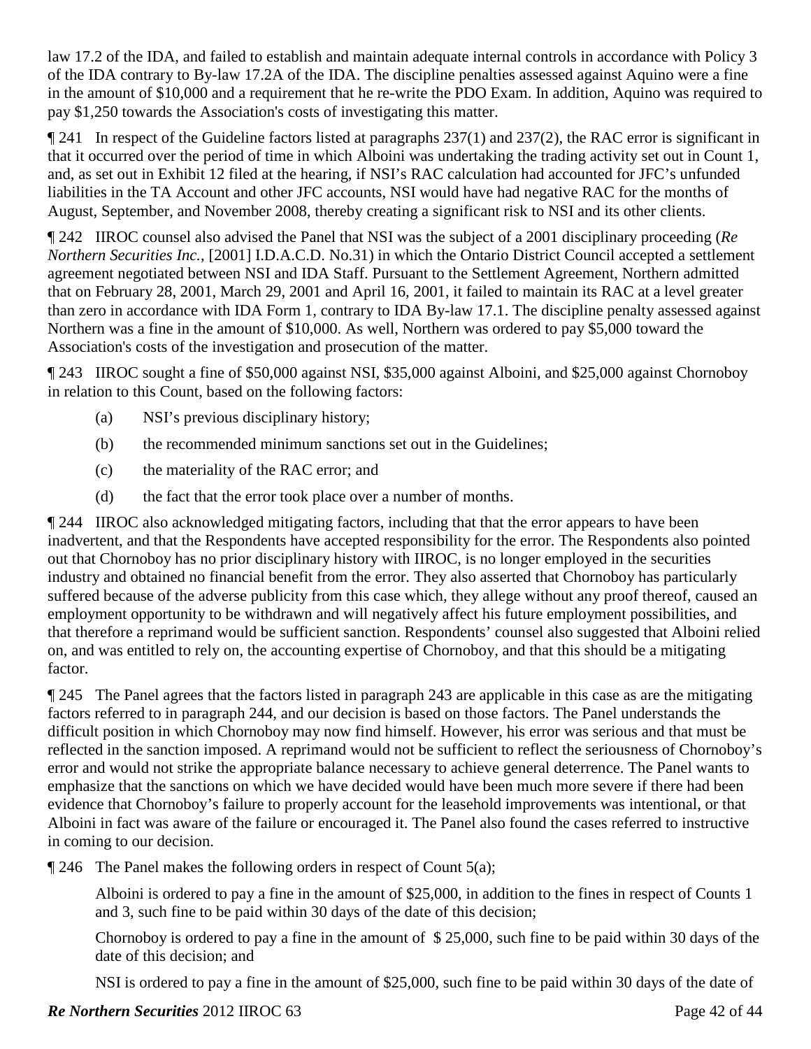law 17.2 of the IDA, and failed to establish and maintain adequate internal controls in accordance with Policy 3 of the IDA contrary to By-law 17.2A of the IDA. The discipline penalties assessed against Aquino were a fine in the amount of $10,000 and a requirement that he re-write the PDO Exam. In addition, Aquino was required to pay $1,250 towards the Association's costs of investigating this matter.

¶ 241 In respect of the Guideline factors listed at paragraphs 237(1) and 237(2), the RAC error is significant in that it occurred over the period of time in which Alboini was undertaking the trading activity set out in Count 1, and, as set out in Exhibit 12 filed at the hearing, if NSI's RAC calculation had accounted for JFC's unfunded liabilities in the TA Account and other JFC accounts, NSI would have had negative RAC for the months of August, September, and November 2008, thereby creating a significant risk to NSI and its other clients.

¶ 242 IIROC counsel also advised the Panel that NSI was the subject of a 2001 disciplinary proceeding (*Re Northern Securities Inc.*, [2001] I.D.A.C.D. No.31) in which the Ontario District Council accepted a settlement agreement negotiated between NSI and IDA Staff. Pursuant to the Settlement Agreement, Northern admitted that on February 28, 2001, March 29, 2001 and April 16, 2001, it failed to maintain its RAC at a level greater than zero in accordance with IDA Form 1, contrary to IDA By-law 17.1. The discipline penalty assessed against Northern was a fine in the amount of $10,000. As well, Northern was ordered to pay $5,000 toward the Association's costs of the investigation and prosecution of the matter.

¶ 243 IIROC sought a fine of $50,000 against NSI, $35,000 against Alboini, and $25,000 against Chornoboy in relation to this Count, based on the following factors:

(a) NSI's previous disciplinary history;

(b) the recommended minimum sanctions set out in the Guidelines;

(c) the materiality of the RAC error; and

(d) the fact that the error took place over a number of months.

¶ 244 IIROC also acknowledged mitigating factors, including that that the error appears to have been inadvertent, and that the Respondents have accepted responsibility for the error. The Respondents also pointed out that Chornoboy has no prior disciplinary history with IIROC, is no longer employed in the securities industry and obtained no financial benefit from the error. They also asserted that Chornoboy has particularly suffered because of the adverse publicity from this case which, they allege without any proof thereof, caused an employment opportunity to be withdrawn and will negatively affect his future employment possibilities, and that therefore a reprimand would be sufficient sanction. Respondents' counsel also suggested that Alboini relied on, and was entitled to rely on, the accounting expertise of Chornoboy, and that this should be a mitigating factor.

¶ 245 The Panel agrees that the factors listed in paragraph 243 are applicable in this case as are the mitigating factors referred to in paragraph 244, and our decision is based on those factors. The Panel understands the difficult position in which Chornoboy may now find himself. However, his error was serious and that must be reflected in the sanction imposed. A reprimand would not be sufficient to reflect the seriousness of Chornoboy's error and would not strike the appropriate balance necessary to achieve general deterrence. The Panel wants to emphasize that the sanctions on which we have decided would have been much more severe if there had been evidence that Chornoboy's failure to properly account for the leasehold improvements was intentional, or that Alboini in fact was aware of the failure or encouraged it. The Panel also found the cases referred to instructive in coming to our decision.

¶ 246 The Panel makes the following orders in respect of Count 5(a);

Alboini is ordered to pay a fine in the amount of $25,000, in addition to the fines in respect of Counts 1 and 3, such fine to be paid within 30 days of the date of this decision;

Chornoboy is ordered to pay a fine in the amount of $ 25,000, such fine to be paid within 30 days of the date of this decision; and

NSI is ordered to pay a fine in the amount of $25,000, such fine to be paid within 30 days of the date of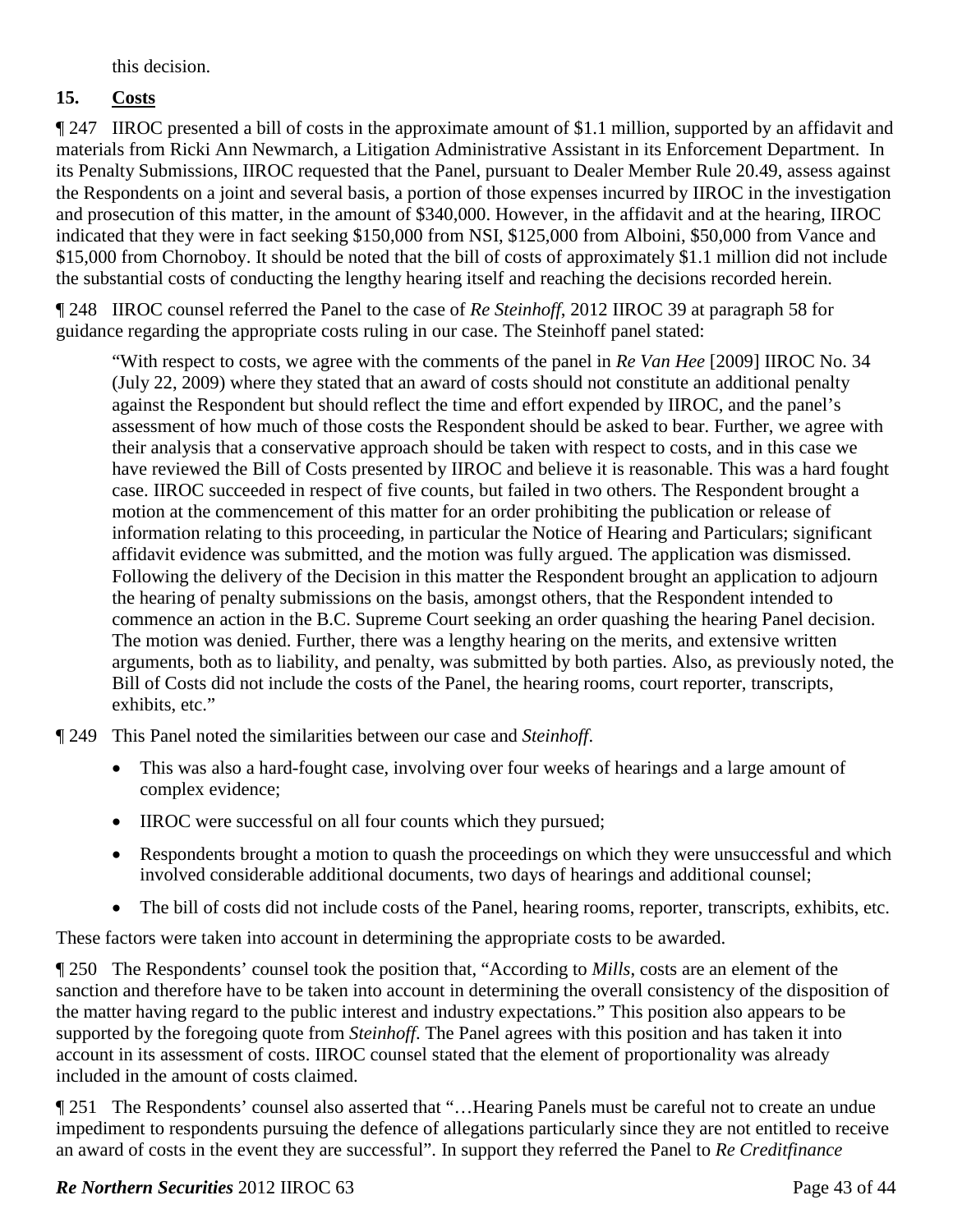this decision.

## 15. Costs

¶ 247 IIROC presented a bill of costs in the approximate amount of $1.1 million, supported by an affidavit and materials from Ricki Ann Newmarch, a Litigation Administrative Assistant in its Enforcement Department. In its Penalty Submissions, IIROC requested that the Panel, pursuant to Dealer Member Rule 20.49, assess against the Respondents on a joint and several basis, a portion of those expenses incurred by IIROC in the investigation and prosecution of this matter, in the amount of $340,000. However, in the affidavit and at the hearing, IIROC indicated that they were in fact seeking $150,000 from NSI, $125,000 from Alboini, $50,000 from Vance and $15,000 from Chornoboy. It should be noted that the bill of costs of approximately $1.1 million did not include the substantial costs of conducting the lengthy hearing itself and reaching the decisions recorded herein.

¶ 248 IIROC counsel referred the Panel to the case of *Re Steinhoff*, 2012 IIROC 39 at paragraph 58 for guidance regarding the appropriate costs ruling in our case. The Steinhoff panel stated:

> "With respect to costs, we agree with the comments of the panel in *Re Van Hee* [2009] IIROC No. 34 (July 22, 2009) where they stated that an award of costs should not constitute an additional penalty against the Respondent but should reflect the time and effort expended by IIROC, and the panel's assessment of how much of those costs the Respondent should be asked to bear. Further, we agree with their analysis that a conservative approach should be taken with respect to costs, and in this case we have reviewed the Bill of Costs presented by IIROC and believe it is reasonable. This was a hard fought case. IIROC succeeded in respect of five counts, but failed in two others. The Respondent brought a motion at the commencement of this matter for an order prohibiting the publication or release of information relating to this proceeding, in particular the Notice of Hearing and Particulars; significant affidavit evidence was submitted, and the motion was fully argued. The application was dismissed. Following the delivery of the Decision in this matter the Respondent brought an application to adjourn the hearing of penalty submissions on the basis, amongst others, that the Respondent intended to commence an action in the B.C. Supreme Court seeking an order quashing the hearing Panel decision. The motion was denied. Further, there was a lengthy hearing on the merits, and extensive written arguments, both as to liability, and penalty, was submitted by both parties. Also, as previously noted, the Bill of Costs did not include the costs of the Panel, the hearing rooms, court reporter, transcripts, exhibits, etc."

¶ 249 This Panel noted the similarities between our case and *Steinhoff*.

- This was also a hard-fought case, involving over four weeks of hearings and a large amount of complex evidence;
- IIROC were successful on all four counts which they pursued;
- Respondents brought a motion to quash the proceedings on which they were unsuccessful and which involved considerable additional documents, two days of hearings and additional counsel;
- The bill of costs did not include costs of the Panel, hearing rooms, reporter, transcripts, exhibits, etc.

These factors were taken into account in determining the appropriate costs to be awarded.

¶ 250 The Respondents' counsel took the position that, "According to *Mills*, costs are an element of the sanction and therefore have to be taken into account in determining the overall consistency of the disposition of the matter having regard to the public interest and industry expectations." This position also appears to be supported by the foregoing quote from *Steinhoff*. The Panel agrees with this position and has taken it into account in its assessment of costs. IIROC counsel stated that the element of proportionality was already included in the amount of costs claimed.

¶ 251 The Respondents' counsel also asserted that "…Hearing Panels must be careful not to create an undue impediment to respondents pursuing the defence of allegations particularly since they are not entitled to receive an award of costs in the event they are successful". In support they referred the Panel to *Re Creditfinance*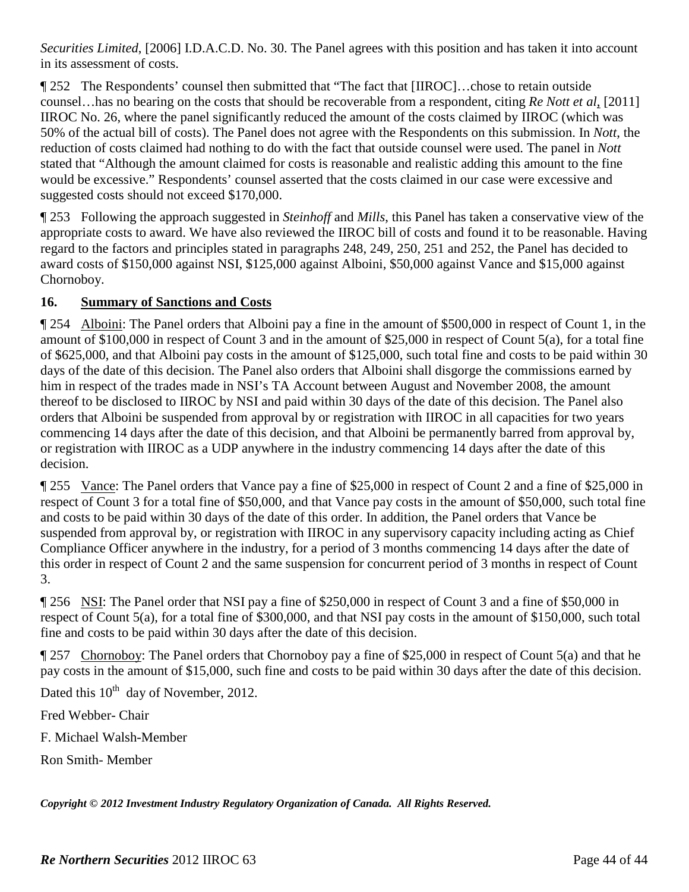*Securities Limited*, [2006] I.D.A.C.D. No. 30. The Panel agrees with this position and has taken it into account in its assessment of costs.

¶ 252 The Respondents' counsel then submitted that "The fact that [IIROC]…chose to retain outside counsel…has no bearing on the costs that should be recoverable from a respondent, citing *Re Nott et al*, [2011] IIROC No. 26, where the panel significantly reduced the amount of the costs claimed by IIROC (which was 50% of the actual bill of costs). The Panel does not agree with the Respondents on this submission. In *Nott*, the reduction of costs claimed had nothing to do with the fact that outside counsel were used. The panel in *Nott* stated that "Although the amount claimed for costs is reasonable and realistic adding this amount to the fine would be excessive." Respondents' counsel asserted that the costs claimed in our case were excessive and suggested costs should not exceed $170,000.

¶ 253 Following the approach suggested in *Steinhoff* and *Mills*, this Panel has taken a conservative view of the appropriate costs to award. We have also reviewed the IIROC bill of costs and found it to be reasonable. Having regard to the factors and principles stated in paragraphs 248, 249, 250, 251 and 252, the Panel has decided to award costs of $150,000 against NSI, $125,000 against Alboini, $50,000 against Vance and $15,000 against Chornoboy.

## 16. Summary of Sanctions and Costs

¶ 254 Alboini: The Panel orders that Alboini pay a fine in the amount of $500,000 in respect of Count 1, in the amount of $100,000 in respect of Count 3 and in the amount of $25,000 in respect of Count 5(a), for a total fine of $625,000, and that Alboini pay costs in the amount of $125,000, such total fine and costs to be paid within 30 days of the date of this decision. The Panel also orders that Alboini shall disgorge the commissions earned by him in respect of the trades made in NSI's TA Account between August and November 2008, the amount thereof to be disclosed to IIROC by NSI and paid within 30 days of the date of this decision. The Panel also orders that Alboini be suspended from approval by or registration with IIROC in all capacities for two years commencing 14 days after the date of this decision, and that Alboini be permanently barred from approval by, or registration with IIROC as a UDP anywhere in the industry commencing 14 days after the date of this decision.

¶ 255 Vance: The Panel orders that Vance pay a fine of $25,000 in respect of Count 2 and a fine of $25,000 in respect of Count 3 for a total fine of $50,000, and that Vance pay costs in the amount of $50,000, such total fine and costs to be paid within 30 days of the date of this order. In addition, the Panel orders that Vance be suspended from approval by, or registration with IIROC in any supervisory capacity including acting as Chief Compliance Officer anywhere in the industry, for a period of 3 months commencing 14 days after the date of this order in respect of Count 2 and the same suspension for concurrent period of 3 months in respect of Count 3.

¶ 256 NSI: The Panel order that NSI pay a fine of $250,000 in respect of Count 3 and a fine of $50,000 in respect of Count 5(a), for a total fine of $300,000, and that NSI pay costs in the amount of $150,000, such total fine and costs to be paid within 30 days after the date of this decision.

¶ 257 Chornoboy: The Panel orders that Chornoboy pay a fine of $25,000 in respect of Count 5(a) and that he pay costs in the amount of $15,000, such fine and costs to be paid within 30 days after the date of this decision.

Dated this 10th day of November, 2012.

Fred Webber- Chair

F. Michael Walsh-Member

Ron Smith- Member

***Copyright © 2012 Investment Industry Regulatory Organization of Canada. All Rights Reserved.***